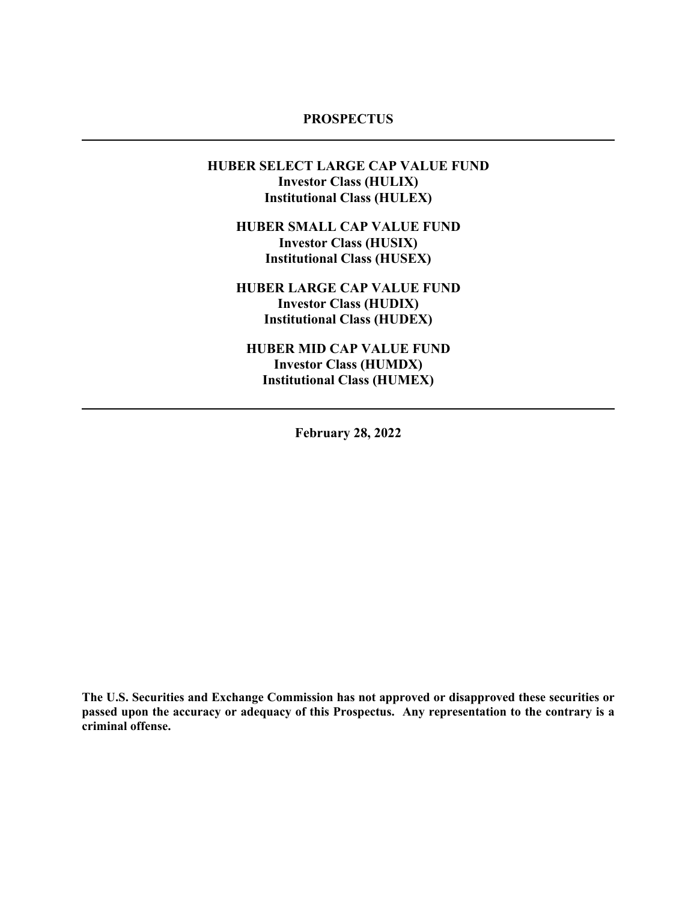# PROSPECTUS

---

**HUBER SELECT LARGE CAP VALUE FUND**
**Investor Class (HULIX)**
**Institutional Class (HULEX)**

**HUBER SMALL CAP VALUE FUND**
**Investor Class (HUSIX)**
**Institutional Class (HUSEX)**

**HUBER LARGE CAP VALUE FUND**
**Investor Class (HUDIX)**
**Institutional Class (HUDEX)**

**HUBER MID CAP VALUE FUND**
**Investor Class (HUMDX)**
**Institutional Class (HUMEX)**

---

**February 28, 2022**

**The U.S. Securities and Exchange Commission has not approved or disapproved these securities or passed upon the accuracy or adequacy of this Prospectus. Any representation to the contrary is a criminal offense.**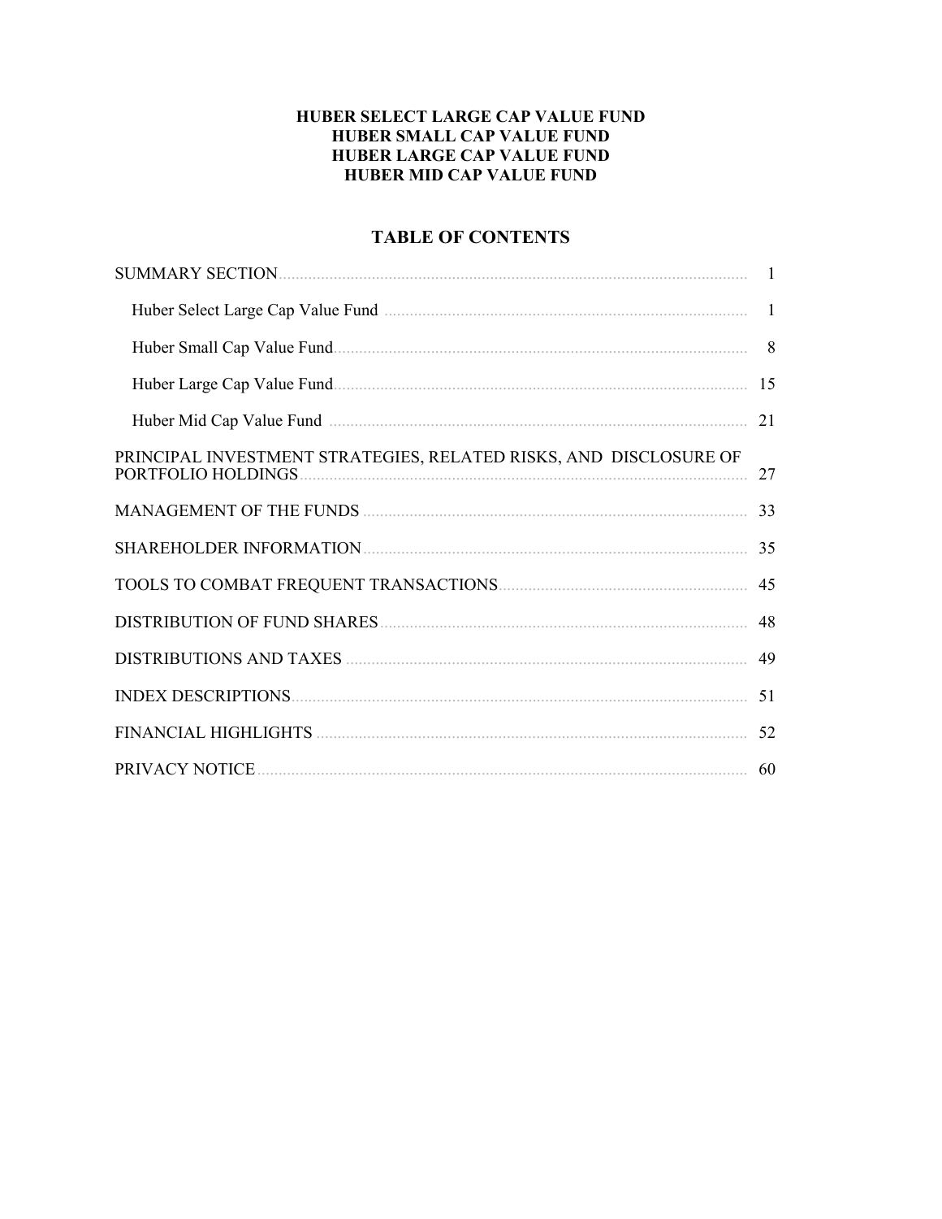**HUBER SELECT LARGE CAP VALUE FUND**
**HUBER SMALL CAP VALUE FUND**
**HUBER LARGE CAP VALUE FUND**
**HUBER MID CAP VALUE FUND**

## TABLE OF CONTENTS

| | |
|---|---|
| SUMMARY SECTION | 1 |
| Huber Select Large Cap Value Fund | 1 |
| Huber Small Cap Value Fund | 8 |
| Huber Large Cap Value Fund | 15 |
| Huber Mid Cap Value Fund | 21 |
| PRINCIPAL INVESTMENT STRATEGIES, RELATED RISKS, AND DISCLOSURE OF PORTFOLIO HOLDINGS | 27 |
| MANAGEMENT OF THE FUNDS | 33 |
| SHAREHOLDER INFORMATION | 35 |
| TOOLS TO COMBAT FREQUENT TRANSACTIONS | 45 |
| DISTRIBUTION OF FUND SHARES | 48 |
| DISTRIBUTIONS AND TAXES | 49 |
| INDEX DESCRIPTIONS | 51 |
| FINANCIAL HIGHLIGHTS | 52 |
| PRIVACY NOTICE | 60 |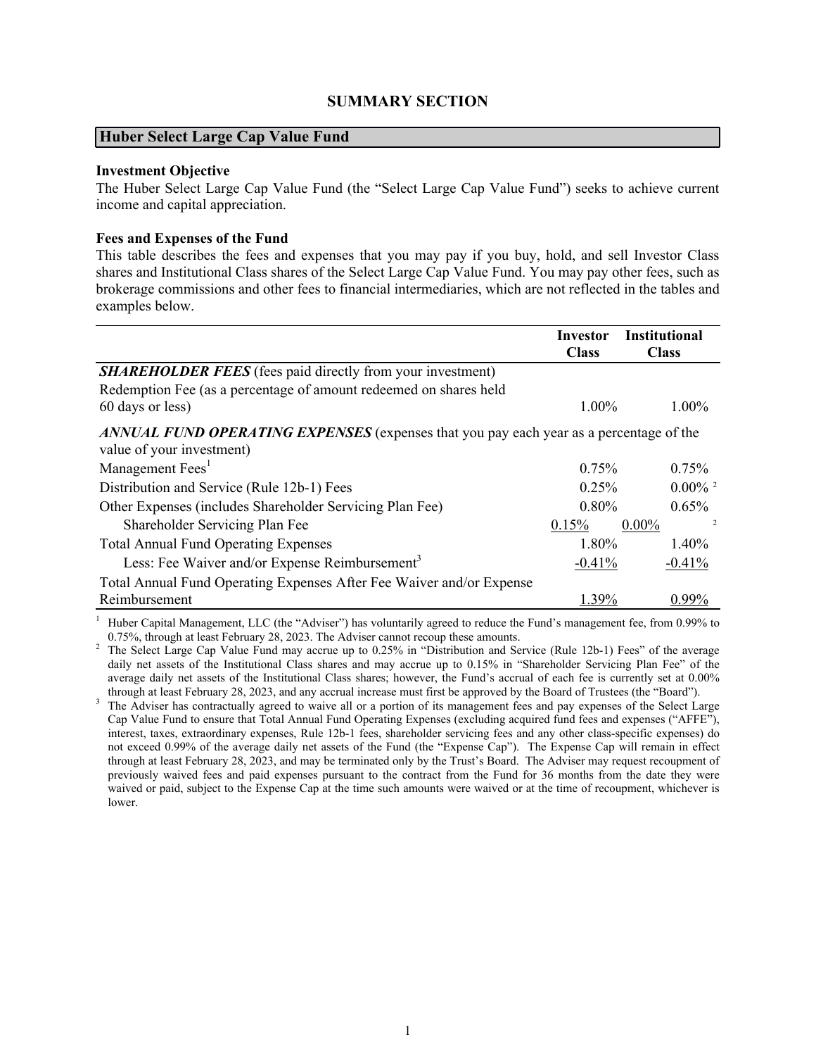# SUMMARY SECTION

## Huber Select Large Cap Value Fund

**Investment Objective**

The Huber Select Large Cap Value Fund (the "Select Large Cap Value Fund") seeks to achieve current income and capital appreciation.

**Fees and Expenses of the Fund**

This table describes the fees and expenses that you may pay if you buy, hold, and sell Investor Class shares and Institutional Class shares of the Select Large Cap Value Fund. You may pay other fees, such as brokerage commissions and other fees to financial intermediaries, which are not reflected in the tables and examples below.

| | Investor Class | Institutional Class |
|---|---|---|
| ***SHAREHOLDER FEES*** (fees paid directly from your investment) | | |
| Redemption Fee (as a percentage of amount redeemed on shares held 60 days or less) | 1.00% | 1.00% |
| ***ANNUAL FUND OPERATING EXPENSES*** (expenses that you pay each year as a percentage of the value of your investment) | | |
| Management Fees[1] | 0.75% | 0.75% |
| Distribution and Service (Rule 12b-1) Fees | 0.25% | 0.00% [2] |
| Other Expenses (includes Shareholder Servicing Plan Fee) | 0.80% | 0.65% |
| Shareholder Servicing Plan Fee | 0.15% | 0.00% [2] |
| Total Annual Fund Operating Expenses | 1.80% | 1.40% |
| Less: Fee Waiver and/or Expense Reimbursement[3] | -0.41% | -0.41% |
| Total Annual Fund Operating Expenses After Fee Waiver and/or Expense Reimbursement | 1.39% | 0.99% |

[1] Huber Capital Management, LLC (the "Adviser") has voluntarily agreed to reduce the Fund's management fee, from 0.99% to 0.75%, through at least February 28, 2023. The Adviser cannot recoup these amounts.

[2] The Select Large Cap Value Fund may accrue up to 0.25% in "Distribution and Service (Rule 12b-1) Fees" of the average daily net assets of the Institutional Class shares and may accrue up to 0.15% in "Shareholder Servicing Plan Fee" of the average daily net assets of the Institutional Class shares; however, the Fund's accrual of each fee is currently set at 0.00% through at least February 28, 2023, and any accrual increase must first be approved by the Board of Trustees (the "Board").

[3] The Adviser has contractually agreed to waive all or a portion of its management fees and pay expenses of the Select Large Cap Value Fund to ensure that Total Annual Fund Operating Expenses (excluding acquired fund fees and expenses ("AFFE"), interest, taxes, extraordinary expenses, Rule 12b-1 fees, shareholder servicing fees and any other class-specific expenses) do not exceed 0.99% of the average daily net assets of the Fund (the "Expense Cap"). The Expense Cap will remain in effect through at least February 28, 2023, and may be terminated only by the Trust's Board. The Adviser may request recoupment of previously waived fees and paid expenses pursuant to the contract from the Fund for 36 months from the date they were waived or paid, subject to the Expense Cap at the time such amounts were waived or at the time of recoupment, whichever is lower.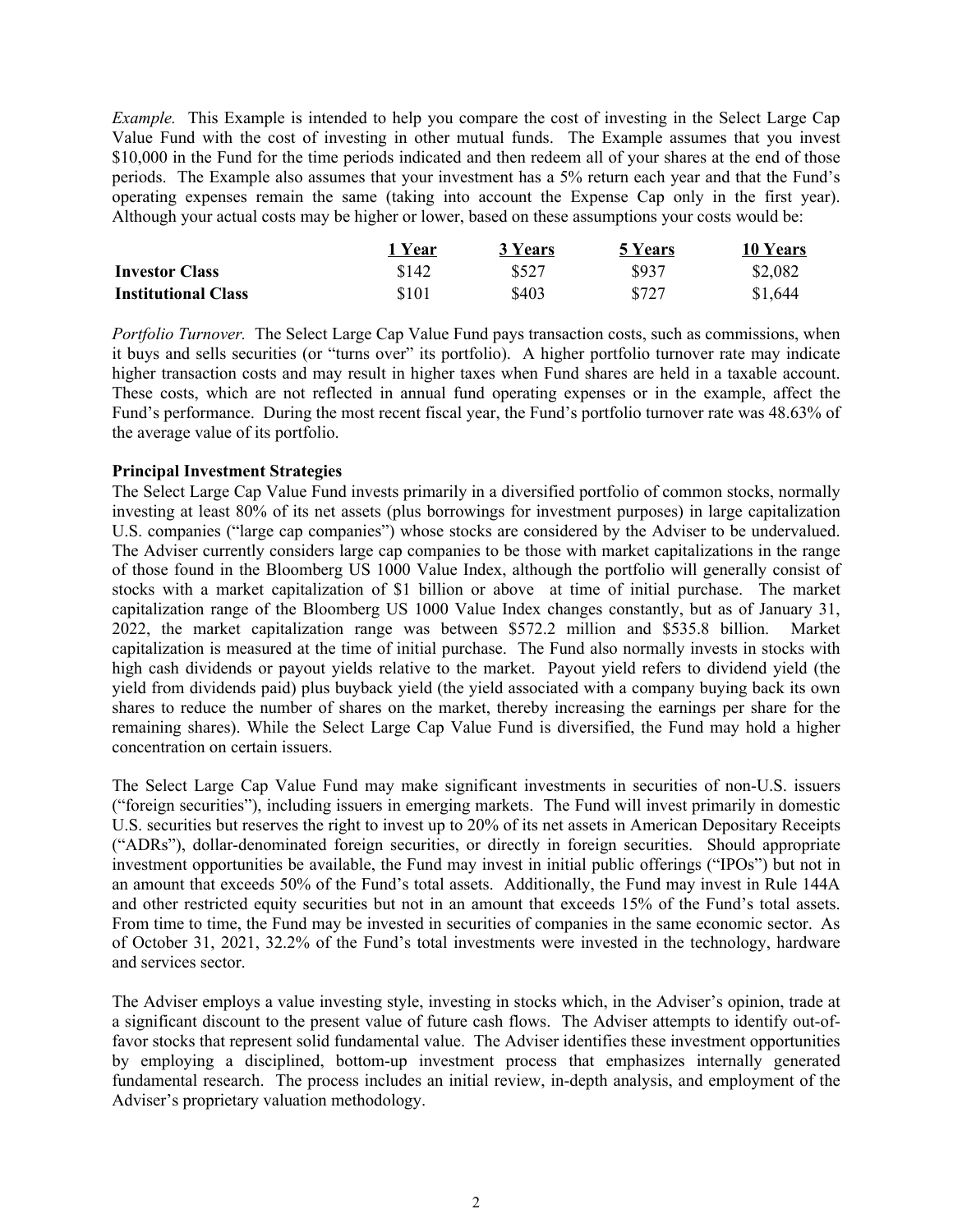*Example.* This Example is intended to help you compare the cost of investing in the Select Large Cap Value Fund with the cost of investing in other mutual funds. The Example assumes that you invest $10,000 in the Fund for the time periods indicated and then redeem all of your shares at the end of those periods. The Example also assumes that your investment has a 5% return each year and that the Fund's operating expenses remain the same (taking into account the Expense Cap only in the first year). Although your actual costs may be higher or lower, based on these assumptions your costs would be:

| | 1 Year | 3 Years | 5 Years | 10 Years |
|---|---|---|---|---|
| **Investor Class** | $142 | $527 | $937 | $2,082 |
| **Institutional Class** | $101 | $403 | $727 | $1,644 |

*Portfolio Turnover.* The Select Large Cap Value Fund pays transaction costs, such as commissions, when it buys and sells securities (or "turns over" its portfolio). A higher portfolio turnover rate may indicate higher transaction costs and may result in higher taxes when Fund shares are held in a taxable account. These costs, which are not reflected in annual fund operating expenses or in the example, affect the Fund's performance. During the most recent fiscal year, the Fund's portfolio turnover rate was 48.63% of the average value of its portfolio.

**Principal Investment Strategies**

The Select Large Cap Value Fund invests primarily in a diversified portfolio of common stocks, normally investing at least 80% of its net assets (plus borrowings for investment purposes) in large capitalization U.S. companies ("large cap companies") whose stocks are considered by the Adviser to be undervalued. The Adviser currently considers large cap companies to be those with market capitalizations in the range of those found in the Bloomberg US 1000 Value Index, although the portfolio will generally consist of stocks with a market capitalization of $1 billion or above at time of initial purchase. The market capitalization range of the Bloomberg US 1000 Value Index changes constantly, but as of January 31, 2022, the market capitalization range was between $572.2 million and $535.8 billion. Market capitalization is measured at the time of initial purchase. The Fund also normally invests in stocks with high cash dividends or payout yields relative to the market. Payout yield refers to dividend yield (the yield from dividends paid) plus buyback yield (the yield associated with a company buying back its own shares to reduce the number of shares on the market, thereby increasing the earnings per share for the remaining shares). While the Select Large Cap Value Fund is diversified, the Fund may hold a higher concentration on certain issuers.

The Select Large Cap Value Fund may make significant investments in securities of non-U.S. issuers ("foreign securities"), including issuers in emerging markets. The Fund will invest primarily in domestic U.S. securities but reserves the right to invest up to 20% of its net assets in American Depositary Receipts ("ADRs"), dollar-denominated foreign securities, or directly in foreign securities. Should appropriate investment opportunities be available, the Fund may invest in initial public offerings ("IPOs") but not in an amount that exceeds 50% of the Fund's total assets. Additionally, the Fund may invest in Rule 144A and other restricted equity securities but not in an amount that exceeds 15% of the Fund's total assets. From time to time, the Fund may be invested in securities of companies in the same economic sector. As of October 31, 2021, 32.2% of the Fund's total investments were invested in the technology, hardware and services sector.

The Adviser employs a value investing style, investing in stocks which, in the Adviser's opinion, trade at a significant discount to the present value of future cash flows. The Adviser attempts to identify out-of-favor stocks that represent solid fundamental value. The Adviser identifies these investment opportunities by employing a disciplined, bottom-up investment process that emphasizes internally generated fundamental research. The process includes an initial review, in-depth analysis, and employment of the Adviser's proprietary valuation methodology.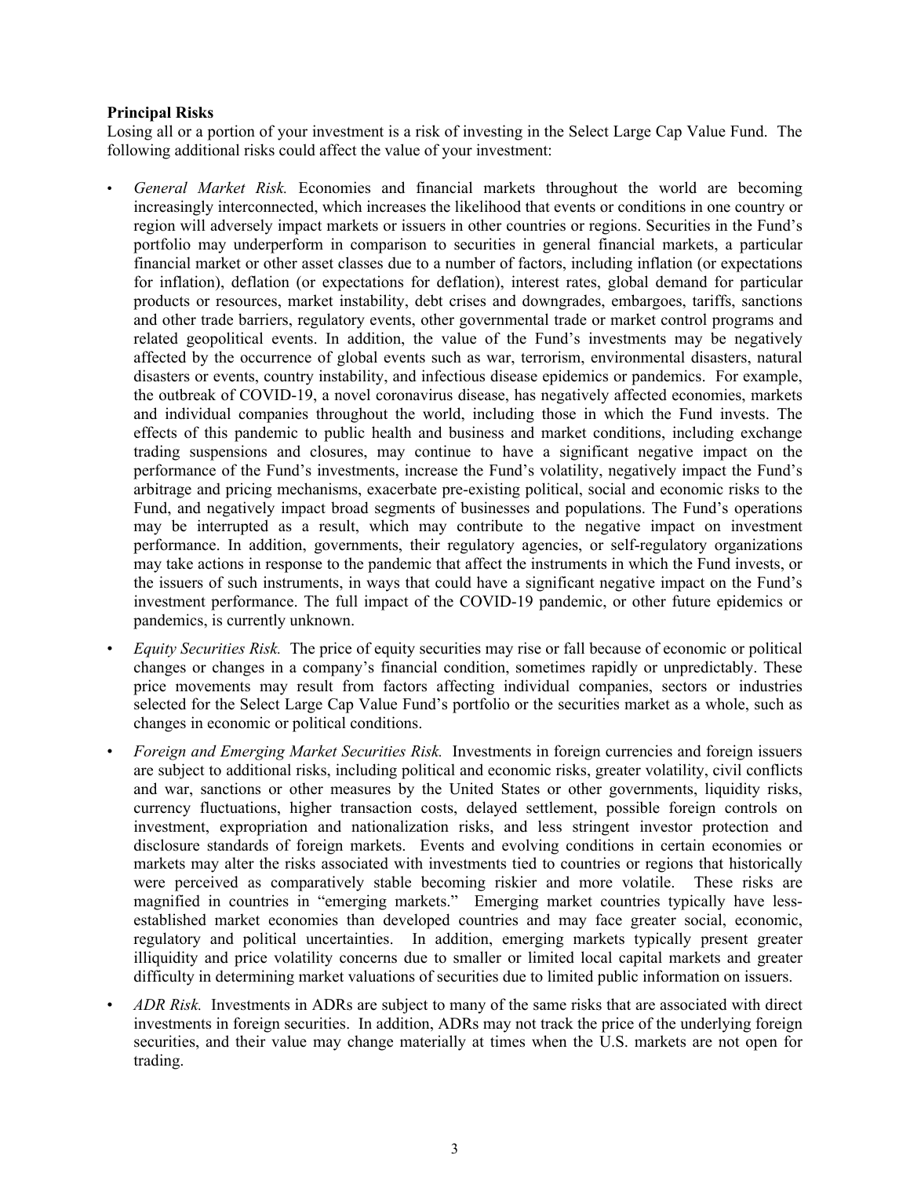**Principal Risks**

Losing all or a portion of your investment is a risk of investing in the Select Large Cap Value Fund. The following additional risks could affect the value of your investment:

- *General Market Risk.* Economies and financial markets throughout the world are becoming increasingly interconnected, which increases the likelihood that events or conditions in one country or region will adversely impact markets or issuers in other countries or regions. Securities in the Fund's portfolio may underperform in comparison to securities in general financial markets, a particular financial market or other asset classes due to a number of factors, including inflation (or expectations for inflation), deflation (or expectations for deflation), interest rates, global demand for particular products or resources, market instability, debt crises and downgrades, embargoes, tariffs, sanctions and other trade barriers, regulatory events, other governmental trade or market control programs and related geopolitical events. In addition, the value of the Fund's investments may be negatively affected by the occurrence of global events such as war, terrorism, environmental disasters, natural disasters or events, country instability, and infectious disease epidemics or pandemics. For example, the outbreak of COVID-19, a novel coronavirus disease, has negatively affected economies, markets and individual companies throughout the world, including those in which the Fund invests. The effects of this pandemic to public health and business and market conditions, including exchange trading suspensions and closures, may continue to have a significant negative impact on the performance of the Fund's investments, increase the Fund's volatility, negatively impact the Fund's arbitrage and pricing mechanisms, exacerbate pre-existing political, social and economic risks to the Fund, and negatively impact broad segments of businesses and populations. The Fund's operations may be interrupted as a result, which may contribute to the negative impact on investment performance. In addition, governments, their regulatory agencies, or self-regulatory organizations may take actions in response to the pandemic that affect the instruments in which the Fund invests, or the issuers of such instruments, in ways that could have a significant negative impact on the Fund's investment performance. The full impact of the COVID-19 pandemic, or other future epidemics or pandemics, is currently unknown.
- *Equity Securities Risk.* The price of equity securities may rise or fall because of economic or political changes or changes in a company's financial condition, sometimes rapidly or unpredictably. These price movements may result from factors affecting individual companies, sectors or industries selected for the Select Large Cap Value Fund's portfolio or the securities market as a whole, such as changes in economic or political conditions.
- *Foreign and Emerging Market Securities Risk.* Investments in foreign currencies and foreign issuers are subject to additional risks, including political and economic risks, greater volatility, civil conflicts and war, sanctions or other measures by the United States or other governments, liquidity risks, currency fluctuations, higher transaction costs, delayed settlement, possible foreign controls on investment, expropriation and nationalization risks, and less stringent investor protection and disclosure standards of foreign markets. Events and evolving conditions in certain economies or markets may alter the risks associated with investments tied to countries or regions that historically were perceived as comparatively stable becoming riskier and more volatile. These risks are magnified in countries in "emerging markets." Emerging market countries typically have less-established market economies than developed countries and may face greater social, economic, regulatory and political uncertainties. In addition, emerging markets typically present greater illiquidity and price volatility concerns due to smaller or limited local capital markets and greater difficulty in determining market valuations of securities due to limited public information on issuers.
- *ADR Risk.* Investments in ADRs are subject to many of the same risks that are associated with direct investments in foreign securities. In addition, ADRs may not track the price of the underlying foreign securities, and their value may change materially at times when the U.S. markets are not open for trading.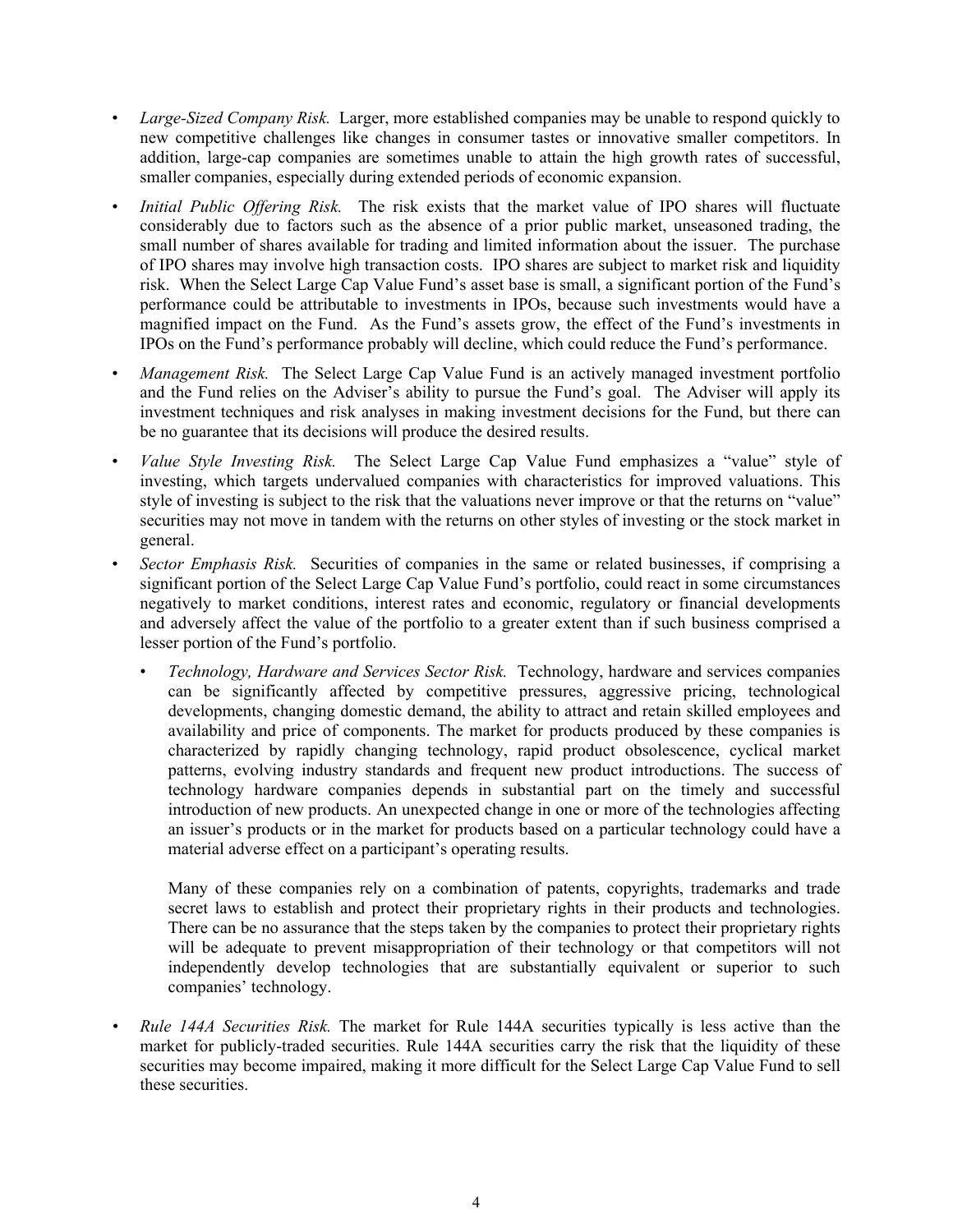- *Large-Sized Company Risk.* Larger, more established companies may be unable to respond quickly to new competitive challenges like changes in consumer tastes or innovative smaller competitors. In addition, large-cap companies are sometimes unable to attain the high growth rates of successful, smaller companies, especially during extended periods of economic expansion.
- *Initial Public Offering Risk.* The risk exists that the market value of IPO shares will fluctuate considerably due to factors such as the absence of a prior public market, unseasoned trading, the small number of shares available for trading and limited information about the issuer. The purchase of IPO shares may involve high transaction costs. IPO shares are subject to market risk and liquidity risk. When the Select Large Cap Value Fund's asset base is small, a significant portion of the Fund's performance could be attributable to investments in IPOs, because such investments would have a magnified impact on the Fund. As the Fund's assets grow, the effect of the Fund's investments in IPOs on the Fund's performance probably will decline, which could reduce the Fund's performance.
- *Management Risk.* The Select Large Cap Value Fund is an actively managed investment portfolio and the Fund relies on the Adviser's ability to pursue the Fund's goal. The Adviser will apply its investment techniques and risk analyses in making investment decisions for the Fund, but there can be no guarantee that its decisions will produce the desired results.
- *Value Style Investing Risk.* The Select Large Cap Value Fund emphasizes a "value" style of investing, which targets undervalued companies with characteristics for improved valuations. This style of investing is subject to the risk that the valuations never improve or that the returns on "value" securities may not move in tandem with the returns on other styles of investing or the stock market in general.
- *Sector Emphasis Risk.* Securities of companies in the same or related businesses, if comprising a significant portion of the Select Large Cap Value Fund's portfolio, could react in some circumstances negatively to market conditions, interest rates and economic, regulatory or financial developments and adversely affect the value of the portfolio to a greater extent than if such business comprised a lesser portion of the Fund's portfolio.
  - *Technology, Hardware and Services Sector Risk.* Technology, hardware and services companies can be significantly affected by competitive pressures, aggressive pricing, technological developments, changing domestic demand, the ability to attract and retain skilled employees and availability and price of components. The market for products produced by these companies is characterized by rapidly changing technology, rapid product obsolescence, cyclical market patterns, evolving industry standards and frequent new product introductions. The success of technology hardware companies depends in substantial part on the timely and successful introduction of new products. An unexpected change in one or more of the technologies affecting an issuer's products or in the market for products based on a particular technology could have a material adverse effect on a participant's operating results.

    Many of these companies rely on a combination of patents, copyrights, trademarks and trade secret laws to establish and protect their proprietary rights in their products and technologies. There can be no assurance that the steps taken by the companies to protect their proprietary rights will be adequate to prevent misappropriation of their technology or that competitors will not independently develop technologies that are substantially equivalent or superior to such companies' technology.
- *Rule 144A Securities Risk.* The market for Rule 144A securities typically is less active than the market for publicly-traded securities. Rule 144A securities carry the risk that the liquidity of these securities may become impaired, making it more difficult for the Select Large Cap Value Fund to sell these securities.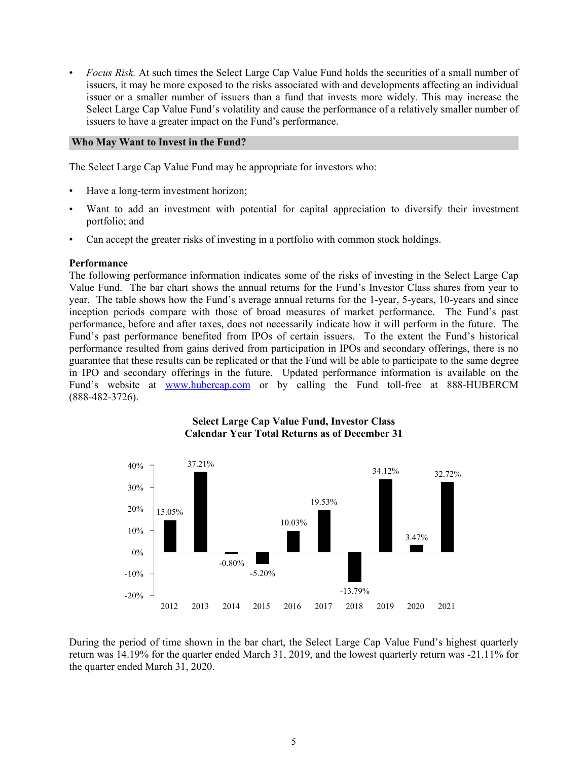- *Focus Risk.* At such times the Select Large Cap Value Fund holds the securities of a small number of issuers, it may be more exposed to the risks associated with and developments affecting an individual issuer or a smaller number of issuers than a fund that invests more widely. This may increase the Select Large Cap Value Fund's volatility and cause the performance of a relatively smaller number of issuers to have a greater impact on the Fund's performance.

## Who May Want to Invest in the Fund?

The Select Large Cap Value Fund may be appropriate for investors who:

- Have a long-term investment horizon;
- Want to add an investment with potential for capital appreciation to diversify their investment portfolio; and
- Can accept the greater risks of investing in a portfolio with common stock holdings.

**Performance**

The following performance information indicates some of the risks of investing in the Select Large Cap Value Fund. The bar chart shows the annual returns for the Fund's Investor Class shares from year to year. The table shows how the Fund's average annual returns for the 1-year, 5-years, 10-years and since inception periods compare with those of broad measures of market performance. The Fund's past performance, before and after taxes, does not necessarily indicate how it will perform in the future. The Fund's past performance benefited from IPOs of certain issuers. To the extent the Fund's historical performance resulted from gains derived from participation in IPOs and secondary offerings, there is no guarantee that these results can be replicated or that the Fund will be able to participate to the same degree in IPO and secondary offerings in the future. Updated performance information is available on the Fund's website at www.hubercap.com or by calling the Fund toll-free at 888-HUBERCM (888-482-3726).

**Select Large Cap Value Fund, Investor Class**
**Calendar Year Total Returns as of December 31**

| 2012 | 2013 | 2014 | 2015 | 2016 | 2017 | 2018 | 2019 | 2020 | 2021 |
|---|---|---|---|---|---|---|---|---|---|
| 15.05% | 37.21% | -0.80% | -5.20% | 10.03% | 19.53% | -13.79% | 34.12% | 3.47% | 32.72% |

During the period of time shown in the bar chart, the Select Large Cap Value Fund's highest quarterly return was 14.19% for the quarter ended March 31, 2019, and the lowest quarterly return was -21.11% for the quarter ended March 31, 2020.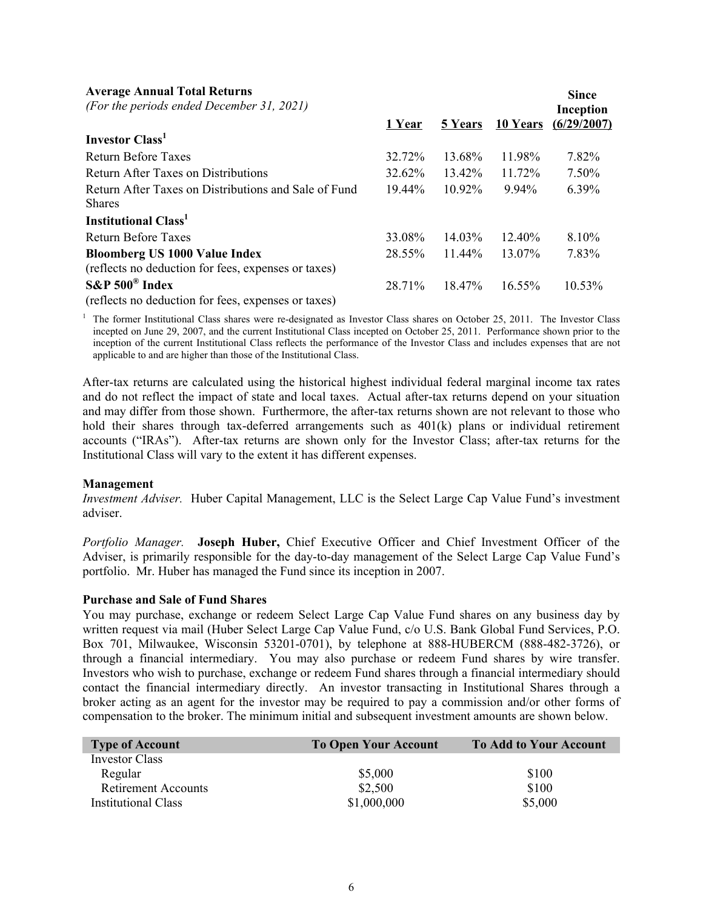| **Average Annual Total Returns** *(For the periods ended December 31, 2021)* | 1 Year | 5 Years | 10 Years | Since Inception (6/29/2007) |
|---|---|---|---|---|
| **Investor Class**[1] | | | | |
| Return Before Taxes | 32.72% | 13.68% | 11.98% | 7.82% |
| Return After Taxes on Distributions | 32.62% | 13.42% | 11.72% | 7.50% |
| Return After Taxes on Distributions and Sale of Fund Shares | 19.44% | 10.92% | 9.94% | 6.39% |
| **Institutional Class**[1] | | | | |
| Return Before Taxes | 33.08% | 14.03% | 12.40% | 8.10% |
| **Bloomberg US 1000 Value Index** (reflects no deduction for fees, expenses or taxes) | 28.55% | 11.44% | 13.07% | 7.83% |
| **S&P 500® Index** (reflects no deduction for fees, expenses or taxes) | 28.71% | 18.47% | 16.55% | 10.53% |

[1] The former Institutional Class shares were re-designated as Investor Class shares on October 25, 2011. The Investor Class incepted on June 29, 2007, and the current Institutional Class incepted on October 25, 2011. Performance shown prior to the inception of the current Institutional Class reflects the performance of the Investor Class and includes expenses that are not applicable to and are higher than those of the Institutional Class.

After-tax returns are calculated using the historical highest individual federal marginal income tax rates and do not reflect the impact of state and local taxes. Actual after-tax returns depend on your situation and may differ from those shown. Furthermore, the after-tax returns shown are not relevant to those who hold their shares through tax-deferred arrangements such as 401(k) plans or individual retirement accounts ("IRAs"). After-tax returns are shown only for the Investor Class; after-tax returns for the Institutional Class will vary to the extent it has different expenses.

**Management**

*Investment Adviser.* Huber Capital Management, LLC is the Select Large Cap Value Fund's investment adviser.

*Portfolio Manager.* **Joseph Huber,** Chief Executive Officer and Chief Investment Officer of the Adviser, is primarily responsible for the day-to-day management of the Select Large Cap Value Fund's portfolio. Mr. Huber has managed the Fund since its inception in 2007.

**Purchase and Sale of Fund Shares**

You may purchase, exchange or redeem Select Large Cap Value Fund shares on any business day by written request via mail (Huber Select Large Cap Value Fund, c/o U.S. Bank Global Fund Services, P.O. Box 701, Milwaukee, Wisconsin 53201-0701), by telephone at 888-HUBERCM (888-482-3726), or through a financial intermediary. You may also purchase or redeem Fund shares by wire transfer. Investors who wish to purchase, exchange or redeem Fund shares through a financial intermediary should contact the financial intermediary directly. An investor transacting in Institutional Shares through a broker acting as an agent for the investor may be required to pay a commission and/or other forms of compensation to the broker. The minimum initial and subsequent investment amounts are shown below.

| Type of Account | To Open Your Account | To Add to Your Account |
|---|---|---|
| Investor Class | | |
| Regular | $5,000 | $100 |
| Retirement Accounts | $2,500 | $100 |
| Institutional Class | $1,000,000 | $5,000 |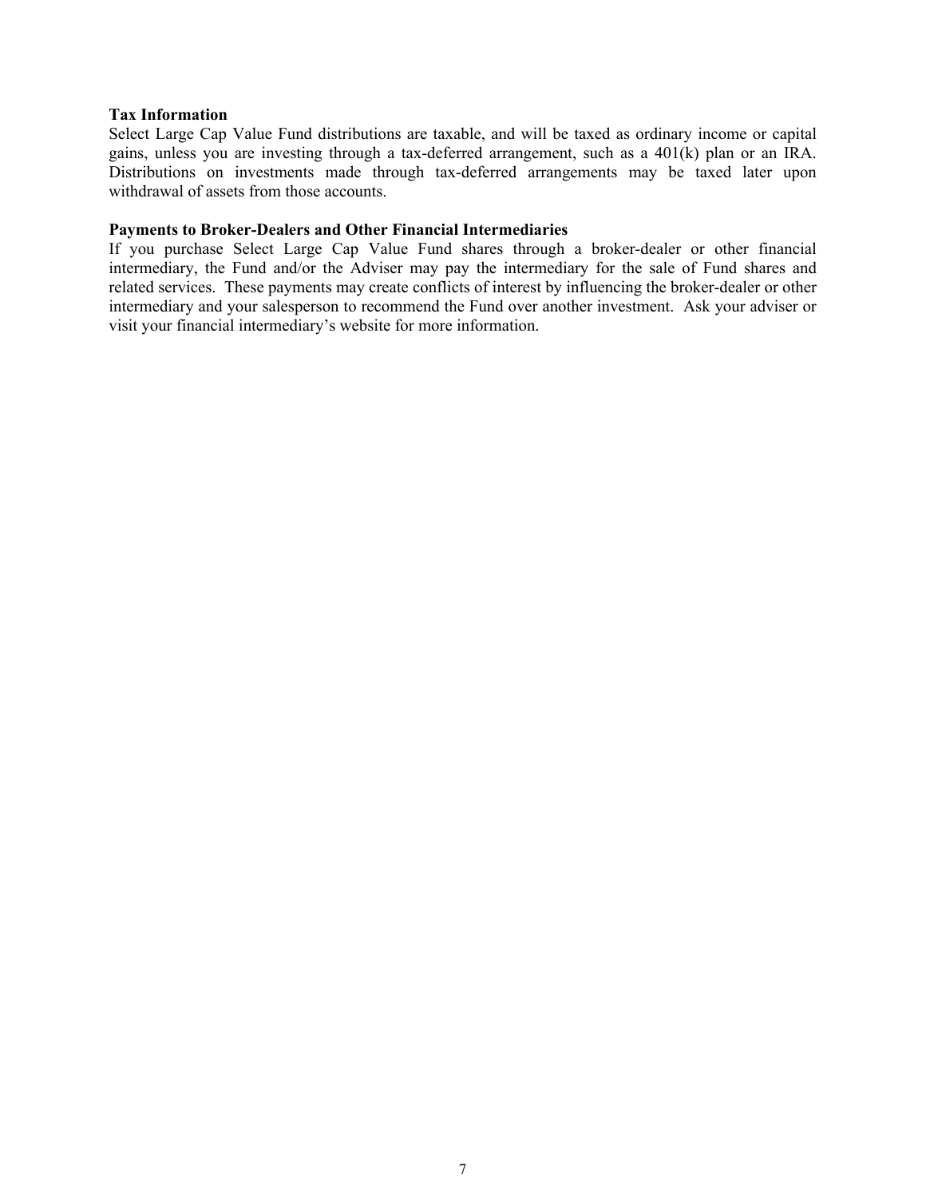**Tax Information**

Select Large Cap Value Fund distributions are taxable, and will be taxed as ordinary income or capital gains, unless you are investing through a tax-deferred arrangement, such as a 401(k) plan or an IRA. Distributions on investments made through tax-deferred arrangements may be taxed later upon withdrawal of assets from those accounts.

**Payments to Broker-Dealers and Other Financial Intermediaries**

If you purchase Select Large Cap Value Fund shares through a broker-dealer or other financial intermediary, the Fund and/or the Adviser may pay the intermediary for the sale of Fund shares and related services. These payments may create conflicts of interest by influencing the broker-dealer or other intermediary and your salesperson to recommend the Fund over another investment. Ask your adviser or visit your financial intermediary's website for more information.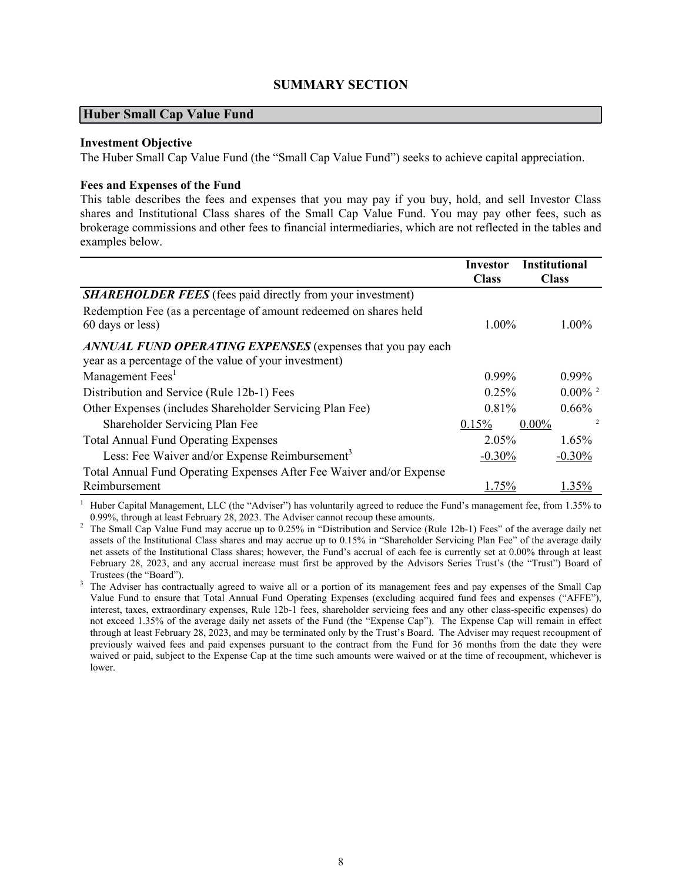## SUMMARY SECTION

### Huber Small Cap Value Fund

**Investment Objective**
The Huber Small Cap Value Fund (the "Small Cap Value Fund") seeks to achieve capital appreciation.

**Fees and Expenses of the Fund**
This table describes the fees and expenses that you may pay if you buy, hold, and sell Investor Class shares and Institutional Class shares of the Small Cap Value Fund. You may pay other fees, such as brokerage commissions and other fees to financial intermediaries, which are not reflected in the tables and examples below.

| | Investor Class | Institutional Class |
|---|---|---|
| ***SHAREHOLDER FEES*** (fees paid directly from your investment) | | |
| Redemption Fee (as a percentage of amount redeemed on shares held 60 days or less) | 1.00% | 1.00% |
| ***ANNUAL FUND OPERATING EXPENSES*** (expenses that you pay each year as a percentage of the value of your investment) | | |
| Management Fees[1] | 0.99% | 0.99% |
| Distribution and Service (Rule 12b-1) Fees | 0.25% | 0.00% [2] |
| Other Expenses (includes Shareholder Servicing Plan Fee) | 0.81% | 0.66% |
| Shareholder Servicing Plan Fee | 0.15% | 0.00% [2] |
| Total Annual Fund Operating Expenses | 2.05% | 1.65% |
| Less: Fee Waiver and/or Expense Reimbursement[3] | -0.30% | -0.30% |
| Total Annual Fund Operating Expenses After Fee Waiver and/or Expense Reimbursement | 1.75% | 1.35% |

[1] Huber Capital Management, LLC (the "Adviser") has voluntarily agreed to reduce the Fund's management fee, from 1.35% to 0.99%, through at least February 28, 2023. The Adviser cannot recoup these amounts.

[2] The Small Cap Value Fund may accrue up to 0.25% in "Distribution and Service (Rule 12b-1) Fees" of the average daily net assets of the Institutional Class shares and may accrue up to 0.15% in "Shareholder Servicing Plan Fee" of the average daily net assets of the Institutional Class shares; however, the Fund's accrual of each fee is currently set at 0.00% through at least February 28, 2023, and any accrual increase must first be approved by the Advisors Series Trust's (the "Trust") Board of Trustees (the "Board").

[3] The Adviser has contractually agreed to waive all or a portion of its management fees and pay expenses of the Small Cap Value Fund to ensure that Total Annual Fund Operating Expenses (excluding acquired fund fees and expenses ("AFFE"), interest, taxes, extraordinary expenses, Rule 12b-1 fees, shareholder servicing fees and any other class-specific expenses) do not exceed 1.35% of the average daily net assets of the Fund (the "Expense Cap"). The Expense Cap will remain in effect through at least February 28, 2023, and may be terminated only by the Trust's Board. The Adviser may request recoupment of previously waived fees and paid expenses pursuant to the contract from the Fund for 36 months from the date they were waived or paid, subject to the Expense Cap at the time such amounts were waived or at the time of recoupment, whichever is lower.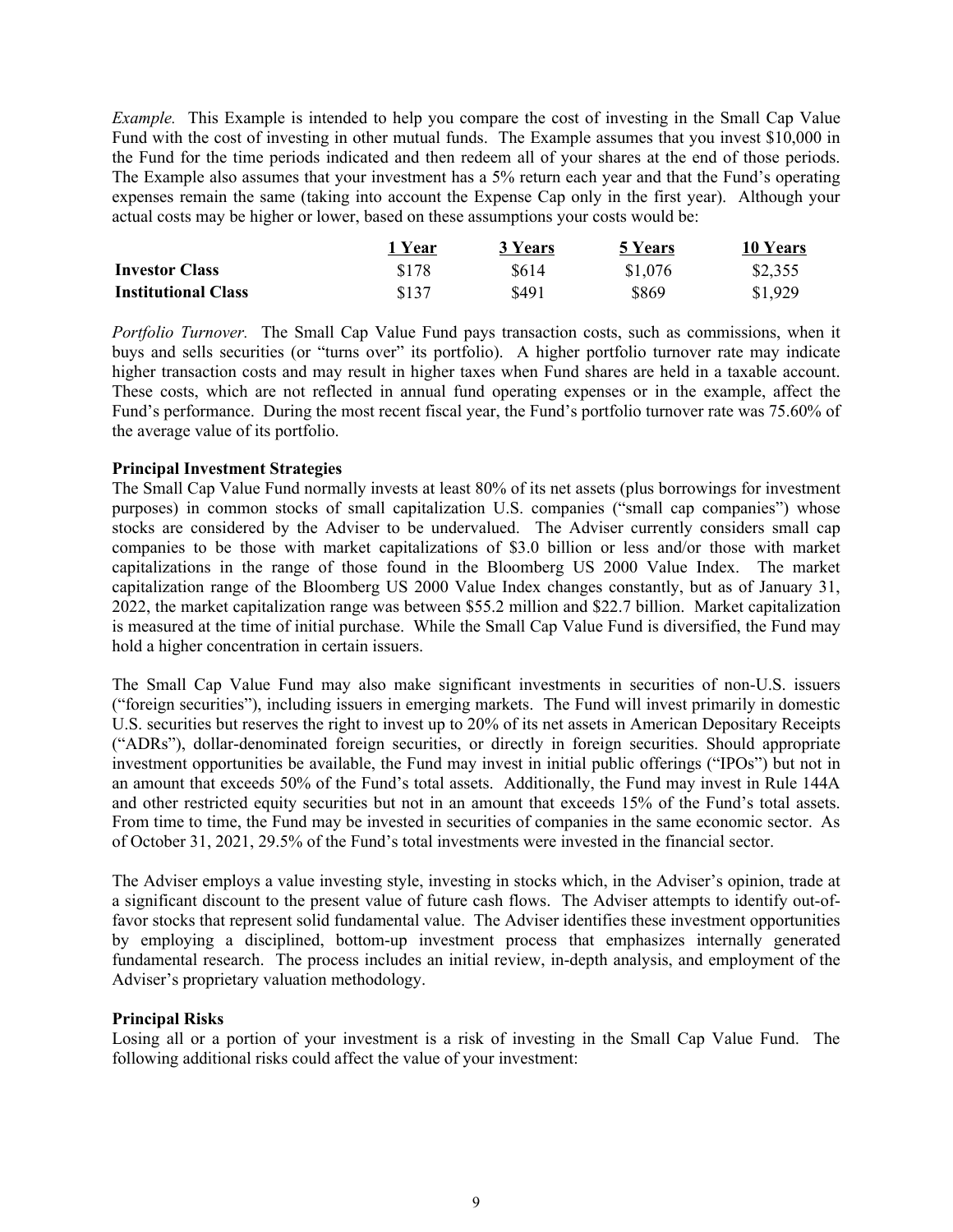*Example.* This Example is intended to help you compare the cost of investing in the Small Cap Value Fund with the cost of investing in other mutual funds. The Example assumes that you invest $10,000 in the Fund for the time periods indicated and then redeem all of your shares at the end of those periods. The Example also assumes that your investment has a 5% return each year and that the Fund's operating expenses remain the same (taking into account the Expense Cap only in the first year). Although your actual costs may be higher or lower, based on these assumptions your costs would be:

| | 1 Year | 3 Years | 5 Years | 10 Years |
|---|---|---|---|---|
| **Investor Class** | $178 | $614 | $1,076 | $2,355 |
| **Institutional Class** | $137 | $491 | $869 | $1,929 |

*Portfolio Turnover.* The Small Cap Value Fund pays transaction costs, such as commissions, when it buys and sells securities (or "turns over" its portfolio). A higher portfolio turnover rate may indicate higher transaction costs and may result in higher taxes when Fund shares are held in a taxable account. These costs, which are not reflected in annual fund operating expenses or in the example, affect the Fund's performance. During the most recent fiscal year, the Fund's portfolio turnover rate was 75.60% of the average value of its portfolio.

**Principal Investment Strategies**

The Small Cap Value Fund normally invests at least 80% of its net assets (plus borrowings for investment purposes) in common stocks of small capitalization U.S. companies ("small cap companies") whose stocks are considered by the Adviser to be undervalued. The Adviser currently considers small cap companies to be those with market capitalizations of $3.0 billion or less and/or those with market capitalizations in the range of those found in the Bloomberg US 2000 Value Index. The market capitalization range of the Bloomberg US 2000 Value Index changes constantly, but as of January 31, 2022, the market capitalization range was between $55.2 million and $22.7 billion. Market capitalization is measured at the time of initial purchase. While the Small Cap Value Fund is diversified, the Fund may hold a higher concentration in certain issuers.

The Small Cap Value Fund may also make significant investments in securities of non-U.S. issuers ("foreign securities"), including issuers in emerging markets. The Fund will invest primarily in domestic U.S. securities but reserves the right to invest up to 20% of its net assets in American Depositary Receipts ("ADRs"), dollar-denominated foreign securities, or directly in foreign securities. Should appropriate investment opportunities be available, the Fund may invest in initial public offerings ("IPOs") but not in an amount that exceeds 50% of the Fund's total assets. Additionally, the Fund may invest in Rule 144A and other restricted equity securities but not in an amount that exceeds 15% of the Fund's total assets. From time to time, the Fund may be invested in securities of companies in the same economic sector. As of October 31, 2021, 29.5% of the Fund's total investments were invested in the financial sector.

The Adviser employs a value investing style, investing in stocks which, in the Adviser's opinion, trade at a significant discount to the present value of future cash flows. The Adviser attempts to identify out-of-favor stocks that represent solid fundamental value. The Adviser identifies these investment opportunities by employing a disciplined, bottom-up investment process that emphasizes internally generated fundamental research. The process includes an initial review, in-depth analysis, and employment of the Adviser's proprietary valuation methodology.

**Principal Risks**

Losing all or a portion of your investment is a risk of investing in the Small Cap Value Fund. The following additional risks could affect the value of your investment: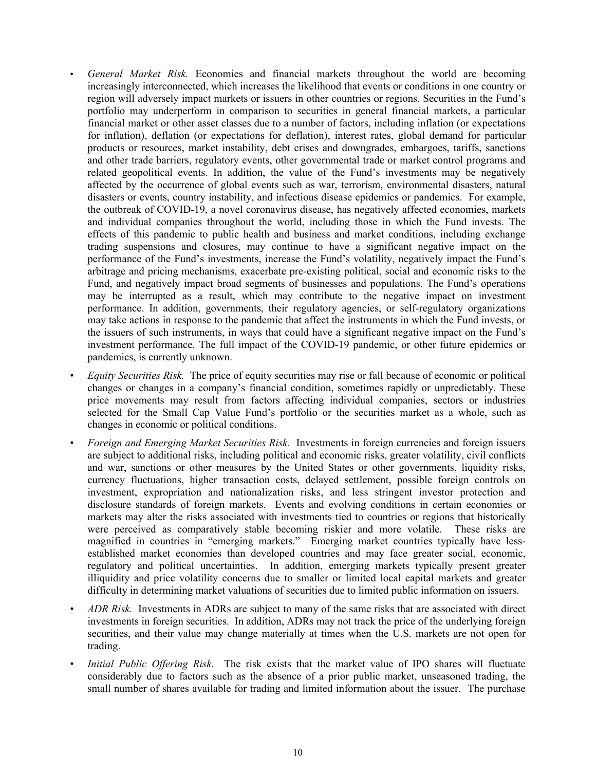- *General Market Risk.* Economies and financial markets throughout the world are becoming increasingly interconnected, which increases the likelihood that events or conditions in one country or region will adversely impact markets or issuers in other countries or regions. Securities in the Fund's portfolio may underperform in comparison to securities in general financial markets, a particular financial market or other asset classes due to a number of factors, including inflation (or expectations for inflation), deflation (or expectations for deflation), interest rates, global demand for particular products or resources, market instability, debt crises and downgrades, embargoes, tariffs, sanctions and other trade barriers, regulatory events, other governmental trade or market control programs and related geopolitical events. In addition, the value of the Fund's investments may be negatively affected by the occurrence of global events such as war, terrorism, environmental disasters, natural disasters or events, country instability, and infectious disease epidemics or pandemics. For example, the outbreak of COVID-19, a novel coronavirus disease, has negatively affected economies, markets and individual companies throughout the world, including those in which the Fund invests. The effects of this pandemic to public health and business and market conditions, including exchange trading suspensions and closures, may continue to have a significant negative impact on the performance of the Fund's investments, increase the Fund's volatility, negatively impact the Fund's arbitrage and pricing mechanisms, exacerbate pre-existing political, social and economic risks to the Fund, and negatively impact broad segments of businesses and populations. The Fund's operations may be interrupted as a result, which may contribute to the negative impact on investment performance. In addition, governments, their regulatory agencies, or self-regulatory organizations may take actions in response to the pandemic that affect the instruments in which the Fund invests, or the issuers of such instruments, in ways that could have a significant negative impact on the Fund's investment performance. The full impact of the COVID-19 pandemic, or other future epidemics or pandemics, is currently unknown.
- *Equity Securities Risk.* The price of equity securities may rise or fall because of economic or political changes or changes in a company's financial condition, sometimes rapidly or unpredictably. These price movements may result from factors affecting individual companies, sectors or industries selected for the Small Cap Value Fund's portfolio or the securities market as a whole, such as changes in economic or political conditions.
- *Foreign and Emerging Market Securities Risk.* Investments in foreign currencies and foreign issuers are subject to additional risks, including political and economic risks, greater volatility, civil conflicts and war, sanctions or other measures by the United States or other governments, liquidity risks, currency fluctuations, higher transaction costs, delayed settlement, possible foreign controls on investment, expropriation and nationalization risks, and less stringent investor protection and disclosure standards of foreign markets. Events and evolving conditions in certain economies or markets may alter the risks associated with investments tied to countries or regions that historically were perceived as comparatively stable becoming riskier and more volatile. These risks are magnified in countries in "emerging markets." Emerging market countries typically have less-established market economies than developed countries and may face greater social, economic, regulatory and political uncertainties. In addition, emerging markets typically present greater illiquidity and price volatility concerns due to smaller or limited local capital markets and greater difficulty in determining market valuations of securities due to limited public information on issuers.
- *ADR Risk.* Investments in ADRs are subject to many of the same risks that are associated with direct investments in foreign securities. In addition, ADRs may not track the price of the underlying foreign securities, and their value may change materially at times when the U.S. markets are not open for trading.
- *Initial Public Offering Risk.* The risk exists that the market value of IPO shares will fluctuate considerably due to factors such as the absence of a prior public market, unseasoned trading, the small number of shares available for trading and limited information about the issuer. The purchase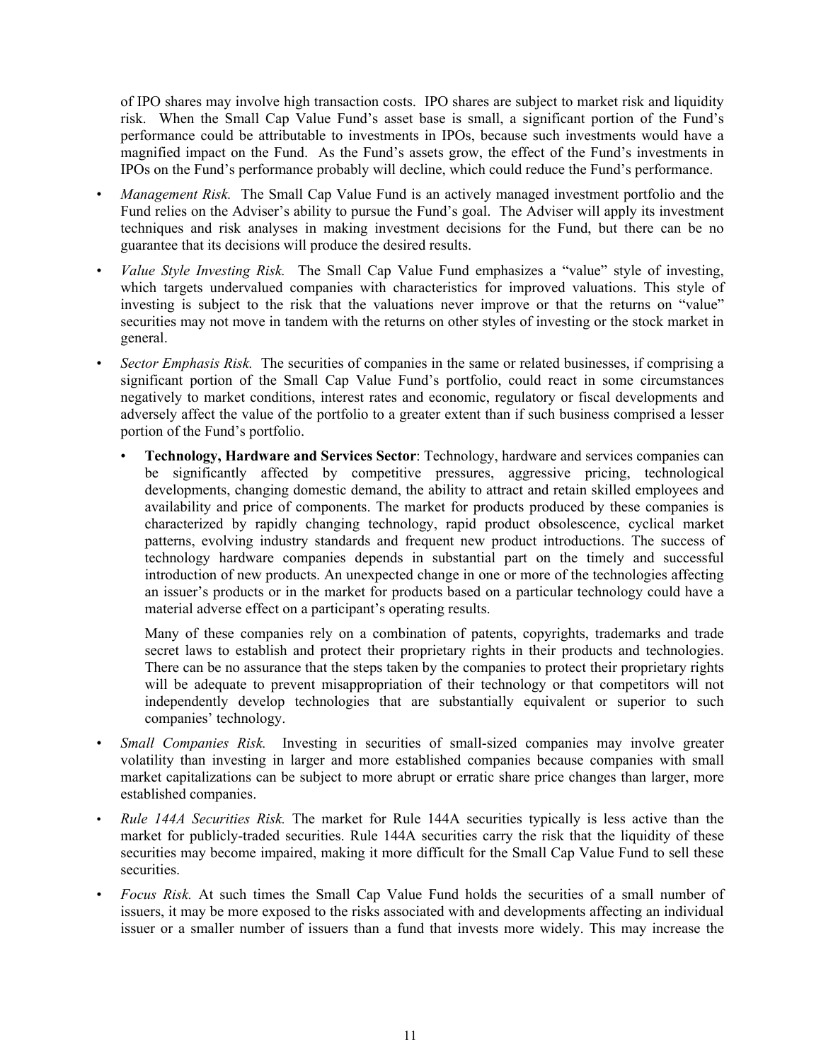of IPO shares may involve high transaction costs. IPO shares are subject to market risk and liquidity risk. When the Small Cap Value Fund's asset base is small, a significant portion of the Fund's performance could be attributable to investments in IPOs, because such investments would have a magnified impact on the Fund. As the Fund's assets grow, the effect of the Fund's investments in IPOs on the Fund's performance probably will decline, which could reduce the Fund's performance.

- *Management Risk.* The Small Cap Value Fund is an actively managed investment portfolio and the Fund relies on the Adviser's ability to pursue the Fund's goal. The Adviser will apply its investment techniques and risk analyses in making investment decisions for the Fund, but there can be no guarantee that its decisions will produce the desired results.
- *Value Style Investing Risk.* The Small Cap Value Fund emphasizes a "value" style of investing, which targets undervalued companies with characteristics for improved valuations. This style of investing is subject to the risk that the valuations never improve or that the returns on "value" securities may not move in tandem with the returns on other styles of investing or the stock market in general.
- *Sector Emphasis Risk.* The securities of companies in the same or related businesses, if comprising a significant portion of the Small Cap Value Fund's portfolio, could react in some circumstances negatively to market conditions, interest rates and economic, regulatory or fiscal developments and adversely affect the value of the portfolio to a greater extent than if such business comprised a lesser portion of the Fund's portfolio.
  - **Technology, Hardware and Services Sector**: Technology, hardware and services companies can be significantly affected by competitive pressures, aggressive pricing, technological developments, changing domestic demand, the ability to attract and retain skilled employees and availability and price of components. The market for products produced by these companies is characterized by rapidly changing technology, rapid product obsolescence, cyclical market patterns, evolving industry standards and frequent new product introductions. The success of technology hardware companies depends in substantial part on the timely and successful introduction of new products. An unexpected change in one or more of the technologies affecting an issuer's products or in the market for products based on a particular technology could have a material adverse effect on a participant's operating results.

    Many of these companies rely on a combination of patents, copyrights, trademarks and trade secret laws to establish and protect their proprietary rights in their products and technologies. There can be no assurance that the steps taken by the companies to protect their proprietary rights will be adequate to prevent misappropriation of their technology or that competitors will not independently develop technologies that are substantially equivalent or superior to such companies' technology.
- *Small Companies Risk.* Investing in securities of small-sized companies may involve greater volatility than investing in larger and more established companies because companies with small market capitalizations can be subject to more abrupt or erratic share price changes than larger, more established companies.
- *Rule 144A Securities Risk.* The market for Rule 144A securities typically is less active than the market for publicly-traded securities. Rule 144A securities carry the risk that the liquidity of these securities may become impaired, making it more difficult for the Small Cap Value Fund to sell these securities.
- *Focus Risk.* At such times the Small Cap Value Fund holds the securities of a small number of issuers, it may be more exposed to the risks associated with and developments affecting an individual issuer or a smaller number of issuers than a fund that invests more widely. This may increase the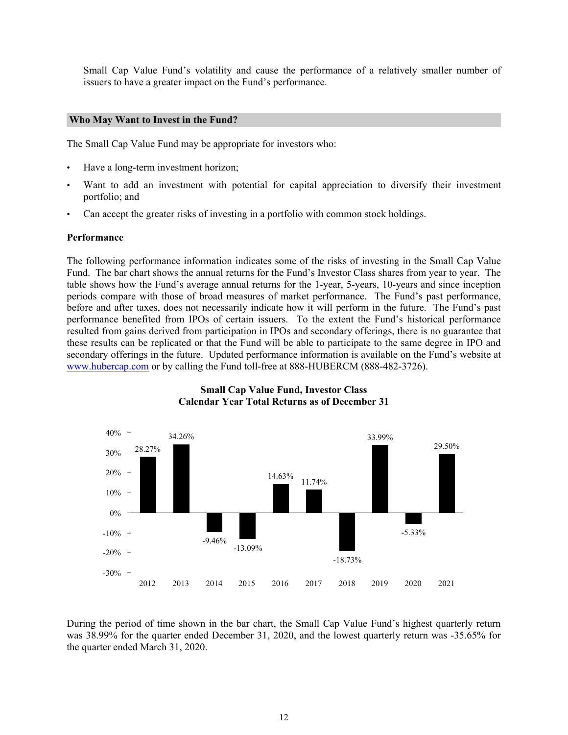Small Cap Value Fund's volatility and cause the performance of a relatively smaller number of issuers to have a greater impact on the Fund's performance.

## Who May Want to Invest in the Fund?

The Small Cap Value Fund may be appropriate for investors who:

- Have a long-term investment horizon;
- Want to add an investment with potential for capital appreciation to diversify their investment portfolio; and
- Can accept the greater risks of investing in a portfolio with common stock holdings.

### Performance

The following performance information indicates some of the risks of investing in the Small Cap Value Fund. The bar chart shows the annual returns for the Fund's Investor Class shares from year to year. The table shows how the Fund's average annual returns for the 1-year, 5-years, 10-years and since inception periods compare with those of broad measures of market performance. The Fund's past performance, before and after taxes, does not necessarily indicate how it will perform in the future. The Fund's past performance benefited from IPOs of certain issuers. To the extent the Fund's historical performance resulted from gains derived from participation in IPOs and secondary offerings, there is no guarantee that these results can be replicated or that the Fund will be able to participate to the same degree in IPO and secondary offerings in the future. Updated performance information is available on the Fund's website at www.hubercap.com or by calling the Fund toll-free at 888-HUBERCM (888-482-3726).

**Small Cap Value Fund, Investor Class**
**Calendar Year Total Returns as of December 31**

| Year | Total Return |
|---|---|
| 2012 | 28.27% |
| 2013 | 34.26% |
| 2014 | -9.46% |
| 2015 | -13.09% |
| 2016 | 14.63% |
| 2017 | 11.74% |
| 2018 | -18.73% |
| 2019 | 33.99% |
| 2020 | -5.33% |
| 2021 | 29.50% |

During the period of time shown in the bar chart, the Small Cap Value Fund's highest quarterly return was 38.99% for the quarter ended December 31, 2020, and the lowest quarterly return was -35.65% for the quarter ended March 31, 2020.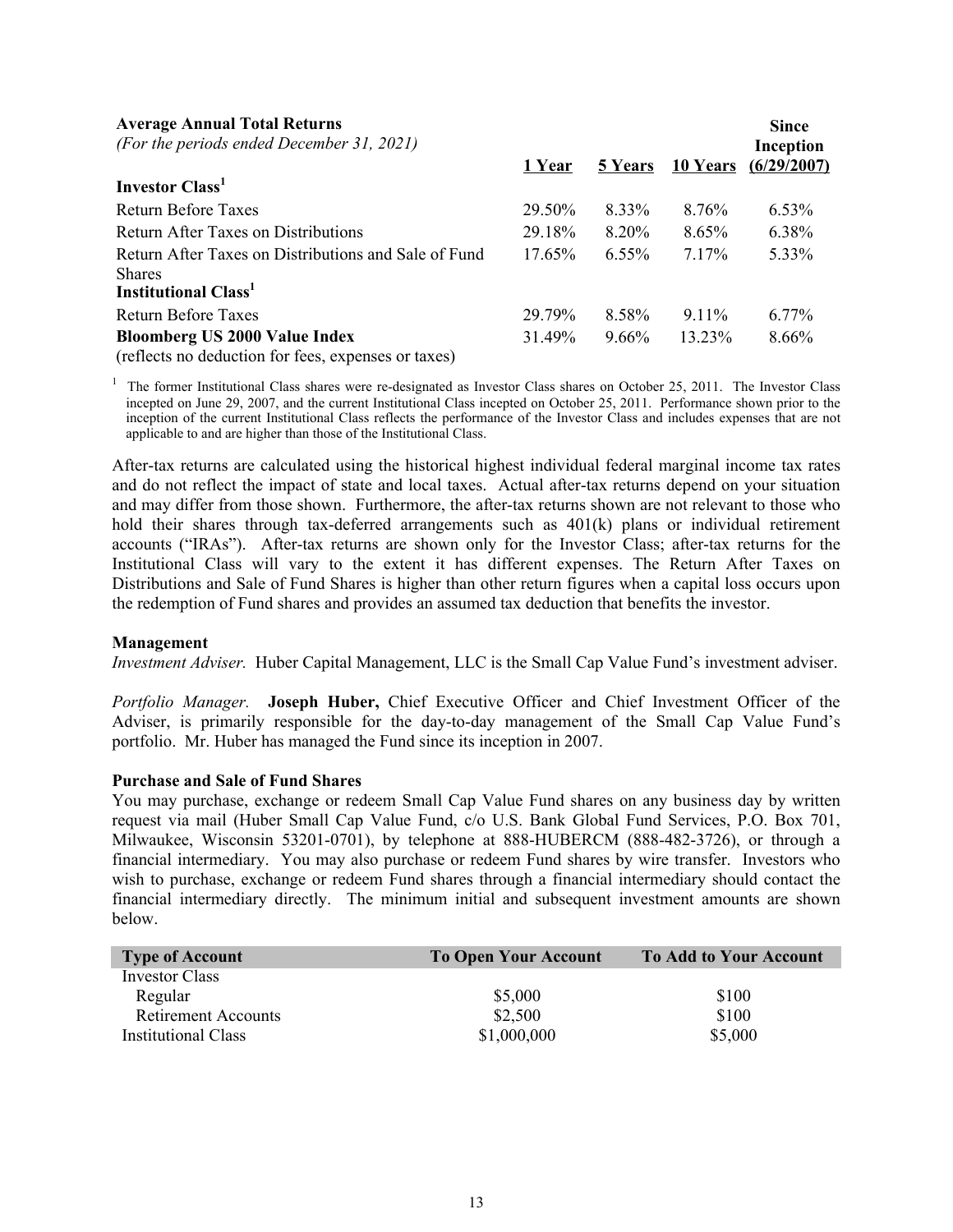**Average Annual Total Returns**
*(For the periods ended December 31, 2021)*

| | 1 Year | 5 Years | 10 Years | Since Inception (6/29/2007) |
|---|---|---|---|---|
| **Investor Class[1]** | | | | |
| Return Before Taxes | 29.50% | 8.33% | 8.76% | 6.53% |
| Return After Taxes on Distributions | 29.18% | 8.20% | 8.65% | 6.38% |
| Return After Taxes on Distributions and Sale of Fund Shares | 17.65% | 6.55% | 7.17% | 5.33% |
| **Institutional Class[1]** | | | | |
| Return Before Taxes | 29.79% | 8.58% | 9.11% | 6.77% |
| **Bloomberg US 2000 Value Index** (reflects no deduction for fees, expenses or taxes) | 31.49% | 9.66% | 13.23% | 8.66% |

[1] The former Institutional Class shares were re-designated as Investor Class shares on October 25, 2011. The Investor Class incepted on June 29, 2007, and the current Institutional Class incepted on October 25, 2011. Performance shown prior to the inception of the current Institutional Class reflects the performance of the Investor Class and includes expenses that are not applicable to and are higher than those of the Institutional Class.

After-tax returns are calculated using the historical highest individual federal marginal income tax rates and do not reflect the impact of state and local taxes. Actual after-tax returns depend on your situation and may differ from those shown. Furthermore, the after-tax returns shown are not relevant to those who hold their shares through tax-deferred arrangements such as 401(k) plans or individual retirement accounts ("IRAs"). After-tax returns are shown only for the Investor Class; after-tax returns for the Institutional Class will vary to the extent it has different expenses. The Return After Taxes on Distributions and Sale of Fund Shares is higher than other return figures when a capital loss occurs upon the redemption of Fund shares and provides an assumed tax deduction that benefits the investor.

**Management**

*Investment Adviser.* Huber Capital Management, LLC is the Small Cap Value Fund's investment adviser.

*Portfolio Manager.* **Joseph Huber,** Chief Executive Officer and Chief Investment Officer of the Adviser, is primarily responsible for the day-to-day management of the Small Cap Value Fund's portfolio. Mr. Huber has managed the Fund since its inception in 2007.

**Purchase and Sale of Fund Shares**

You may purchase, exchange or redeem Small Cap Value Fund shares on any business day by written request via mail (Huber Small Cap Value Fund, c/o U.S. Bank Global Fund Services, P.O. Box 701, Milwaukee, Wisconsin 53201-0701), by telephone at 888-HUBERCM (888-482-3726), or through a financial intermediary. You may also purchase or redeem Fund shares by wire transfer. Investors who wish to purchase, exchange or redeem Fund shares through a financial intermediary should contact the financial intermediary directly. The minimum initial and subsequent investment amounts are shown below.

| Type of Account | To Open Your Account | To Add to Your Account |
|---|---|---|
| Investor Class | | |
| Regular | $5,000 | $100 |
| Retirement Accounts | $2,500 | $100 |
| Institutional Class | $1,000,000 | $5,000 |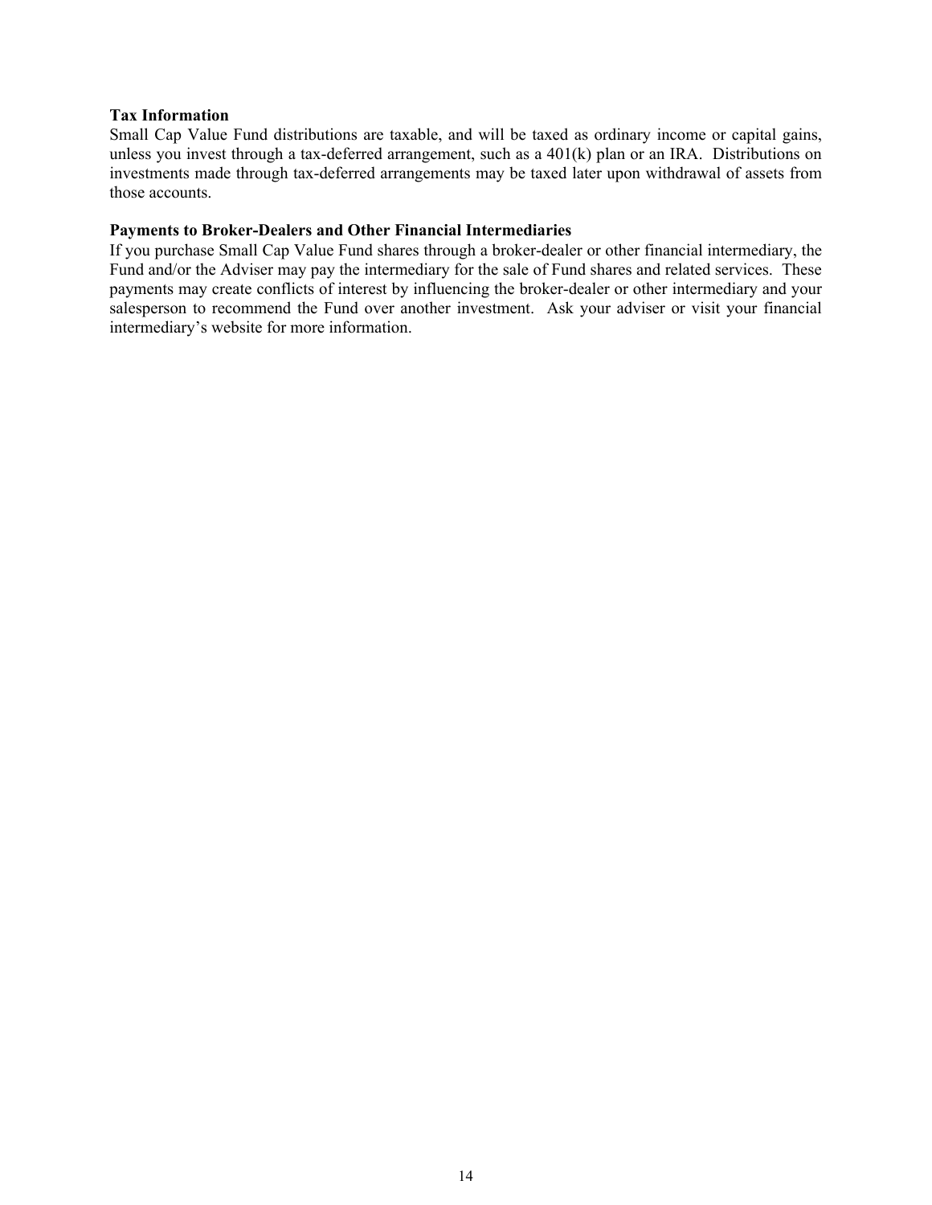**Tax Information**

Small Cap Value Fund distributions are taxable, and will be taxed as ordinary income or capital gains, unless you invest through a tax-deferred arrangement, such as a 401(k) plan or an IRA. Distributions on investments made through tax-deferred arrangements may be taxed later upon withdrawal of assets from those accounts.

**Payments to Broker-Dealers and Other Financial Intermediaries**

If you purchase Small Cap Value Fund shares through a broker-dealer or other financial intermediary, the Fund and/or the Adviser may pay the intermediary for the sale of Fund shares and related services. These payments may create conflicts of interest by influencing the broker-dealer or other intermediary and your salesperson to recommend the Fund over another investment. Ask your adviser or visit your financial intermediary's website for more information.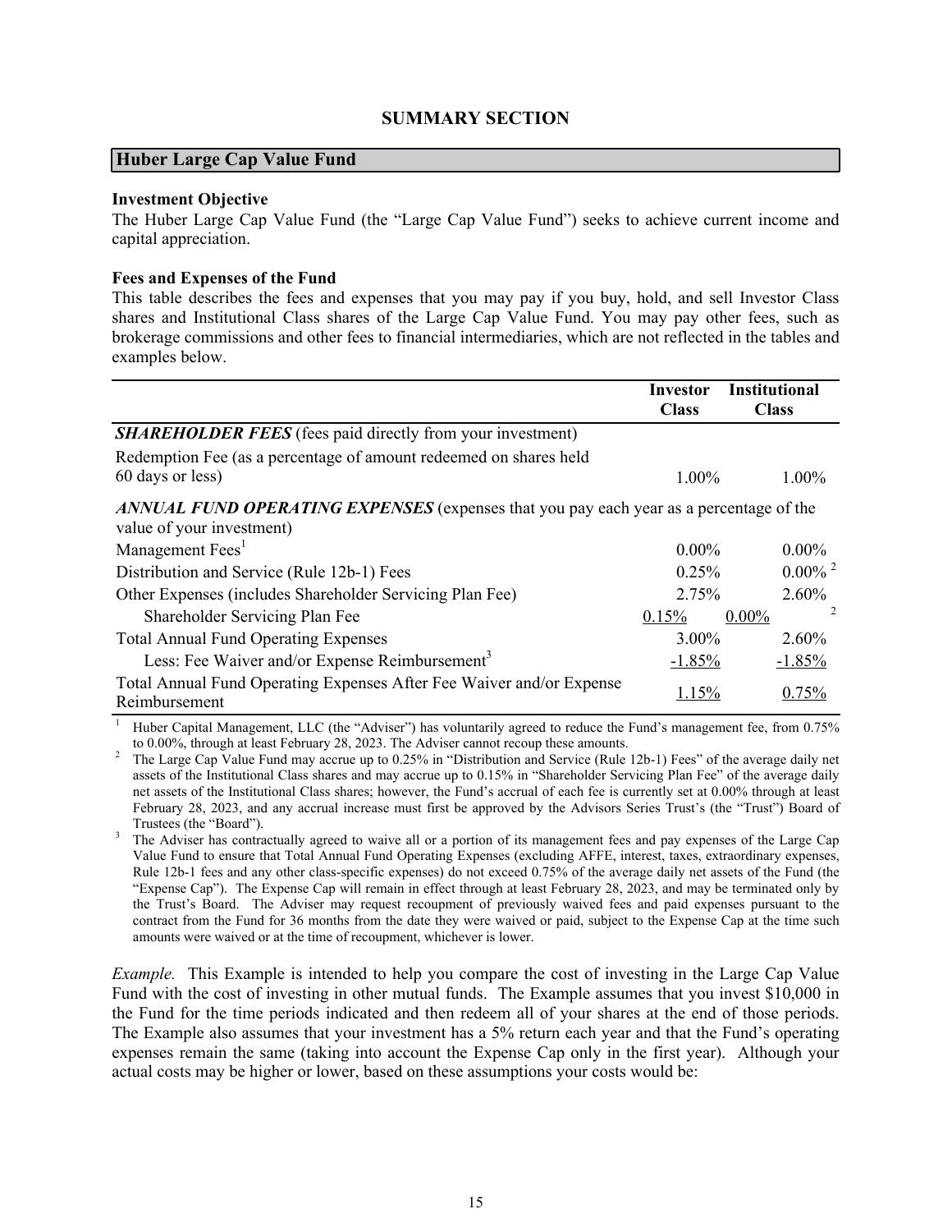## SUMMARY SECTION

### Huber Large Cap Value Fund

**Investment Objective**

The Huber Large Cap Value Fund (the "Large Cap Value Fund") seeks to achieve current income and capital appreciation.

**Fees and Expenses of the Fund**

This table describes the fees and expenses that you may pay if you buy, hold, and sell Investor Class shares and Institutional Class shares of the Large Cap Value Fund. You may pay other fees, such as brokerage commissions and other fees to financial intermediaries, which are not reflected in the tables and examples below.

| | Investor Class | Institutional Class |
|---|---|---|
| ***SHAREHOLDER FEES*** (fees paid directly from your investment) | | |
| Redemption Fee (as a percentage of amount redeemed on shares held 60 days or less) | 1.00% | 1.00% |
| ***ANNUAL FUND OPERATING EXPENSES*** (expenses that you pay each year as a percentage of the value of your investment) | | |
| Management Fees[1] | 0.00% | 0.00% |
| Distribution and Service (Rule 12b-1) Fees | 0.25% | 0.00% [2] |
| Other Expenses (includes Shareholder Servicing Plan Fee) | 2.75% | 2.60% |
| Shareholder Servicing Plan Fee | 0.15% | 0.00% [2] |
| Total Annual Fund Operating Expenses | 3.00% | 2.60% |
| Less: Fee Waiver and/or Expense Reimbursement[3] | -1.85% | -1.85% |
| Total Annual Fund Operating Expenses After Fee Waiver and/or Expense Reimbursement | 1.15% | 0.75% |

[1] Huber Capital Management, LLC (the "Adviser") has voluntarily agreed to reduce the Fund's management fee, from 0.75% to 0.00%, through at least February 28, 2023. The Adviser cannot recoup these amounts.

[2] The Large Cap Value Fund may accrue up to 0.25% in "Distribution and Service (Rule 12b-1) Fees" of the average daily net assets of the Institutional Class shares and may accrue up to 0.15% in "Shareholder Servicing Plan Fee" of the average daily net assets of the Institutional Class shares; however, the Fund's accrual of each fee is currently set at 0.00% through at least February 28, 2023, and any accrual increase must first be approved by the Advisors Series Trust's (the "Trust") Board of Trustees (the "Board").

[3] The Adviser has contractually agreed to waive all or a portion of its management fees and pay expenses of the Large Cap Value Fund to ensure that Total Annual Fund Operating Expenses (excluding AFFE, interest, taxes, extraordinary expenses, Rule 12b-1 fees and any other class-specific expenses) do not exceed 0.75% of the average daily net assets of the Fund (the "Expense Cap"). The Expense Cap will remain in effect through at least February 28, 2023, and may be terminated only by the Trust's Board. The Adviser may request recoupment of previously waived fees and paid expenses pursuant to the contract from the Fund for 36 months from the date they were waived or paid, subject to the Expense Cap at the time such amounts were waived or at the time of recoupment, whichever is lower.

*Example.* This Example is intended to help you compare the cost of investing in the Large Cap Value Fund with the cost of investing in other mutual funds. The Example assumes that you invest $10,000 in the Fund for the time periods indicated and then redeem all of your shares at the end of those periods. The Example also assumes that your investment has a 5% return each year and that the Fund's operating expenses remain the same (taking into account the Expense Cap only in the first year). Although your actual costs may be higher or lower, based on these assumptions your costs would be: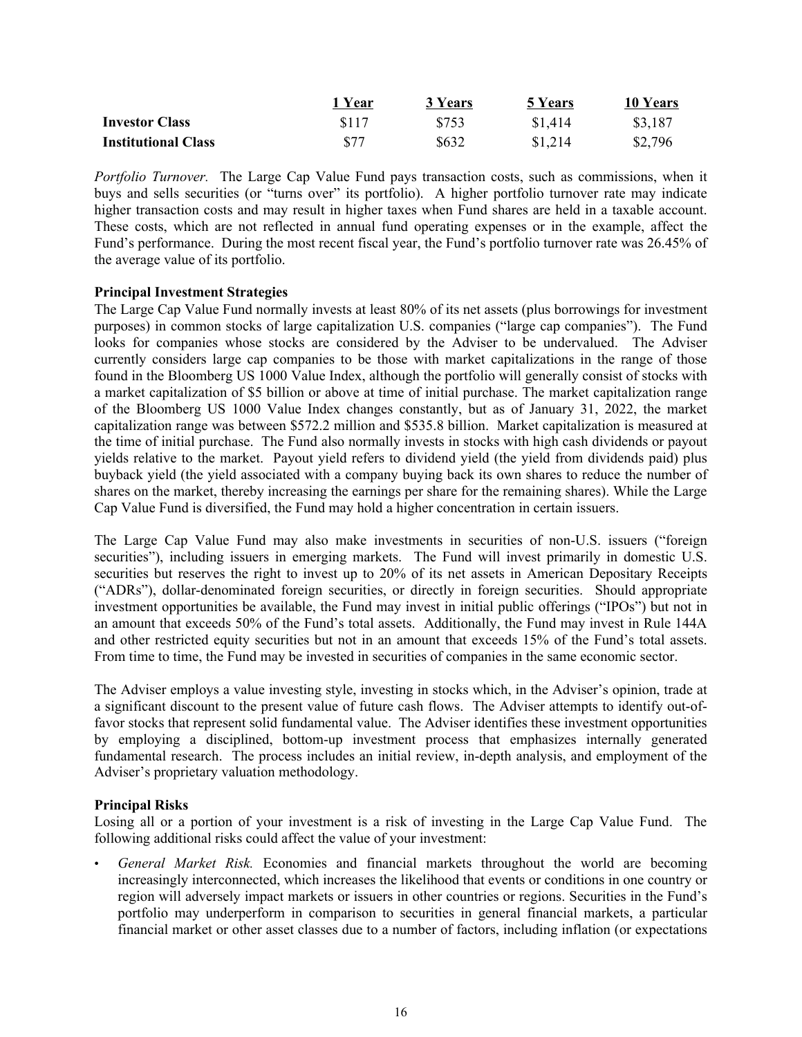| | 1 Year | 3 Years | 5 Years | 10 Years |
|---|---|---|---|---|
| **Investor Class** | $117 | $753 | $1,414 | $3,187 |
| **Institutional Class** | $77 | $632 | $1,214 | $2,796 |

*Portfolio Turnover.* The Large Cap Value Fund pays transaction costs, such as commissions, when it buys and sells securities (or "turns over" its portfolio). A higher portfolio turnover rate may indicate higher transaction costs and may result in higher taxes when Fund shares are held in a taxable account. These costs, which are not reflected in annual fund operating expenses or in the example, affect the Fund's performance. During the most recent fiscal year, the Fund's portfolio turnover rate was 26.45% of the average value of its portfolio.

**Principal Investment Strategies**

The Large Cap Value Fund normally invests at least 80% of its net assets (plus borrowings for investment purposes) in common stocks of large capitalization U.S. companies ("large cap companies"). The Fund looks for companies whose stocks are considered by the Adviser to be undervalued. The Adviser currently considers large cap companies to be those with market capitalizations in the range of those found in the Bloomberg US 1000 Value Index, although the portfolio will generally consist of stocks with a market capitalization of $5 billion or above at time of initial purchase. The market capitalization range of the Bloomberg US 1000 Value Index changes constantly, but as of January 31, 2022, the market capitalization range was between $572.2 million and $535.8 billion. Market capitalization is measured at the time of initial purchase. The Fund also normally invests in stocks with high cash dividends or payout yields relative to the market. Payout yield refers to dividend yield (the yield from dividends paid) plus buyback yield (the yield associated with a company buying back its own shares to reduce the number of shares on the market, thereby increasing the earnings per share for the remaining shares). While the Large Cap Value Fund is diversified, the Fund may hold a higher concentration in certain issuers.

The Large Cap Value Fund may also make investments in securities of non-U.S. issuers ("foreign securities"), including issuers in emerging markets. The Fund will invest primarily in domestic U.S. securities but reserves the right to invest up to 20% of its net assets in American Depositary Receipts ("ADRs"), dollar-denominated foreign securities, or directly in foreign securities. Should appropriate investment opportunities be available, the Fund may invest in initial public offerings ("IPOs") but not in an amount that exceeds 50% of the Fund's total assets. Additionally, the Fund may invest in Rule 144A and other restricted equity securities but not in an amount that exceeds 15% of the Fund's total assets. From time to time, the Fund may be invested in securities of companies in the same economic sector.

The Adviser employs a value investing style, investing in stocks which, in the Adviser's opinion, trade at a significant discount to the present value of future cash flows. The Adviser attempts to identify out-of-favor stocks that represent solid fundamental value. The Adviser identifies these investment opportunities by employing a disciplined, bottom-up investment process that emphasizes internally generated fundamental research. The process includes an initial review, in-depth analysis, and employment of the Adviser's proprietary valuation methodology.

**Principal Risks**

Losing all or a portion of your investment is a risk of investing in the Large Cap Value Fund. The following additional risks could affect the value of your investment:

- *General Market Risk.* Economies and financial markets throughout the world are becoming increasingly interconnected, which increases the likelihood that events or conditions in one country or region will adversely impact markets or issuers in other countries or regions. Securities in the Fund's portfolio may underperform in comparison to securities in general financial markets, a particular financial market or other asset classes due to a number of factors, including inflation (or expectations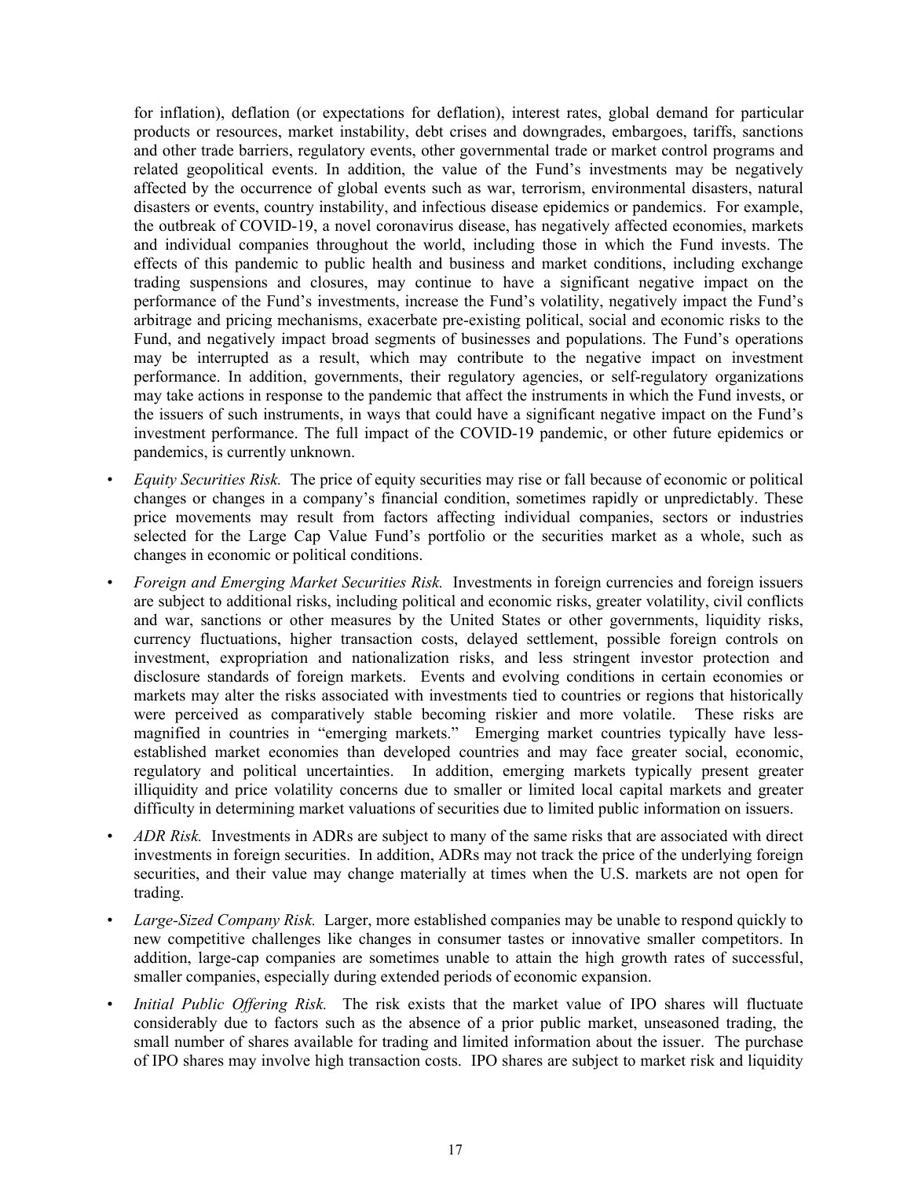for inflation), deflation (or expectations for deflation), interest rates, global demand for particular products or resources, market instability, debt crises and downgrades, embargoes, tariffs, sanctions and other trade barriers, regulatory events, other governmental trade or market control programs and related geopolitical events. In addition, the value of the Fund's investments may be negatively affected by the occurrence of global events such as war, terrorism, environmental disasters, natural disasters or events, country instability, and infectious disease epidemics or pandemics. For example, the outbreak of COVID-19, a novel coronavirus disease, has negatively affected economies, markets and individual companies throughout the world, including those in which the Fund invests. The effects of this pandemic to public health and business and market conditions, including exchange trading suspensions and closures, may continue to have a significant negative impact on the performance of the Fund's investments, increase the Fund's volatility, negatively impact the Fund's arbitrage and pricing mechanisms, exacerbate pre-existing political, social and economic risks to the Fund, and negatively impact broad segments of businesses and populations. The Fund's operations may be interrupted as a result, which may contribute to the negative impact on investment performance. In addition, governments, their regulatory agencies, or self-regulatory organizations may take actions in response to the pandemic that affect the instruments in which the Fund invests, or the issuers of such instruments, in ways that could have a significant negative impact on the Fund's investment performance. The full impact of the COVID-19 pandemic, or other future epidemics or pandemics, is currently unknown.

- *Equity Securities Risk.* The price of equity securities may rise or fall because of economic or political changes or changes in a company's financial condition, sometimes rapidly or unpredictably. These price movements may result from factors affecting individual companies, sectors or industries selected for the Large Cap Value Fund's portfolio or the securities market as a whole, such as changes in economic or political conditions.
- *Foreign and Emerging Market Securities Risk.* Investments in foreign currencies and foreign issuers are subject to additional risks, including political and economic risks, greater volatility, civil conflicts and war, sanctions or other measures by the United States or other governments, liquidity risks, currency fluctuations, higher transaction costs, delayed settlement, possible foreign controls on investment, expropriation and nationalization risks, and less stringent investor protection and disclosure standards of foreign markets. Events and evolving conditions in certain economies or markets may alter the risks associated with investments tied to countries or regions that historically were perceived as comparatively stable becoming riskier and more volatile. These risks are magnified in countries in "emerging markets." Emerging market countries typically have less-established market economies than developed countries and may face greater social, economic, regulatory and political uncertainties. In addition, emerging markets typically present greater illiquidity and price volatility concerns due to smaller or limited local capital markets and greater difficulty in determining market valuations of securities due to limited public information on issuers.
- *ADR Risk.* Investments in ADRs are subject to many of the same risks that are associated with direct investments in foreign securities. In addition, ADRs may not track the price of the underlying foreign securities, and their value may change materially at times when the U.S. markets are not open for trading.
- *Large-Sized Company Risk.* Larger, more established companies may be unable to respond quickly to new competitive challenges like changes in consumer tastes or innovative smaller competitors. In addition, large-cap companies are sometimes unable to attain the high growth rates of successful, smaller companies, especially during extended periods of economic expansion.
- *Initial Public Offering Risk.* The risk exists that the market value of IPO shares will fluctuate considerably due to factors such as the absence of a prior public market, unseasoned trading, the small number of shares available for trading and limited information about the issuer. The purchase of IPO shares may involve high transaction costs. IPO shares are subject to market risk and liquidity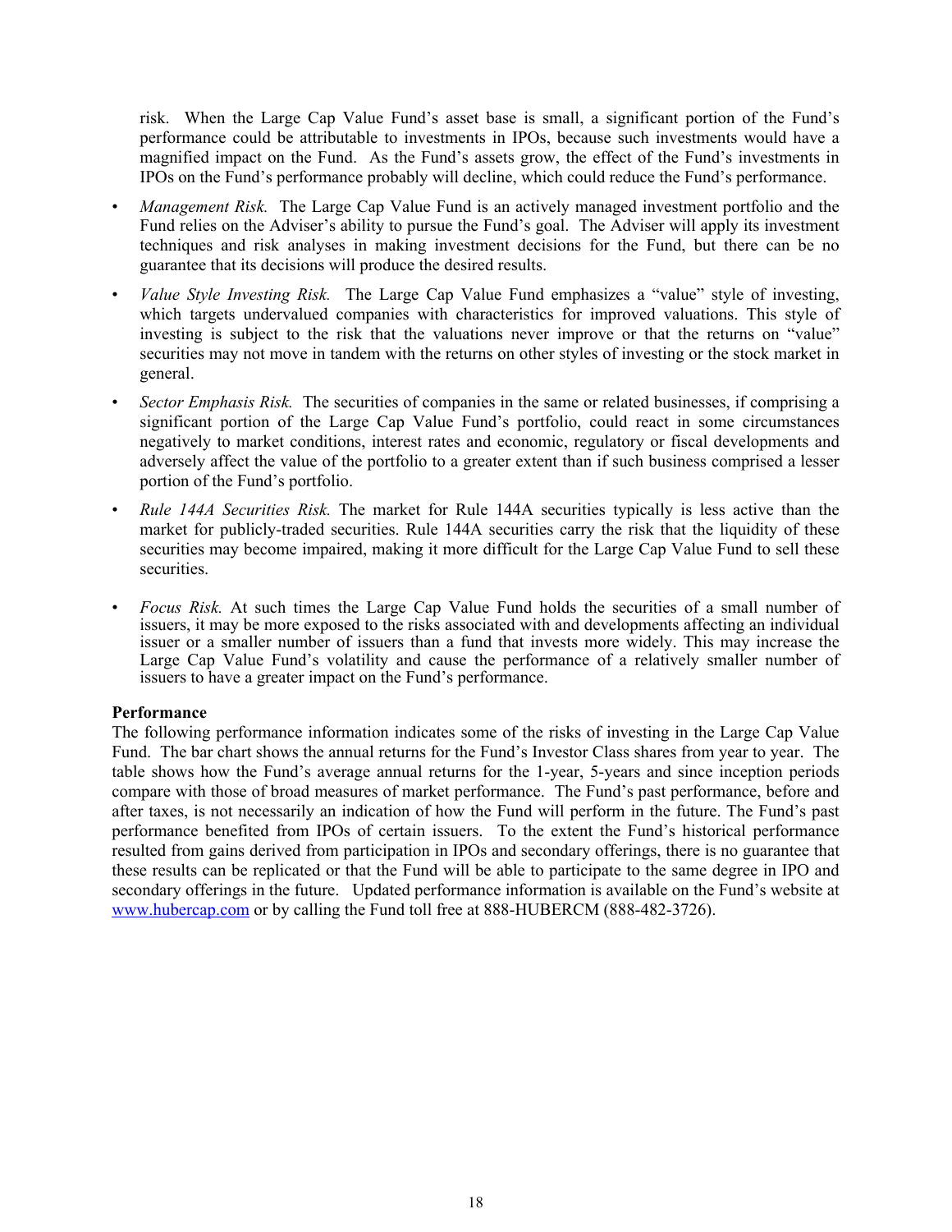risk. When the Large Cap Value Fund's asset base is small, a significant portion of the Fund's performance could be attributable to investments in IPOs, because such investments would have a magnified impact on the Fund. As the Fund's assets grow, the effect of the Fund's investments in IPOs on the Fund's performance probably will decline, which could reduce the Fund's performance.

- *Management Risk.* The Large Cap Value Fund is an actively managed investment portfolio and the Fund relies on the Adviser's ability to pursue the Fund's goal. The Adviser will apply its investment techniques and risk analyses in making investment decisions for the Fund, but there can be no guarantee that its decisions will produce the desired results.
- *Value Style Investing Risk.* The Large Cap Value Fund emphasizes a "value" style of investing, which targets undervalued companies with characteristics for improved valuations. This style of investing is subject to the risk that the valuations never improve or that the returns on "value" securities may not move in tandem with the returns on other styles of investing or the stock market in general.
- *Sector Emphasis Risk.* The securities of companies in the same or related businesses, if comprising a significant portion of the Large Cap Value Fund's portfolio, could react in some circumstances negatively to market conditions, interest rates and economic, regulatory or fiscal developments and adversely affect the value of the portfolio to a greater extent than if such business comprised a lesser portion of the Fund's portfolio.
- *Rule 144A Securities Risk.* The market for Rule 144A securities typically is less active than the market for publicly-traded securities. Rule 144A securities carry the risk that the liquidity of these securities may become impaired, making it more difficult for the Large Cap Value Fund to sell these securities.
- *Focus Risk.* At such times the Large Cap Value Fund holds the securities of a small number of issuers, it may be more exposed to the risks associated with and developments affecting an individual issuer or a smaller number of issuers than a fund that invests more widely. This may increase the Large Cap Value Fund's volatility and cause the performance of a relatively smaller number of issuers to have a greater impact on the Fund's performance.

**Performance**

The following performance information indicates some of the risks of investing in the Large Cap Value Fund. The bar chart shows the annual returns for the Fund's Investor Class shares from year to year. The table shows how the Fund's average annual returns for the 1-year, 5-years and since inception periods compare with those of broad measures of market performance. The Fund's past performance, before and after taxes, is not necessarily an indication of how the Fund will perform in the future. The Fund's past performance benefited from IPOs of certain issuers. To the extent the Fund's historical performance resulted from gains derived from participation in IPOs and secondary offerings, there is no guarantee that these results can be replicated or that the Fund will be able to participate to the same degree in IPO and secondary offerings in the future. Updated performance information is available on the Fund's website at www.hubercap.com or by calling the Fund toll free at 888-HUBERCM (888-482-3726).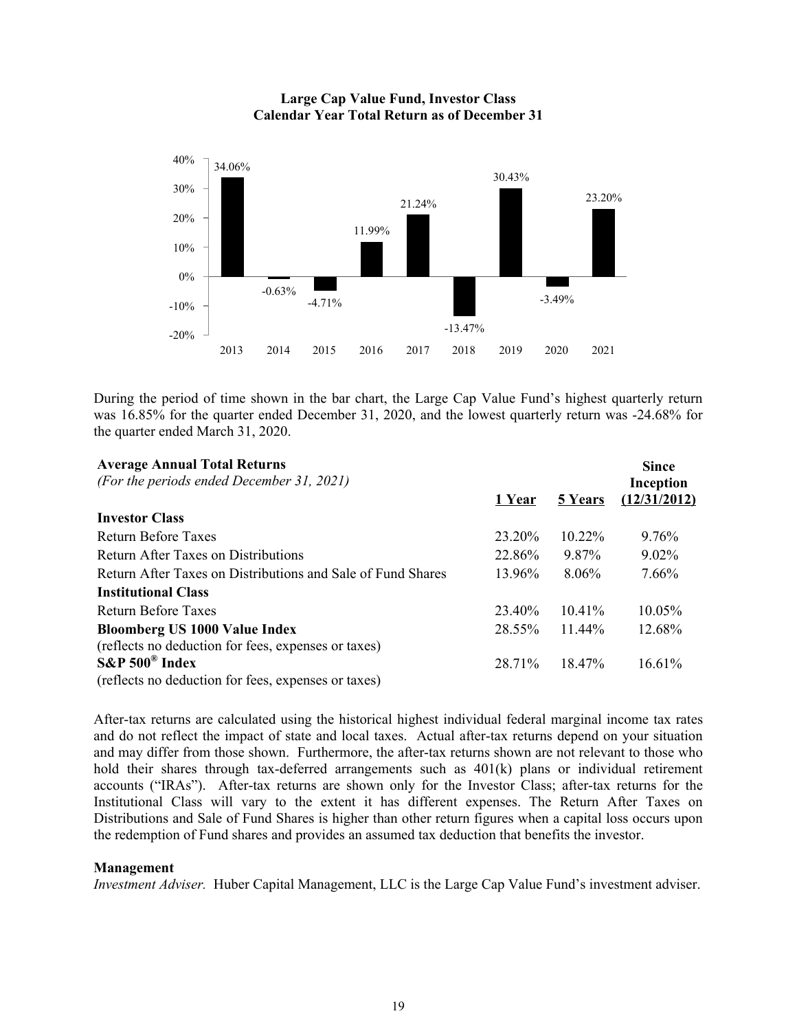**Large Cap Value Fund, Investor Class**
**Calendar Year Total Return as of December 31**

| Year | Return |
|---|---|
| 2013 | 34.06% |
| 2014 | -0.63% |
| 2015 | -4.71% |
| 2016 | 11.99% |
| 2017 | 21.24% |
| 2018 | -13.47% |
| 2019 | 30.43% |
| 2020 | -3.49% |
| 2021 | 23.20% |

During the period of time shown in the bar chart, the Large Cap Value Fund's highest quarterly return was 16.85% for the quarter ended December 31, 2020, and the lowest quarterly return was -24.68% for the quarter ended March 31, 2020.

| **Average Annual Total Returns** *(For the periods ended December 31, 2021)* | 1 Year | 5 Years | Since Inception (12/31/2012) |
|---|---|---|---|
| **Investor Class** | | | |
| Return Before Taxes | 23.20% | 10.22% | 9.76% |
| Return After Taxes on Distributions | 22.86% | 9.87% | 9.02% |
| Return After Taxes on Distributions and Sale of Fund Shares | 13.96% | 8.06% | 7.66% |
| **Institutional Class** | | | |
| Return Before Taxes | 23.40% | 10.41% | 10.05% |
| **Bloomberg US 1000 Value Index** (reflects no deduction for fees, expenses or taxes) | 28.55% | 11.44% | 12.68% |
| **S&P 500® Index** (reflects no deduction for fees, expenses or taxes) | 28.71% | 18.47% | 16.61% |

After-tax returns are calculated using the historical highest individual federal marginal income tax rates and do not reflect the impact of state and local taxes. Actual after-tax returns depend on your situation and may differ from those shown. Furthermore, the after-tax returns shown are not relevant to those who hold their shares through tax-deferred arrangements such as 401(k) plans or individual retirement accounts ("IRAs"). After-tax returns are shown only for the Investor Class; after-tax returns for the Institutional Class will vary to the extent it has different expenses. The Return After Taxes on Distributions and Sale of Fund Shares is higher than other return figures when a capital loss occurs upon the redemption of Fund shares and provides an assumed tax deduction that benefits the investor.

**Management**

*Investment Adviser.* Huber Capital Management, LLC is the Large Cap Value Fund's investment adviser.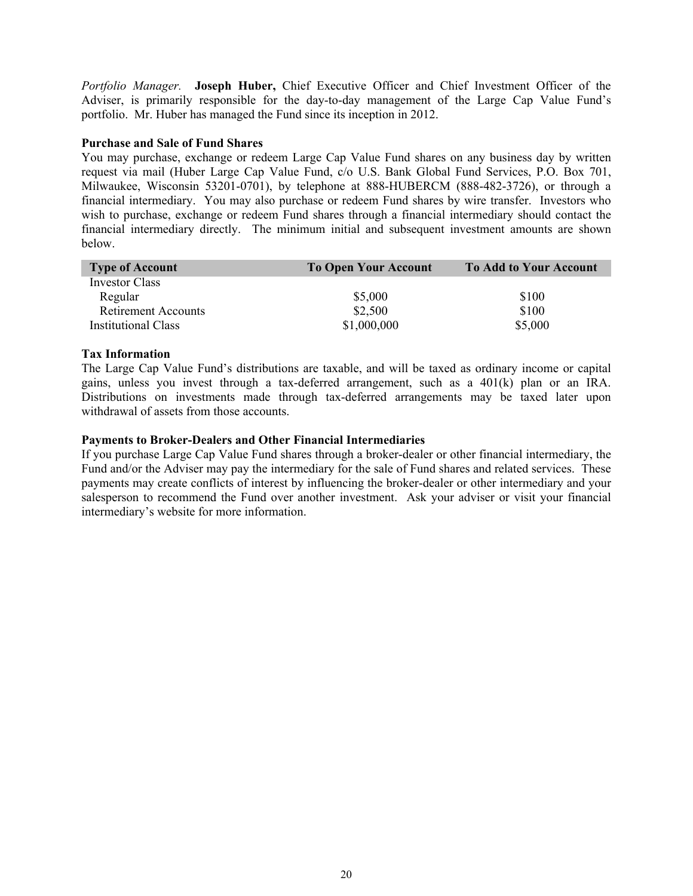*Portfolio Manager.* **Joseph Huber,** Chief Executive Officer and Chief Investment Officer of the Adviser, is primarily responsible for the day-to-day management of the Large Cap Value Fund's portfolio. Mr. Huber has managed the Fund since its inception in 2012.

**Purchase and Sale of Fund Shares**

You may purchase, exchange or redeem Large Cap Value Fund shares on any business day by written request via mail (Huber Large Cap Value Fund, c/o U.S. Bank Global Fund Services, P.O. Box 701, Milwaukee, Wisconsin 53201-0701), by telephone at 888-HUBERCM (888-482-3726), or through a financial intermediary. You may also purchase or redeem Fund shares by wire transfer. Investors who wish to purchase, exchange or redeem Fund shares through a financial intermediary should contact the financial intermediary directly. The minimum initial and subsequent investment amounts are shown below.

| Type of Account | To Open Your Account | To Add to Your Account |
|---|---|---|
| Investor Class | | |
| Regular | $5,000 | $100 |
| Retirement Accounts | $2,500 | $100 |
| Institutional Class | $1,000,000 | $5,000 |

**Tax Information**

The Large Cap Value Fund's distributions are taxable, and will be taxed as ordinary income or capital gains, unless you invest through a tax-deferred arrangement, such as a 401(k) plan or an IRA. Distributions on investments made through tax-deferred arrangements may be taxed later upon withdrawal of assets from those accounts.

**Payments to Broker-Dealers and Other Financial Intermediaries**

If you purchase Large Cap Value Fund shares through a broker-dealer or other financial intermediary, the Fund and/or the Adviser may pay the intermediary for the sale of Fund shares and related services. These payments may create conflicts of interest by influencing the broker-dealer or other intermediary and your salesperson to recommend the Fund over another investment. Ask your adviser or visit your financial intermediary's website for more information.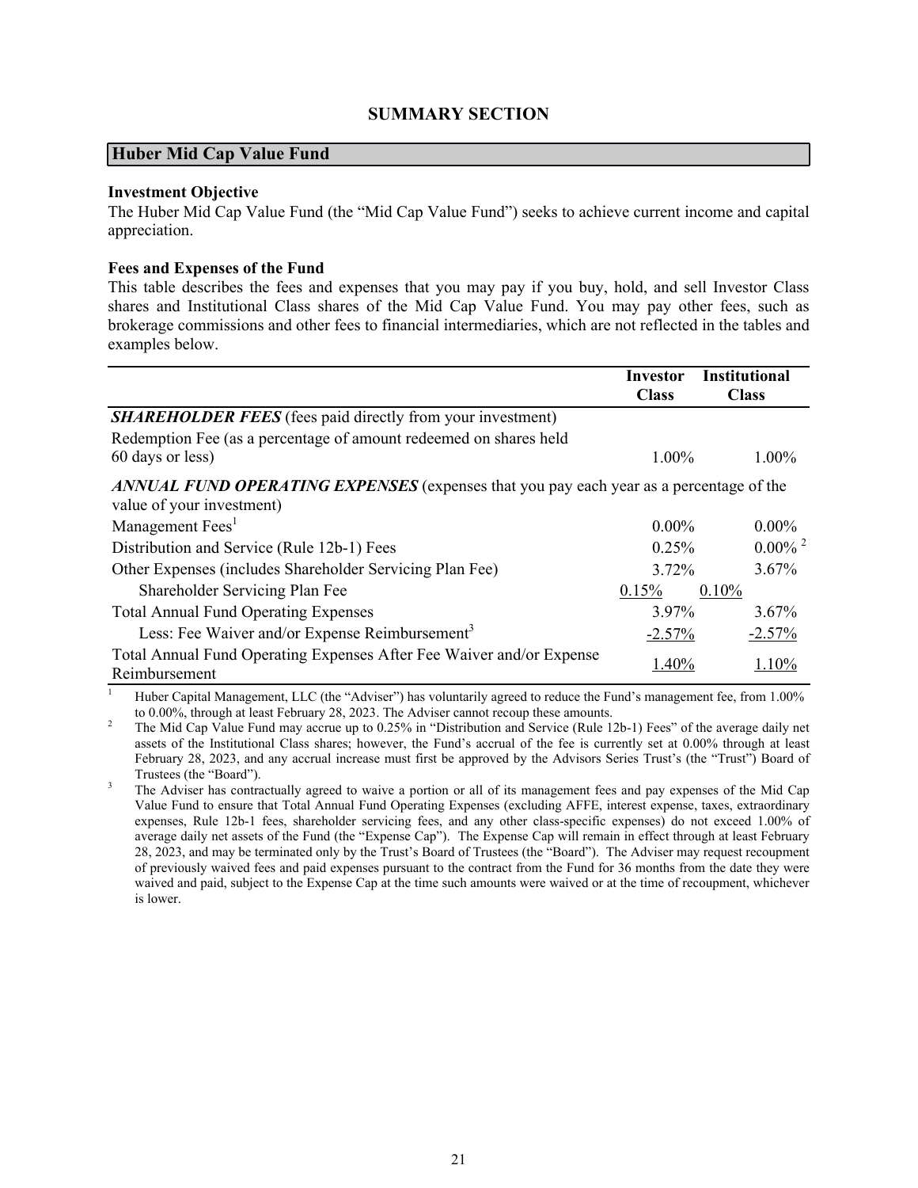# SUMMARY SECTION

## Huber Mid Cap Value Fund

**Investment Objective**
The Huber Mid Cap Value Fund (the "Mid Cap Value Fund") seeks to achieve current income and capital appreciation.

**Fees and Expenses of the Fund**
This table describes the fees and expenses that you may pay if you buy, hold, and sell Investor Class shares and Institutional Class shares of the Mid Cap Value Fund. You may pay other fees, such as brokerage commissions and other fees to financial intermediaries, which are not reflected in the tables and examples below.

| | Investor Class | Institutional Class |
|---|---|---|
| ***SHAREHOLDER FEES*** (fees paid directly from your investment) | | |
| Redemption Fee (as a percentage of amount redeemed on shares held 60 days or less) | 1.00% | 1.00% |
| ***ANNUAL FUND OPERATING EXPENSES*** (expenses that you pay each year as a percentage of the value of your investment) | | |
| Management Fees[1] | 0.00% | 0.00% |
| Distribution and Service (Rule 12b-1) Fees | 0.25% | 0.00% [2] |
| Other Expenses (includes Shareholder Servicing Plan Fee) | 3.72% | 3.67% |
| Shareholder Servicing Plan Fee | 0.15% | 0.10% |
| Total Annual Fund Operating Expenses | 3.97% | 3.67% |
| Less: Fee Waiver and/or Expense Reimbursement[3] | -2.57% | -2.57% |
| Total Annual Fund Operating Expenses After Fee Waiver and/or Expense Reimbursement | 1.40% | 1.10% |

[1] Huber Capital Management, LLC (the "Adviser") has voluntarily agreed to reduce the Fund's management fee, from 1.00% to 0.00%, through at least February 28, 2023. The Adviser cannot recoup these amounts.

[2] The Mid Cap Value Fund may accrue up to 0.25% in "Distribution and Service (Rule 12b-1) Fees" of the average daily net assets of the Institutional Class shares; however, the Fund's accrual of the fee is currently set at 0.00% through at least February 28, 2023, and any accrual increase must first be approved by the Advisors Series Trust's (the "Trust") Board of Trustees (the "Board").

[3] The Adviser has contractually agreed to waive a portion or all of its management fees and pay expenses of the Mid Cap Value Fund to ensure that Total Annual Fund Operating Expenses (excluding AFFE, interest expense, taxes, extraordinary expenses, Rule 12b-1 fees, shareholder servicing fees, and any other class-specific expenses) do not exceed 1.00% of average daily net assets of the Fund (the "Expense Cap"). The Expense Cap will remain in effect through at least February 28, 2023, and may be terminated only by the Trust's Board of Trustees (the "Board"). The Adviser may request recoupment of previously waived fees and paid expenses pursuant to the contract from the Fund for 36 months from the date they were waived and paid, subject to the Expense Cap at the time such amounts were waived or at the time of recoupment, whichever is lower.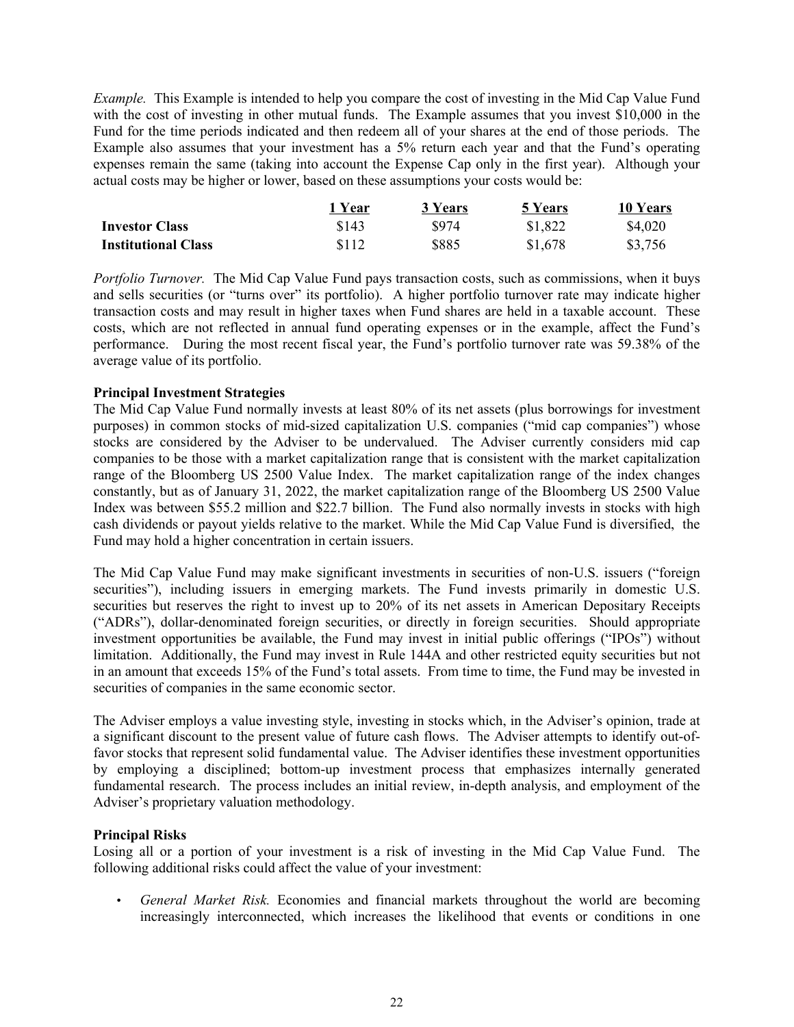*Example.* This Example is intended to help you compare the cost of investing in the Mid Cap Value Fund with the cost of investing in other mutual funds. The Example assumes that you invest $10,000 in the Fund for the time periods indicated and then redeem all of your shares at the end of those periods. The Example also assumes that your investment has a 5% return each year and that the Fund's operating expenses remain the same (taking into account the Expense Cap only in the first year). Although your actual costs may be higher or lower, based on these assumptions your costs would be:

| | 1 Year | 3 Years | 5 Years | 10 Years |
|---|---|---|---|---|
| **Investor Class** | $143 | $974 | $1,822 | $4,020 |
| **Institutional Class** | $112 | $885 | $1,678 | $3,756 |

*Portfolio Turnover.* The Mid Cap Value Fund pays transaction costs, such as commissions, when it buys and sells securities (or "turns over" its portfolio). A higher portfolio turnover rate may indicate higher transaction costs and may result in higher taxes when Fund shares are held in a taxable account. These costs, which are not reflected in annual fund operating expenses or in the example, affect the Fund's performance. During the most recent fiscal year, the Fund's portfolio turnover rate was 59.38% of the average value of its portfolio.

**Principal Investment Strategies**

The Mid Cap Value Fund normally invests at least 80% of its net assets (plus borrowings for investment purposes) in common stocks of mid-sized capitalization U.S. companies ("mid cap companies") whose stocks are considered by the Adviser to be undervalued. The Adviser currently considers mid cap companies to be those with a market capitalization range that is consistent with the market capitalization range of the Bloomberg US 2500 Value Index. The market capitalization range of the index changes constantly, but as of January 31, 2022, the market capitalization range of the Bloomberg US 2500 Value Index was between $55.2 million and $22.7 billion. The Fund also normally invests in stocks with high cash dividends or payout yields relative to the market. While the Mid Cap Value Fund is diversified, the Fund may hold a higher concentration in certain issuers.

The Mid Cap Value Fund may make significant investments in securities of non-U.S. issuers ("foreign securities"), including issuers in emerging markets. The Fund invests primarily in domestic U.S. securities but reserves the right to invest up to 20% of its net assets in American Depositary Receipts ("ADRs"), dollar-denominated foreign securities, or directly in foreign securities. Should appropriate investment opportunities be available, the Fund may invest in initial public offerings ("IPOs") without limitation. Additionally, the Fund may invest in Rule 144A and other restricted equity securities but not in an amount that exceeds 15% of the Fund's total assets. From time to time, the Fund may be invested in securities of companies in the same economic sector.

The Adviser employs a value investing style, investing in stocks which, in the Adviser's opinion, trade at a significant discount to the present value of future cash flows. The Adviser attempts to identify out-of-favor stocks that represent solid fundamental value. The Adviser identifies these investment opportunities by employing a disciplined; bottom-up investment process that emphasizes internally generated fundamental research. The process includes an initial review, in-depth analysis, and employment of the Adviser's proprietary valuation methodology.

**Principal Risks**

Losing all or a portion of your investment is a risk of investing in the Mid Cap Value Fund. The following additional risks could affect the value of your investment:

- *General Market Risk.* Economies and financial markets throughout the world are becoming increasingly interconnected, which increases the likelihood that events or conditions in one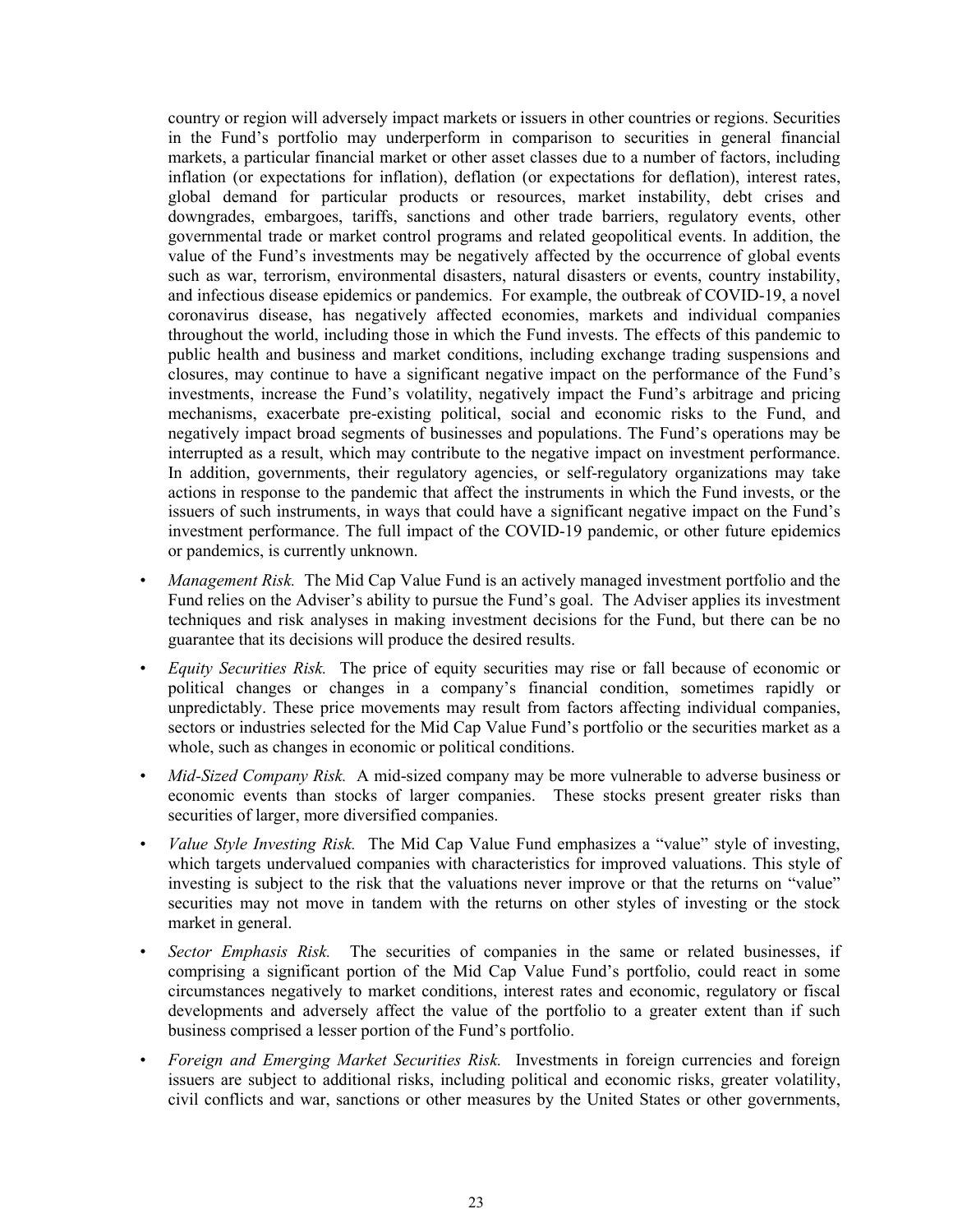country or region will adversely impact markets or issuers in other countries or regions. Securities in the Fund's portfolio may underperform in comparison to securities in general financial markets, a particular financial market or other asset classes due to a number of factors, including inflation (or expectations for inflation), deflation (or expectations for deflation), interest rates, global demand for particular products or resources, market instability, debt crises and downgrades, embargoes, tariffs, sanctions and other trade barriers, regulatory events, other governmental trade or market control programs and related geopolitical events. In addition, the value of the Fund's investments may be negatively affected by the occurrence of global events such as war, terrorism, environmental disasters, natural disasters or events, country instability, and infectious disease epidemics or pandemics. For example, the outbreak of COVID-19, a novel coronavirus disease, has negatively affected economies, markets and individual companies throughout the world, including those in which the Fund invests. The effects of this pandemic to public health and business and market conditions, including exchange trading suspensions and closures, may continue to have a significant negative impact on the performance of the Fund's investments, increase the Fund's volatility, negatively impact the Fund's arbitrage and pricing mechanisms, exacerbate pre-existing political, social and economic risks to the Fund, and negatively impact broad segments of businesses and populations. The Fund's operations may be interrupted as a result, which may contribute to the negative impact on investment performance. In addition, governments, their regulatory agencies, or self-regulatory organizations may take actions in response to the pandemic that affect the instruments in which the Fund invests, or the issuers of such instruments, in ways that could have a significant negative impact on the Fund's investment performance. The full impact of the COVID-19 pandemic, or other future epidemics or pandemics, is currently unknown.

- *Management Risk.* The Mid Cap Value Fund is an actively managed investment portfolio and the Fund relies on the Adviser's ability to pursue the Fund's goal. The Adviser applies its investment techniques and risk analyses in making investment decisions for the Fund, but there can be no guarantee that its decisions will produce the desired results.
- *Equity Securities Risk.* The price of equity securities may rise or fall because of economic or political changes or changes in a company's financial condition, sometimes rapidly or unpredictably. These price movements may result from factors affecting individual companies, sectors or industries selected for the Mid Cap Value Fund's portfolio or the securities market as a whole, such as changes in economic or political conditions.
- *Mid-Sized Company Risk.* A mid-sized company may be more vulnerable to adverse business or economic events than stocks of larger companies. These stocks present greater risks than securities of larger, more diversified companies.
- *Value Style Investing Risk.* The Mid Cap Value Fund emphasizes a "value" style of investing, which targets undervalued companies with characteristics for improved valuations. This style of investing is subject to the risk that the valuations never improve or that the returns on "value" securities may not move in tandem with the returns on other styles of investing or the stock market in general.
- *Sector Emphasis Risk.* The securities of companies in the same or related businesses, if comprising a significant portion of the Mid Cap Value Fund's portfolio, could react in some circumstances negatively to market conditions, interest rates and economic, regulatory or fiscal developments and adversely affect the value of the portfolio to a greater extent than if such business comprised a lesser portion of the Fund's portfolio.
- *Foreign and Emerging Market Securities Risk.* Investments in foreign currencies and foreign issuers are subject to additional risks, including political and economic risks, greater volatility, civil conflicts and war, sanctions or other measures by the United States or other governments,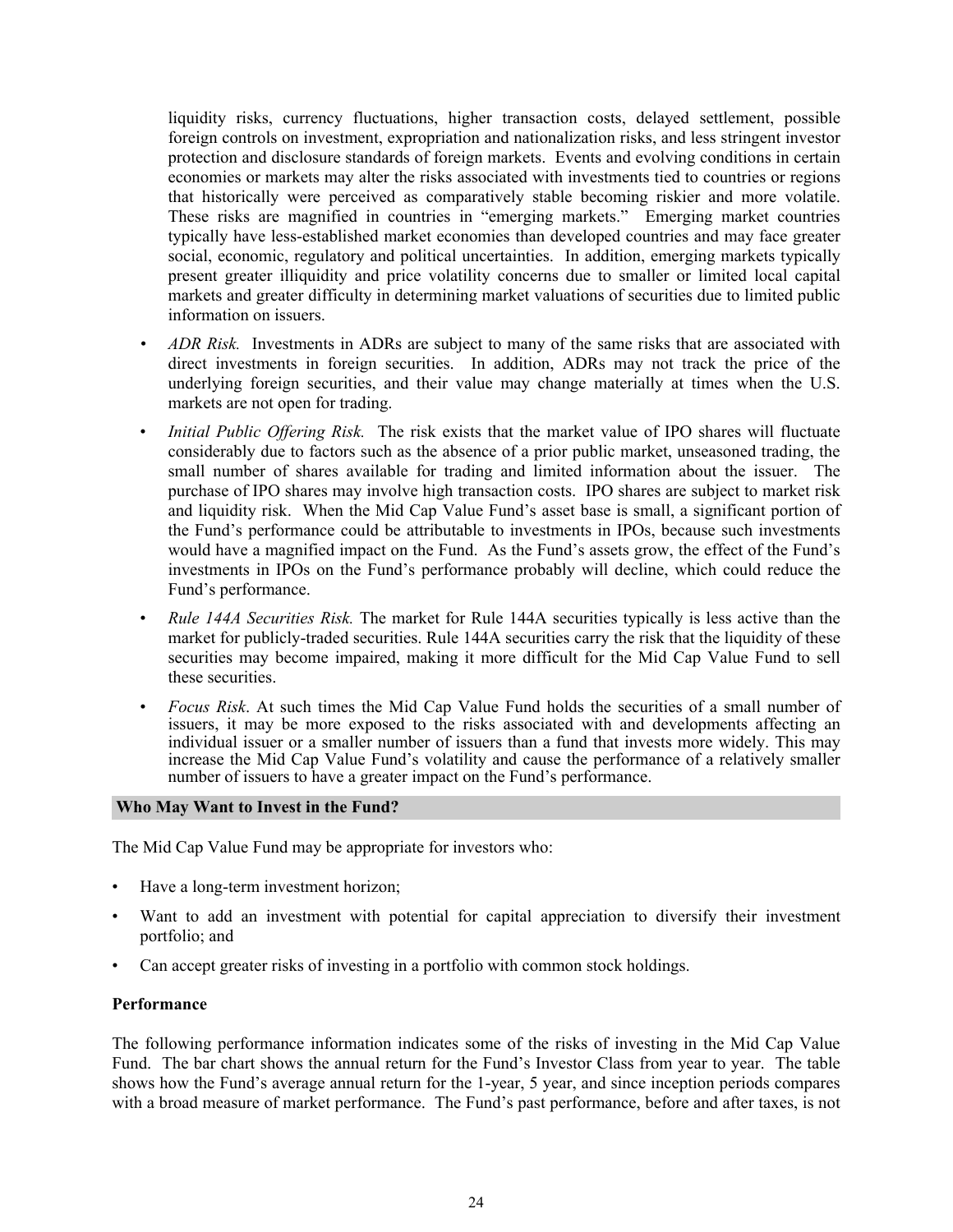liquidity risks, currency fluctuations, higher transaction costs, delayed settlement, possible foreign controls on investment, expropriation and nationalization risks, and less stringent investor protection and disclosure standards of foreign markets. Events and evolving conditions in certain economies or markets may alter the risks associated with investments tied to countries or regions that historically were perceived as comparatively stable becoming riskier and more volatile. These risks are magnified in countries in "emerging markets." Emerging market countries typically have less-established market economies than developed countries and may face greater social, economic, regulatory and political uncertainties. In addition, emerging markets typically present greater illiquidity and price volatility concerns due to smaller or limited local capital markets and greater difficulty in determining market valuations of securities due to limited public information on issuers.

- *ADR Risk.* Investments in ADRs are subject to many of the same risks that are associated with direct investments in foreign securities. In addition, ADRs may not track the price of the underlying foreign securities, and their value may change materially at times when the U.S. markets are not open for trading.
- *Initial Public Offering Risk.* The risk exists that the market value of IPO shares will fluctuate considerably due to factors such as the absence of a prior public market, unseasoned trading, the small number of shares available for trading and limited information about the issuer. The purchase of IPO shares may involve high transaction costs. IPO shares are subject to market risk and liquidity risk. When the Mid Cap Value Fund's asset base is small, a significant portion of the Fund's performance could be attributable to investments in IPOs, because such investments would have a magnified impact on the Fund. As the Fund's assets grow, the effect of the Fund's investments in IPOs on the Fund's performance probably will decline, which could reduce the Fund's performance.
- *Rule 144A Securities Risk.* The market for Rule 144A securities typically is less active than the market for publicly-traded securities. Rule 144A securities carry the risk that the liquidity of these securities may become impaired, making it more difficult for the Mid Cap Value Fund to sell these securities.
- *Focus Risk*. At such times the Mid Cap Value Fund holds the securities of a small number of issuers, it may be more exposed to the risks associated with and developments affecting an individual issuer or a smaller number of issuers than a fund that invests more widely. This may increase the Mid Cap Value Fund's volatility and cause the performance of a relatively smaller number of issuers to have a greater impact on the Fund's performance.

## Who May Want to Invest in the Fund?

The Mid Cap Value Fund may be appropriate for investors who:

- Have a long-term investment horizon;
- Want to add an investment with potential for capital appreciation to diversify their investment portfolio; and
- Can accept greater risks of investing in a portfolio with common stock holdings.

### Performance

The following performance information indicates some of the risks of investing in the Mid Cap Value Fund. The bar chart shows the annual return for the Fund's Investor Class from year to year. The table shows how the Fund's average annual return for the 1-year, 5 year, and since inception periods compares with a broad measure of market performance. The Fund's past performance, before and after taxes, is not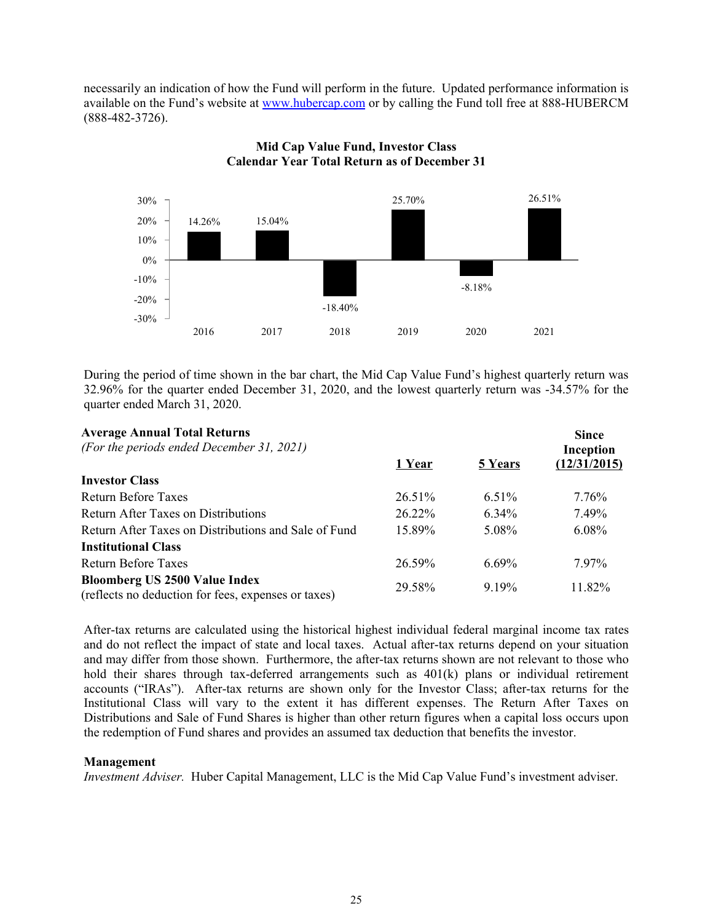necessarily an indication of how the Fund will perform in the future. Updated performance information is available on the Fund's website at www.hubercap.com or by calling the Fund toll free at 888-HUBERCM (888-482-3726).

**Mid Cap Value Fund, Investor Class**
**Calendar Year Total Return as of December 31**

| Year | Total Return |
|---|---|
| 2016 | 14.26% |
| 2017 | 15.04% |
| 2018 | -18.40% |
| 2019 | 25.70% |
| 2020 | -8.18% |
| 2021 | 26.51% |

During the period of time shown in the bar chart, the Mid Cap Value Fund's highest quarterly return was 32.96% for the quarter ended December 31, 2020, and the lowest quarterly return was -34.57% for the quarter ended March 31, 2020.

| **Average Annual Total Returns** *(For the periods ended December 31, 2021)* | **1 Year** | **5 Years** | **Since Inception (12/31/2015)** |
|---|---|---|---|
| **Investor Class** | | | |
| Return Before Taxes | 26.51% | 6.51% | 7.76% |
| Return After Taxes on Distributions | 26.22% | 6.34% | 7.49% |
| Return After Taxes on Distributions and Sale of Fund | 15.89% | 5.08% | 6.08% |
| **Institutional Class** | | | |
| Return Before Taxes | 26.59% | 6.69% | 7.97% |
| **Bloomberg US 2500 Value Index** (reflects no deduction for fees, expenses or taxes) | 29.58% | 9.19% | 11.82% |

After-tax returns are calculated using the historical highest individual federal marginal income tax rates and do not reflect the impact of state and local taxes. Actual after-tax returns depend on your situation and may differ from those shown. Furthermore, the after-tax returns shown are not relevant to those who hold their shares through tax-deferred arrangements such as 401(k) plans or individual retirement accounts ("IRAs"). After-tax returns are shown only for the Investor Class; after-tax returns for the Institutional Class will vary to the extent it has different expenses. The Return After Taxes on Distributions and Sale of Fund Shares is higher than other return figures when a capital loss occurs upon the redemption of Fund shares and provides an assumed tax deduction that benefits the investor.

**Management**

*Investment Adviser.* Huber Capital Management, LLC is the Mid Cap Value Fund's investment adviser.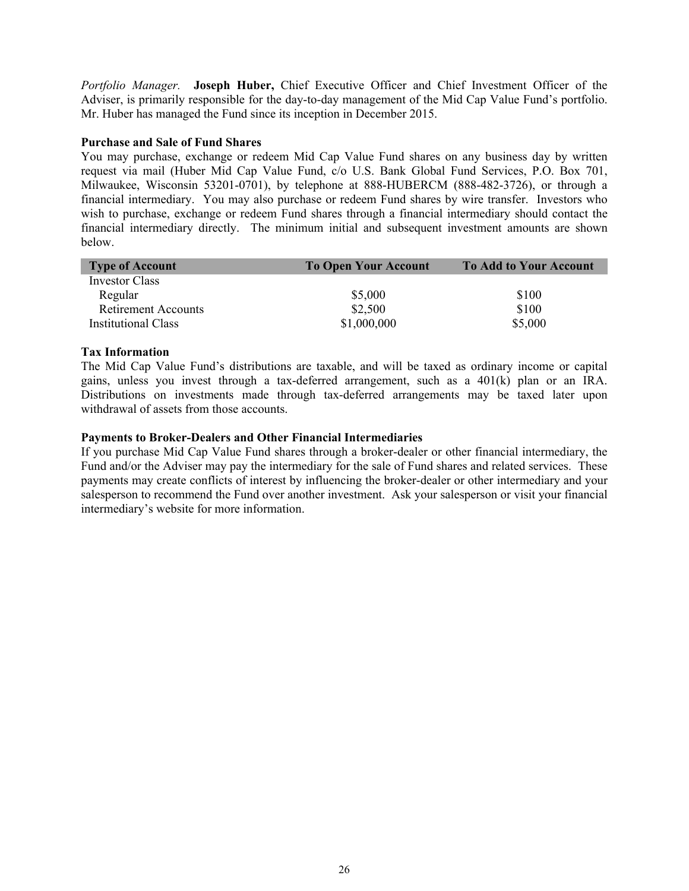*Portfolio Manager.* **Joseph Huber,** Chief Executive Officer and Chief Investment Officer of the Adviser, is primarily responsible for the day-to-day management of the Mid Cap Value Fund's portfolio. Mr. Huber has managed the Fund since its inception in December 2015.

**Purchase and Sale of Fund Shares**

You may purchase, exchange or redeem Mid Cap Value Fund shares on any business day by written request via mail (Huber Mid Cap Value Fund, c/o U.S. Bank Global Fund Services, P.O. Box 701, Milwaukee, Wisconsin 53201-0701), by telephone at 888-HUBERCM (888-482-3726), or through a financial intermediary. You may also purchase or redeem Fund shares by wire transfer. Investors who wish to purchase, exchange or redeem Fund shares through a financial intermediary should contact the financial intermediary directly. The minimum initial and subsequent investment amounts are shown below.

| Type of Account | To Open Your Account | To Add to Your Account |
| --- | --- | --- |
| Investor Class | | |
| Regular | $5,000 | $100 |
| Retirement Accounts | $2,500 | $100 |
| Institutional Class | $1,000,000 | $5,000 |

**Tax Information**

The Mid Cap Value Fund's distributions are taxable, and will be taxed as ordinary income or capital gains, unless you invest through a tax-deferred arrangement, such as a 401(k) plan or an IRA. Distributions on investments made through tax-deferred arrangements may be taxed later upon withdrawal of assets from those accounts.

**Payments to Broker-Dealers and Other Financial Intermediaries**

If you purchase Mid Cap Value Fund shares through a broker-dealer or other financial intermediary, the Fund and/or the Adviser may pay the intermediary for the sale of Fund shares and related services. These payments may create conflicts of interest by influencing the broker-dealer or other intermediary and your salesperson to recommend the Fund over another investment. Ask your salesperson or visit your financial intermediary's website for more information.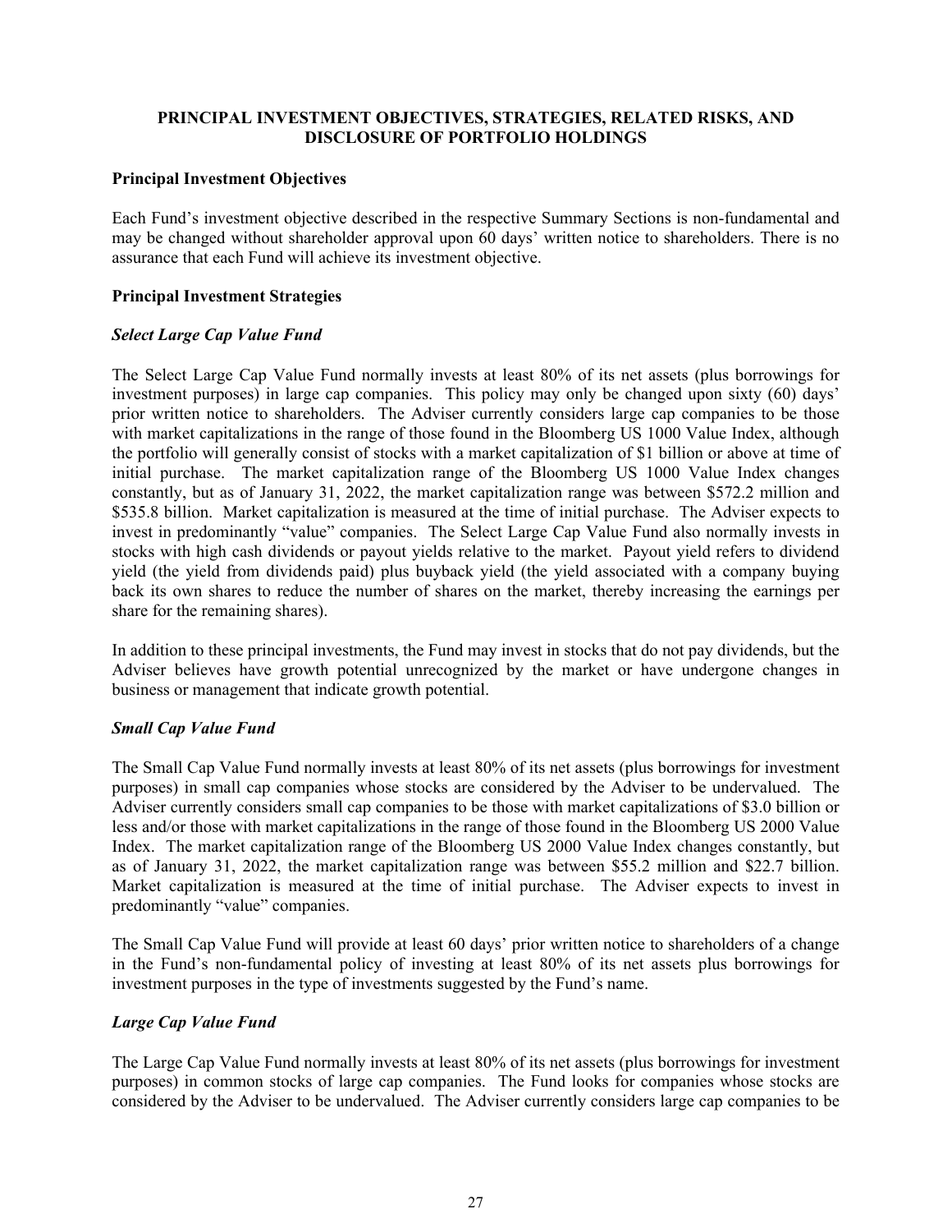## PRINCIPAL INVESTMENT OBJECTIVES, STRATEGIES, RELATED RISKS, AND DISCLOSURE OF PORTFOLIO HOLDINGS

### Principal Investment Objectives

Each Fund's investment objective described in the respective Summary Sections is non-fundamental and may be changed without shareholder approval upon 60 days' written notice to shareholders. There is no assurance that each Fund will achieve its investment objective.

### Principal Investment Strategies

#### *Select Large Cap Value Fund*

The Select Large Cap Value Fund normally invests at least 80% of its net assets (plus borrowings for investment purposes) in large cap companies. This policy may only be changed upon sixty (60) days' prior written notice to shareholders. The Adviser currently considers large cap companies to be those with market capitalizations in the range of those found in the Bloomberg US 1000 Value Index, although the portfolio will generally consist of stocks with a market capitalization of $1 billion or above at time of initial purchase. The market capitalization range of the Bloomberg US 1000 Value Index changes constantly, but as of January 31, 2022, the market capitalization range was between $572.2 million and $535.8 billion. Market capitalization is measured at the time of initial purchase. The Adviser expects to invest in predominantly "value" companies. The Select Large Cap Value Fund also normally invests in stocks with high cash dividends or payout yields relative to the market. Payout yield refers to dividend yield (the yield from dividends paid) plus buyback yield (the yield associated with a company buying back its own shares to reduce the number of shares on the market, thereby increasing the earnings per share for the remaining shares).

In addition to these principal investments, the Fund may invest in stocks that do not pay dividends, but the Adviser believes have growth potential unrecognized by the market or have undergone changes in business or management that indicate growth potential.

#### *Small Cap Value Fund*

The Small Cap Value Fund normally invests at least 80% of its net assets (plus borrowings for investment purposes) in small cap companies whose stocks are considered by the Adviser to be undervalued. The Adviser currently considers small cap companies to be those with market capitalizations of $3.0 billion or less and/or those with market capitalizations in the range of those found in the Bloomberg US 2000 Value Index. The market capitalization range of the Bloomberg US 2000 Value Index changes constantly, but as of January 31, 2022, the market capitalization range was between $55.2 million and $22.7 billion. Market capitalization is measured at the time of initial purchase. The Adviser expects to invest in predominantly "value" companies.

The Small Cap Value Fund will provide at least 60 days' prior written notice to shareholders of a change in the Fund's non-fundamental policy of investing at least 80% of its net assets plus borrowings for investment purposes in the type of investments suggested by the Fund's name.

#### *Large Cap Value Fund*

The Large Cap Value Fund normally invests at least 80% of its net assets (plus borrowings for investment purposes) in common stocks of large cap companies. The Fund looks for companies whose stocks are considered by the Adviser to be undervalued. The Adviser currently considers large cap companies to be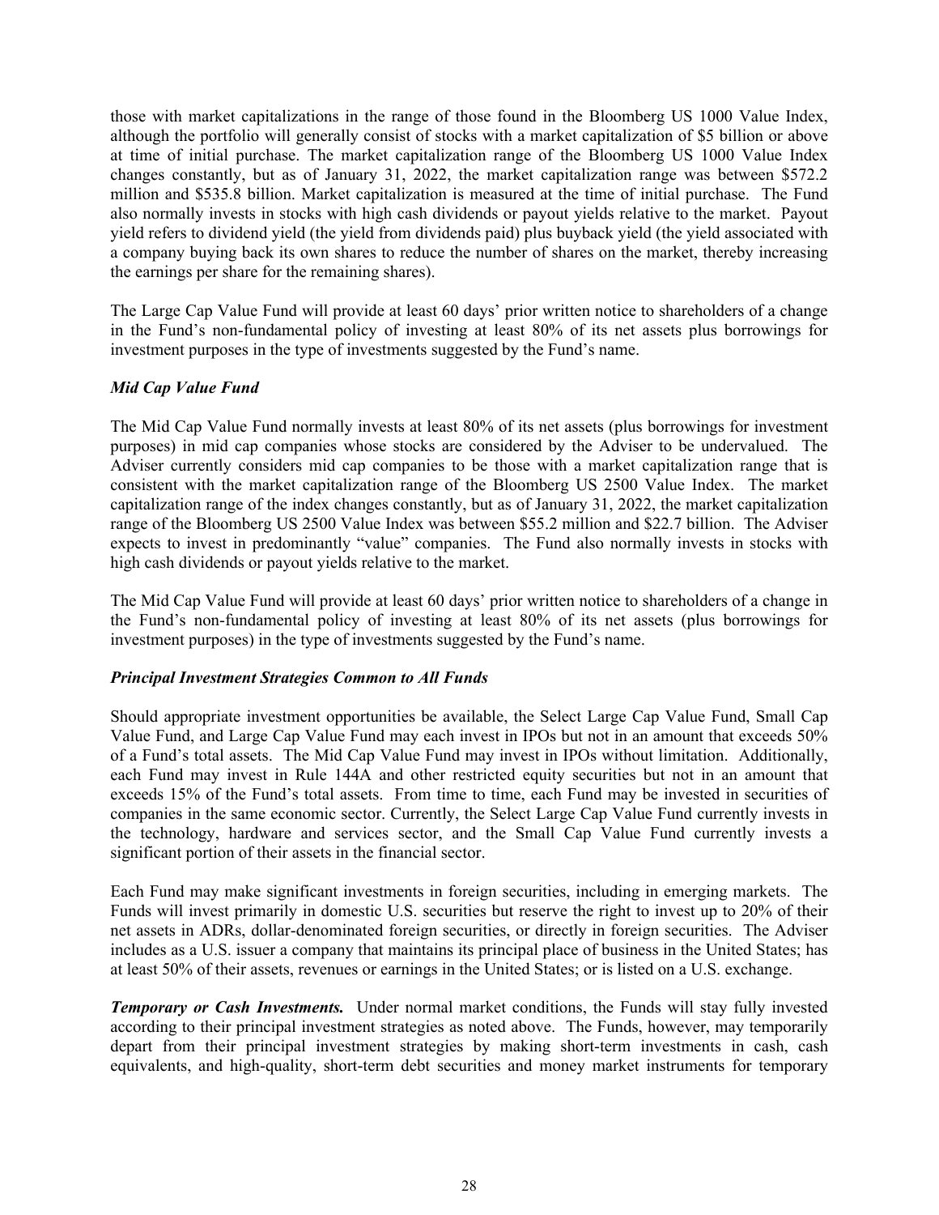those with market capitalizations in the range of those found in the Bloomberg US 1000 Value Index, although the portfolio will generally consist of stocks with a market capitalization of $5 billion or above at time of initial purchase. The market capitalization range of the Bloomberg US 1000 Value Index changes constantly, but as of January 31, 2022, the market capitalization range was between $572.2 million and $535.8 billion. Market capitalization is measured at the time of initial purchase. The Fund also normally invests in stocks with high cash dividends or payout yields relative to the market. Payout yield refers to dividend yield (the yield from dividends paid) plus buyback yield (the yield associated with a company buying back its own shares to reduce the number of shares on the market, thereby increasing the earnings per share for the remaining shares).

The Large Cap Value Fund will provide at least 60 days' prior written notice to shareholders of a change in the Fund's non-fundamental policy of investing at least 80% of its net assets plus borrowings for investment purposes in the type of investments suggested by the Fund's name.

### *Mid Cap Value Fund*

The Mid Cap Value Fund normally invests at least 80% of its net assets (plus borrowings for investment purposes) in mid cap companies whose stocks are considered by the Adviser to be undervalued. The Adviser currently considers mid cap companies to be those with a market capitalization range that is consistent with the market capitalization range of the Bloomberg US 2500 Value Index. The market capitalization range of the index changes constantly, but as of January 31, 2022, the market capitalization range of the Bloomberg US 2500 Value Index was between $55.2 million and $22.7 billion. The Adviser expects to invest in predominantly "value" companies. The Fund also normally invests in stocks with high cash dividends or payout yields relative to the market.

The Mid Cap Value Fund will provide at least 60 days' prior written notice to shareholders of a change in the Fund's non-fundamental policy of investing at least 80% of its net assets (plus borrowings for investment purposes) in the type of investments suggested by the Fund's name.

### *Principal Investment Strategies Common to All Funds*

Should appropriate investment opportunities be available, the Select Large Cap Value Fund, Small Cap Value Fund, and Large Cap Value Fund may each invest in IPOs but not in an amount that exceeds 50% of a Fund's total assets. The Mid Cap Value Fund may invest in IPOs without limitation. Additionally, each Fund may invest in Rule 144A and other restricted equity securities but not in an amount that exceeds 15% of the Fund's total assets. From time to time, each Fund may be invested in securities of companies in the same economic sector. Currently, the Select Large Cap Value Fund currently invests in the technology, hardware and services sector, and the Small Cap Value Fund currently invests a significant portion of their assets in the financial sector.

Each Fund may make significant investments in foreign securities, including in emerging markets. The Funds will invest primarily in domestic U.S. securities but reserve the right to invest up to 20% of their net assets in ADRs, dollar-denominated foreign securities, or directly in foreign securities. The Adviser includes as a U.S. issuer a company that maintains its principal place of business in the United States; has at least 50% of their assets, revenues or earnings in the United States; or is listed on a U.S. exchange.

***Temporary or Cash Investments.*** Under normal market conditions, the Funds will stay fully invested according to their principal investment strategies as noted above. The Funds, however, may temporarily depart from their principal investment strategies by making short-term investments in cash, cash equivalents, and high-quality, short-term debt securities and money market instruments for temporary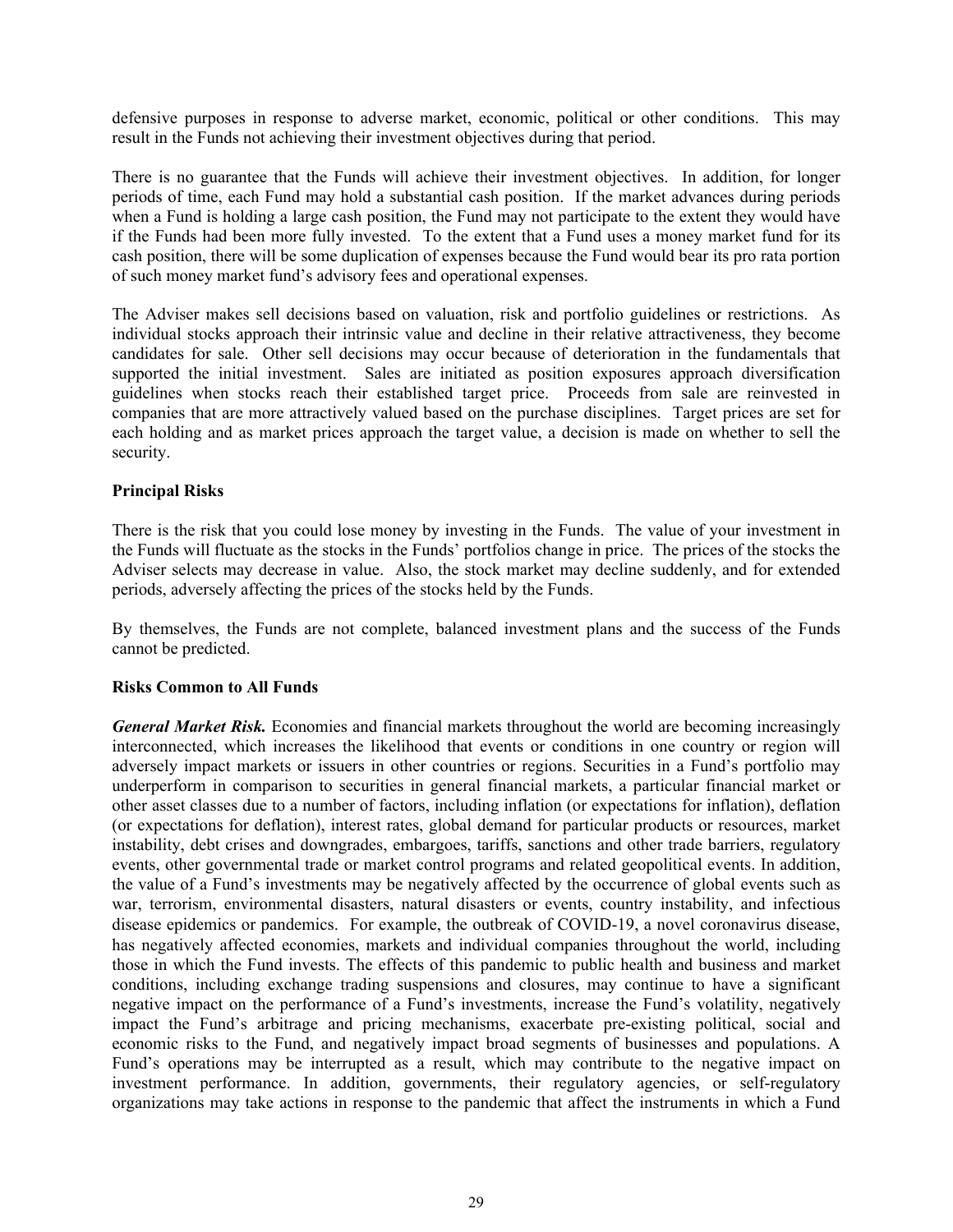defensive purposes in response to adverse market, economic, political or other conditions. This may result in the Funds not achieving their investment objectives during that period.

There is no guarantee that the Funds will achieve their investment objectives. In addition, for longer periods of time, each Fund may hold a substantial cash position. If the market advances during periods when a Fund is holding a large cash position, the Fund may not participate to the extent they would have if the Funds had been more fully invested. To the extent that a Fund uses a money market fund for its cash position, there will be some duplication of expenses because the Fund would bear its pro rata portion of such money market fund's advisory fees and operational expenses.

The Adviser makes sell decisions based on valuation, risk and portfolio guidelines or restrictions. As individual stocks approach their intrinsic value and decline in their relative attractiveness, they become candidates for sale. Other sell decisions may occur because of deterioration in the fundamentals that supported the initial investment. Sales are initiated as position exposures approach diversification guidelines when stocks reach their established target price. Proceeds from sale are reinvested in companies that are more attractively valued based on the purchase disciplines. Target prices are set for each holding and as market prices approach the target value, a decision is made on whether to sell the security.

**Principal Risks**

There is the risk that you could lose money by investing in the Funds. The value of your investment in the Funds will fluctuate as the stocks in the Funds' portfolios change in price. The prices of the stocks the Adviser selects may decrease in value. Also, the stock market may decline suddenly, and for extended periods, adversely affecting the prices of the stocks held by the Funds.

By themselves, the Funds are not complete, balanced investment plans and the success of the Funds cannot be predicted.

**Risks Common to All Funds**

***General Market Risk.*** Economies and financial markets throughout the world are becoming increasingly interconnected, which increases the likelihood that events or conditions in one country or region will adversely impact markets or issuers in other countries or regions. Securities in a Fund's portfolio may underperform in comparison to securities in general financial markets, a particular financial market or other asset classes due to a number of factors, including inflation (or expectations for inflation), deflation (or expectations for deflation), interest rates, global demand for particular products or resources, market instability, debt crises and downgrades, embargoes, tariffs, sanctions and other trade barriers, regulatory events, other governmental trade or market control programs and related geopolitical events. In addition, the value of a Fund's investments may be negatively affected by the occurrence of global events such as war, terrorism, environmental disasters, natural disasters or events, country instability, and infectious disease epidemics or pandemics. For example, the outbreak of COVID-19, a novel coronavirus disease, has negatively affected economies, markets and individual companies throughout the world, including those in which the Fund invests. The effects of this pandemic to public health and business and market conditions, including exchange trading suspensions and closures, may continue to have a significant negative impact on the performance of a Fund's investments, increase the Fund's volatility, negatively impact the Fund's arbitrage and pricing mechanisms, exacerbate pre-existing political, social and economic risks to the Fund, and negatively impact broad segments of businesses and populations. A Fund's operations may be interrupted as a result, which may contribute to the negative impact on investment performance. In addition, governments, their regulatory agencies, or self-regulatory organizations may take actions in response to the pandemic that affect the instruments in which a Fund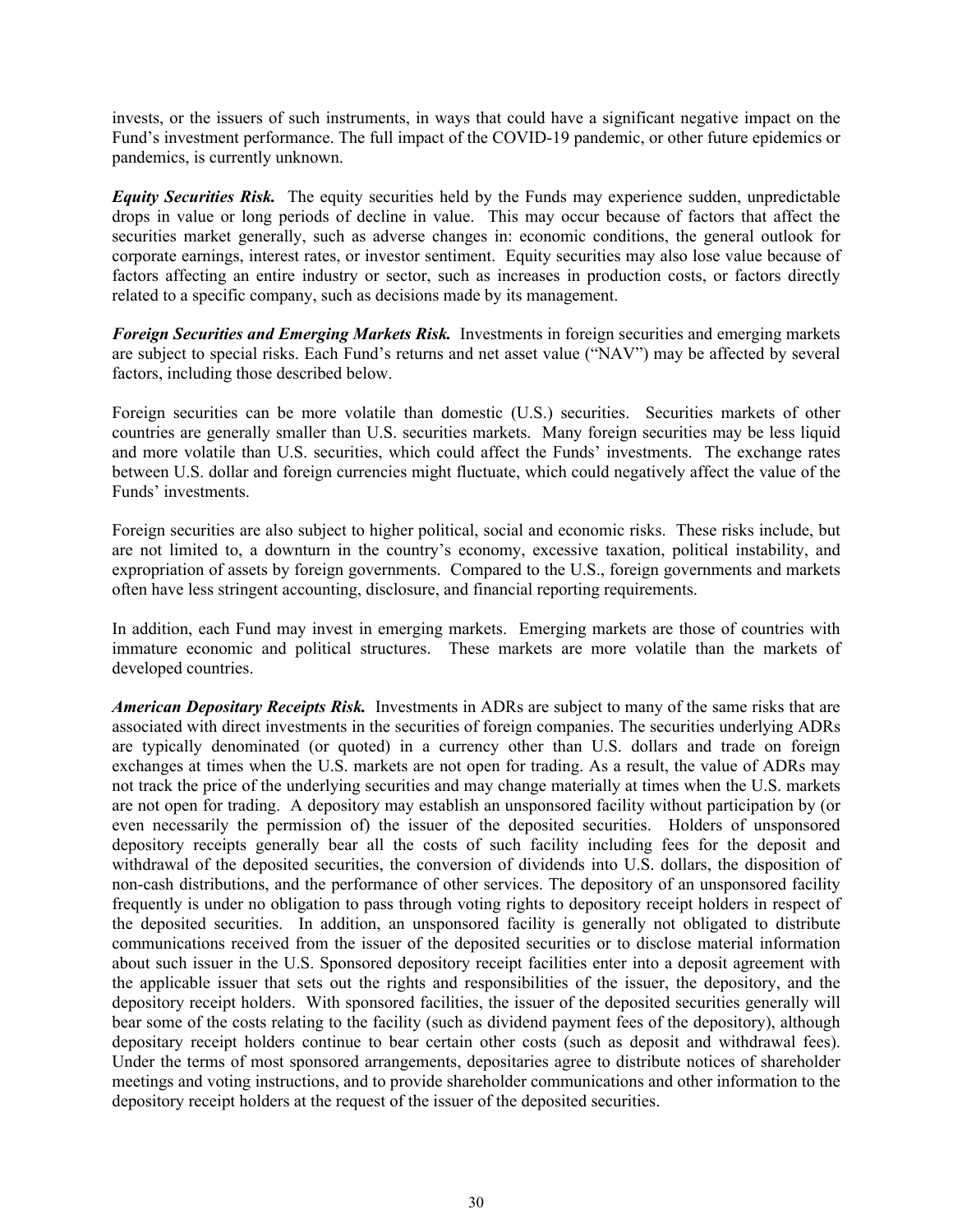invests, or the issuers of such instruments, in ways that could have a significant negative impact on the Fund's investment performance. The full impact of the COVID-19 pandemic, or other future epidemics or pandemics, is currently unknown.

***Equity Securities Risk.*** The equity securities held by the Funds may experience sudden, unpredictable drops in value or long periods of decline in value. This may occur because of factors that affect the securities market generally, such as adverse changes in: economic conditions, the general outlook for corporate earnings, interest rates, or investor sentiment. Equity securities may also lose value because of factors affecting an entire industry or sector, such as increases in production costs, or factors directly related to a specific company, such as decisions made by its management.

***Foreign Securities and Emerging Markets Risk.*** Investments in foreign securities and emerging markets are subject to special risks. Each Fund's returns and net asset value ("NAV") may be affected by several factors, including those described below.

Foreign securities can be more volatile than domestic (U.S.) securities. Securities markets of other countries are generally smaller than U.S. securities markets. Many foreign securities may be less liquid and more volatile than U.S. securities, which could affect the Funds' investments. The exchange rates between U.S. dollar and foreign currencies might fluctuate, which could negatively affect the value of the Funds' investments.

Foreign securities are also subject to higher political, social and economic risks. These risks include, but are not limited to, a downturn in the country's economy, excessive taxation, political instability, and expropriation of assets by foreign governments. Compared to the U.S., foreign governments and markets often have less stringent accounting, disclosure, and financial reporting requirements.

In addition, each Fund may invest in emerging markets. Emerging markets are those of countries with immature economic and political structures. These markets are more volatile than the markets of developed countries.

***American Depositary Receipts Risk.*** Investments in ADRs are subject to many of the same risks that are associated with direct investments in the securities of foreign companies. The securities underlying ADRs are typically denominated (or quoted) in a currency other than U.S. dollars and trade on foreign exchanges at times when the U.S. markets are not open for trading. As a result, the value of ADRs may not track the price of the underlying securities and may change materially at times when the U.S. markets are not open for trading. A depository may establish an unsponsored facility without participation by (or even necessarily the permission of) the issuer of the deposited securities. Holders of unsponsored depository receipts generally bear all the costs of such facility including fees for the deposit and withdrawal of the deposited securities, the conversion of dividends into U.S. dollars, the disposition of non-cash distributions, and the performance of other services. The depository of an unsponsored facility frequently is under no obligation to pass through voting rights to depository receipt holders in respect of the deposited securities. In addition, an unsponsored facility is generally not obligated to distribute communications received from the issuer of the deposited securities or to disclose material information about such issuer in the U.S. Sponsored depository receipt facilities enter into a deposit agreement with the applicable issuer that sets out the rights and responsibilities of the issuer, the depository, and the depository receipt holders. With sponsored facilities, the issuer of the deposited securities generally will bear some of the costs relating to the facility (such as dividend payment fees of the depository), although depositary receipt holders continue to bear certain other costs (such as deposit and withdrawal fees). Under the terms of most sponsored arrangements, depositaries agree to distribute notices of shareholder meetings and voting instructions, and to provide shareholder communications and other information to the depository receipt holders at the request of the issuer of the deposited securities.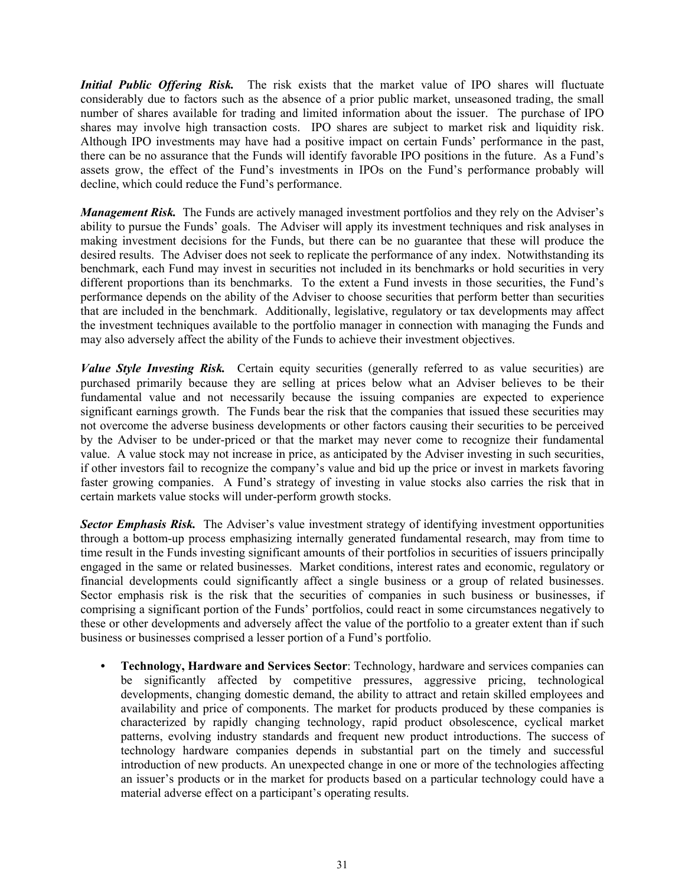***Initial Public Offering Risk.*** The risk exists that the market value of IPO shares will fluctuate considerably due to factors such as the absence of a prior public market, unseasoned trading, the small number of shares available for trading and limited information about the issuer. The purchase of IPO shares may involve high transaction costs. IPO shares are subject to market risk and liquidity risk. Although IPO investments may have had a positive impact on certain Funds' performance in the past, there can be no assurance that the Funds will identify favorable IPO positions in the future. As a Fund's assets grow, the effect of the Fund's investments in IPOs on the Fund's performance probably will decline, which could reduce the Fund's performance.

***Management Risk.*** The Funds are actively managed investment portfolios and they rely on the Adviser's ability to pursue the Funds' goals. The Adviser will apply its investment techniques and risk analyses in making investment decisions for the Funds, but there can be no guarantee that these will produce the desired results. The Adviser does not seek to replicate the performance of any index. Notwithstanding its benchmark, each Fund may invest in securities not included in its benchmarks or hold securities in very different proportions than its benchmarks. To the extent a Fund invests in those securities, the Fund's performance depends on the ability of the Adviser to choose securities that perform better than securities that are included in the benchmark. Additionally, legislative, regulatory or tax developments may affect the investment techniques available to the portfolio manager in connection with managing the Funds and may also adversely affect the ability of the Funds to achieve their investment objectives.

***Value Style Investing Risk.*** Certain equity securities (generally referred to as value securities) are purchased primarily because they are selling at prices below what an Adviser believes to be their fundamental value and not necessarily because the issuing companies are expected to experience significant earnings growth. The Funds bear the risk that the companies that issued these securities may not overcome the adverse business developments or other factors causing their securities to be perceived by the Adviser to be under-priced or that the market may never come to recognize their fundamental value. A value stock may not increase in price, as anticipated by the Adviser investing in such securities, if other investors fail to recognize the company's value and bid up the price or invest in markets favoring faster growing companies. A Fund's strategy of investing in value stocks also carries the risk that in certain markets value stocks will under-perform growth stocks.

***Sector Emphasis Risk.*** The Adviser's value investment strategy of identifying investment opportunities through a bottom-up process emphasizing internally generated fundamental research, may from time to time result in the Funds investing significant amounts of their portfolios in securities of issuers principally engaged in the same or related businesses. Market conditions, interest rates and economic, regulatory or financial developments could significantly affect a single business or a group of related businesses. Sector emphasis risk is the risk that the securities of companies in such business or businesses, if comprising a significant portion of the Funds' portfolios, could react in some circumstances negatively to these or other developments and adversely affect the value of the portfolio to a greater extent than if such business or businesses comprised a lesser portion of a Fund's portfolio.

- **Technology, Hardware and Services Sector**: Technology, hardware and services companies can be significantly affected by competitive pressures, aggressive pricing, technological developments, changing domestic demand, the ability to attract and retain skilled employees and availability and price of components. The market for products produced by these companies is characterized by rapidly changing technology, rapid product obsolescence, cyclical market patterns, evolving industry standards and frequent new product introductions. The success of technology hardware companies depends in substantial part on the timely and successful introduction of new products. An unexpected change in one or more of the technologies affecting an issuer's products or in the market for products based on a particular technology could have a material adverse effect on a participant's operating results.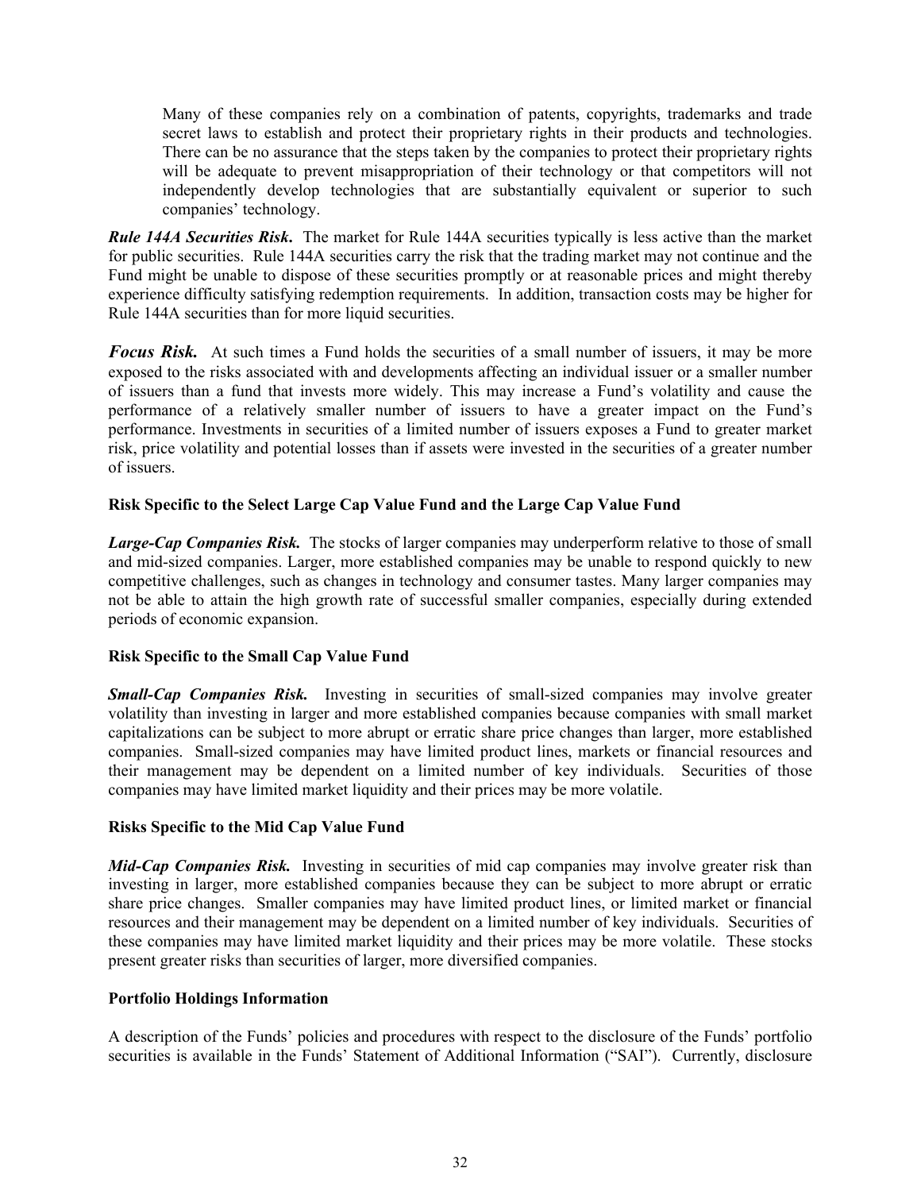Many of these companies rely on a combination of patents, copyrights, trademarks and trade secret laws to establish and protect their proprietary rights in their products and technologies. There can be no assurance that the steps taken by the companies to protect their proprietary rights will be adequate to prevent misappropriation of their technology or that competitors will not independently develop technologies that are substantially equivalent or superior to such companies' technology.

***Rule 144A Securities Risk***. The market for Rule 144A securities typically is less active than the market for public securities. Rule 144A securities carry the risk that the trading market may not continue and the Fund might be unable to dispose of these securities promptly or at reasonable prices and might thereby experience difficulty satisfying redemption requirements. In addition, transaction costs may be higher for Rule 144A securities than for more liquid securities.

***Focus Risk.*** At such times a Fund holds the securities of a small number of issuers, it may be more exposed to the risks associated with and developments affecting an individual issuer or a smaller number of issuers than a fund that invests more widely. This may increase a Fund's volatility and cause the performance of a relatively smaller number of issuers to have a greater impact on the Fund's performance. Investments in securities of a limited number of issuers exposes a Fund to greater market risk, price volatility and potential losses than if assets were invested in the securities of a greater number of issuers.

**Risk Specific to the Select Large Cap Value Fund and the Large Cap Value Fund**

***Large-Cap Companies Risk.*** The stocks of larger companies may underperform relative to those of small and mid-sized companies. Larger, more established companies may be unable to respond quickly to new competitive challenges, such as changes in technology and consumer tastes. Many larger companies may not be able to attain the high growth rate of successful smaller companies, especially during extended periods of economic expansion.

**Risk Specific to the Small Cap Value Fund**

***Small-Cap Companies Risk.*** Investing in securities of small-sized companies may involve greater volatility than investing in larger and more established companies because companies with small market capitalizations can be subject to more abrupt or erratic share price changes than larger, more established companies. Small-sized companies may have limited product lines, markets or financial resources and their management may be dependent on a limited number of key individuals. Securities of those companies may have limited market liquidity and their prices may be more volatile.

**Risks Specific to the Mid Cap Value Fund**

***Mid-Cap Companies Risk.*** Investing in securities of mid cap companies may involve greater risk than investing in larger, more established companies because they can be subject to more abrupt or erratic share price changes. Smaller companies may have limited product lines, or limited market or financial resources and their management may be dependent on a limited number of key individuals. Securities of these companies may have limited market liquidity and their prices may be more volatile. These stocks present greater risks than securities of larger, more diversified companies.

**Portfolio Holdings Information**

A description of the Funds' policies and procedures with respect to the disclosure of the Funds' portfolio securities is available in the Funds' Statement of Additional Information ("SAI"). Currently, disclosure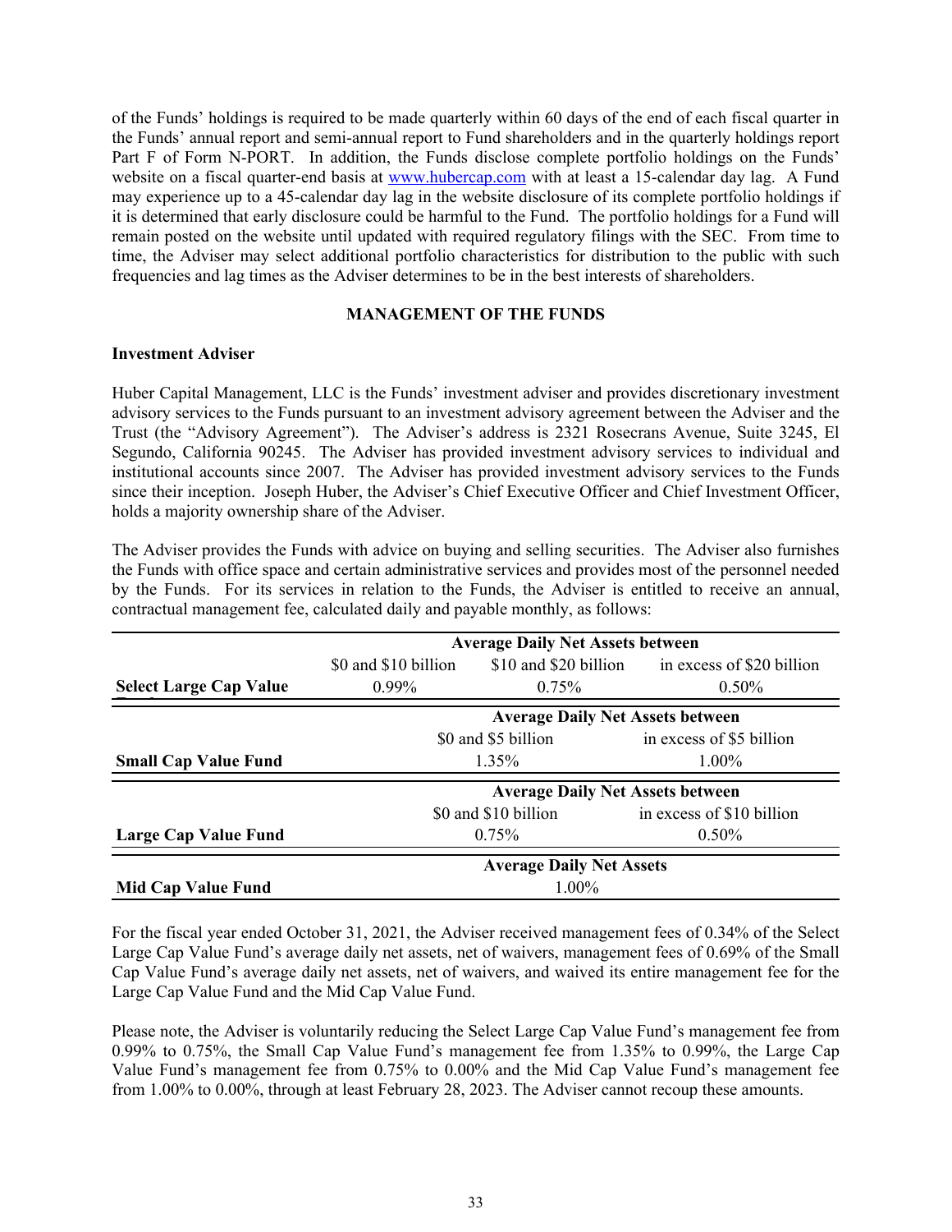of the Funds' holdings is required to be made quarterly within 60 days of the end of each fiscal quarter in the Funds' annual report and semi-annual report to Fund shareholders and in the quarterly holdings report Part F of Form N-PORT. In addition, the Funds disclose complete portfolio holdings on the Funds' website on a fiscal quarter-end basis at www.hubercap.com with at least a 15-calendar day lag. A Fund may experience up to a 45-calendar day lag in the website disclosure of its complete portfolio holdings if it is determined that early disclosure could be harmful to the Fund. The portfolio holdings for a Fund will remain posted on the website until updated with required regulatory filings with the SEC. From time to time, the Adviser may select additional portfolio characteristics for distribution to the public with such frequencies and lag times as the Adviser determines to be in the best interests of shareholders.

## MANAGEMENT OF THE FUNDS

### Investment Adviser

Huber Capital Management, LLC is the Funds' investment adviser and provides discretionary investment advisory services to the Funds pursuant to an investment advisory agreement between the Adviser and the Trust (the "Advisory Agreement"). The Adviser's address is 2321 Rosecrans Avenue, Suite 3245, El Segundo, California 90245. The Adviser has provided investment advisory services to individual and institutional accounts since 2007. The Adviser has provided investment advisory services to the Funds since their inception. Joseph Huber, the Adviser's Chief Executive Officer and Chief Investment Officer, holds a majority ownership share of the Adviser.

The Adviser provides the Funds with advice on buying and selling securities. The Adviser also furnishes the Funds with office space and certain administrative services and provides most of the personnel needed by the Funds. For its services in relation to the Funds, the Adviser is entitled to receive an annual, contractual management fee, calculated daily and payable monthly, as follows:

| | Average Daily Net Assets between | | |
|---|---|---|---|
| | $0 and $10 billion | $10 and $20 billion | in excess of $20 billion |
| **Select Large Cap Value** | 0.99% | 0.75% | 0.50% |

| | Average Daily Net Assets between | |
|---|---|---|
| | $0 and $5 billion | in excess of $5 billion |
| **Small Cap Value Fund** | 1.35% | 1.00% |

| | Average Daily Net Assets between | |
|---|---|---|
| | $0 and $10 billion | in excess of $10 billion |
| **Large Cap Value Fund** | 0.75% | 0.50% |

| | Average Daily Net Assets |
|---|---|
| **Mid Cap Value Fund** | 1.00% |

For the fiscal year ended October 31, 2021, the Adviser received management fees of 0.34% of the Select Large Cap Value Fund's average daily net assets, net of waivers, management fees of 0.69% of the Small Cap Value Fund's average daily net assets, net of waivers, and waived its entire management fee for the Large Cap Value Fund and the Mid Cap Value Fund.

Please note, the Adviser is voluntarily reducing the Select Large Cap Value Fund's management fee from 0.99% to 0.75%, the Small Cap Value Fund's management fee from 1.35% to 0.99%, the Large Cap Value Fund's management fee from 0.75% to 0.00% and the Mid Cap Value Fund's management fee from 1.00% to 0.00%, through at least February 28, 2023. The Adviser cannot recoup these amounts.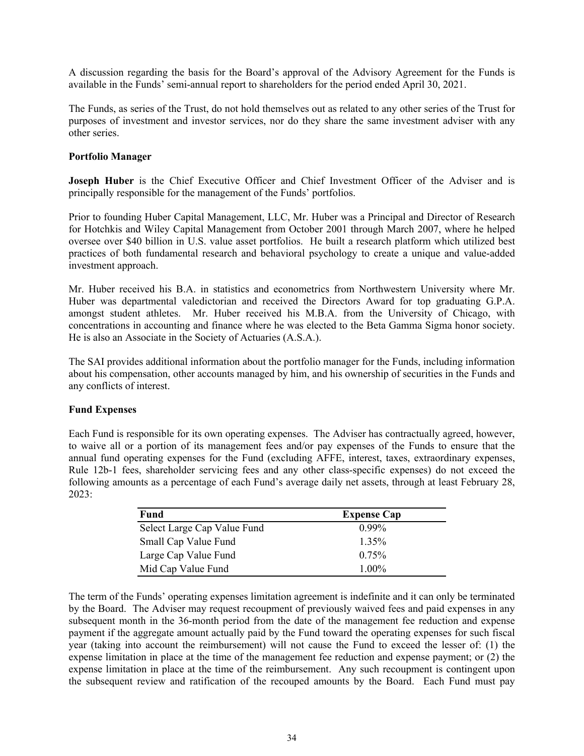A discussion regarding the basis for the Board's approval of the Advisory Agreement for the Funds is available in the Funds' semi-annual report to shareholders for the period ended April 30, 2021.

The Funds, as series of the Trust, do not hold themselves out as related to any other series of the Trust for purposes of investment and investor services, nor do they share the same investment adviser with any other series.

**Portfolio Manager**

**Joseph Huber** is the Chief Executive Officer and Chief Investment Officer of the Adviser and is principally responsible for the management of the Funds' portfolios.

Prior to founding Huber Capital Management, LLC, Mr. Huber was a Principal and Director of Research for Hotchkis and Wiley Capital Management from October 2001 through March 2007, where he helped oversee over $40 billion in U.S. value asset portfolios. He built a research platform which utilized best practices of both fundamental research and behavioral psychology to create a unique and value-added investment approach.

Mr. Huber received his B.A. in statistics and econometrics from Northwestern University where Mr. Huber was departmental valedictorian and received the Directors Award for top graduating G.P.A. amongst student athletes. Mr. Huber received his M.B.A. from the University of Chicago, with concentrations in accounting and finance where he was elected to the Beta Gamma Sigma honor society. He is also an Associate in the Society of Actuaries (A.S.A.).

The SAI provides additional information about the portfolio manager for the Funds, including information about his compensation, other accounts managed by him, and his ownership of securities in the Funds and any conflicts of interest.

**Fund Expenses**

Each Fund is responsible for its own operating expenses. The Adviser has contractually agreed, however, to waive all or a portion of its management fees and/or pay expenses of the Funds to ensure that the annual fund operating expenses for the Fund (excluding AFFE, interest, taxes, extraordinary expenses, Rule 12b-1 fees, shareholder servicing fees and any other class-specific expenses) do not exceed the following amounts as a percentage of each Fund's average daily net assets, through at least February 28, 2023:

| Fund | Expense Cap |
|---|---|
| Select Large Cap Value Fund | 0.99% |
| Small Cap Value Fund | 1.35% |
| Large Cap Value Fund | 0.75% |
| Mid Cap Value Fund | 1.00% |

The term of the Funds' operating expenses limitation agreement is indefinite and it can only be terminated by the Board. The Adviser may request recoupment of previously waived fees and paid expenses in any subsequent month in the 36-month period from the date of the management fee reduction and expense payment if the aggregate amount actually paid by the Fund toward the operating expenses for such fiscal year (taking into account the reimbursement) will not cause the Fund to exceed the lesser of: (1) the expense limitation in place at the time of the management fee reduction and expense payment; or (2) the expense limitation in place at the time of the reimbursement. Any such recoupment is contingent upon the subsequent review and ratification of the recouped amounts by the Board. Each Fund must pay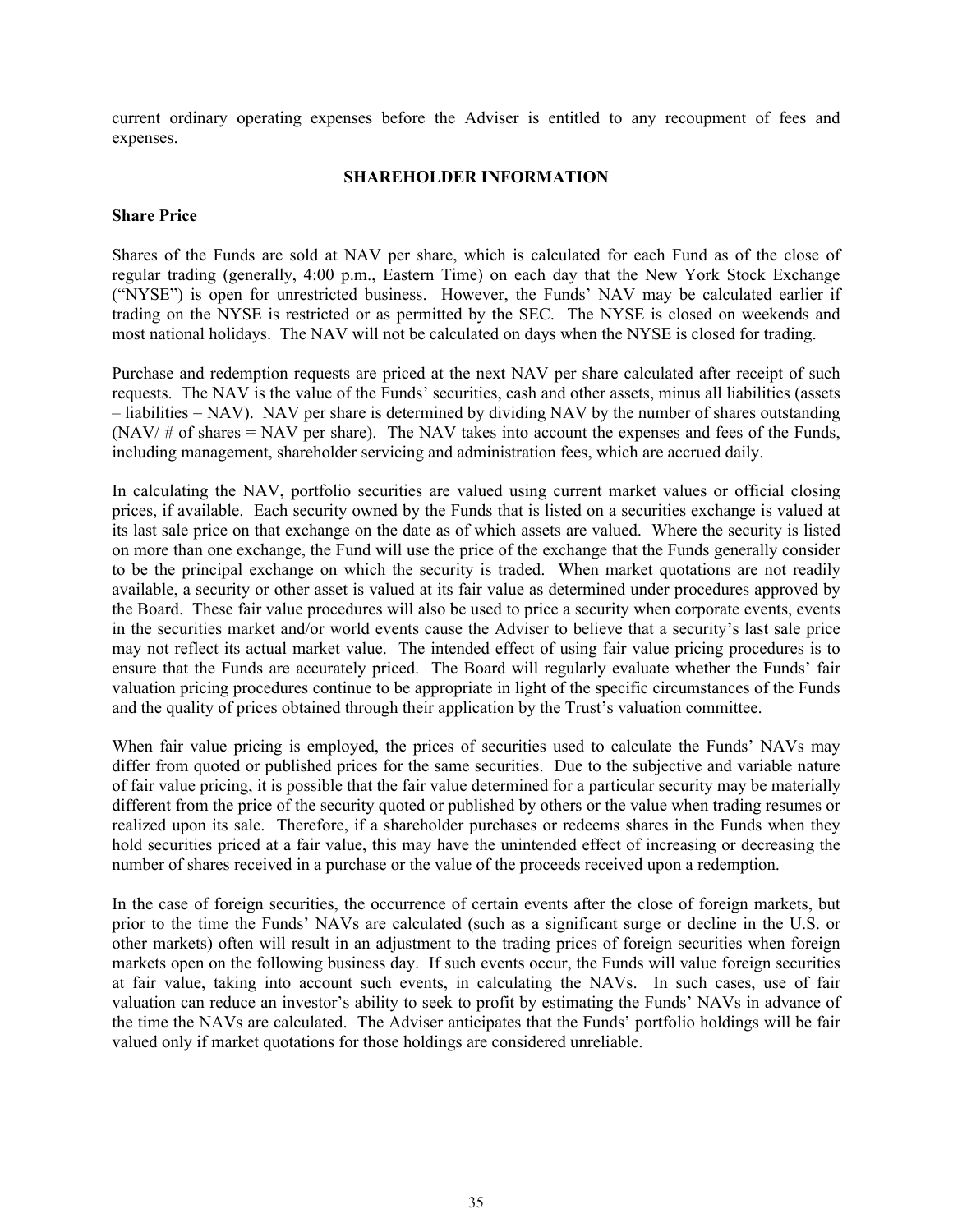current ordinary operating expenses before the Adviser is entitled to any recoupment of fees and expenses.

## SHAREHOLDER INFORMATION

### Share Price

Shares of the Funds are sold at NAV per share, which is calculated for each Fund as of the close of regular trading (generally, 4:00 p.m., Eastern Time) on each day that the New York Stock Exchange ("NYSE") is open for unrestricted business. However, the Funds' NAV may be calculated earlier if trading on the NYSE is restricted or as permitted by the SEC. The NYSE is closed on weekends and most national holidays. The NAV will not be calculated on days when the NYSE is closed for trading.

Purchase and redemption requests are priced at the next NAV per share calculated after receipt of such requests. The NAV is the value of the Funds' securities, cash and other assets, minus all liabilities (assets – liabilities = NAV). NAV per share is determined by dividing NAV by the number of shares outstanding (NAV/ # of shares = NAV per share). The NAV takes into account the expenses and fees of the Funds, including management, shareholder servicing and administration fees, which are accrued daily.

In calculating the NAV, portfolio securities are valued using current market values or official closing prices, if available. Each security owned by the Funds that is listed on a securities exchange is valued at its last sale price on that exchange on the date as of which assets are valued. Where the security is listed on more than one exchange, the Fund will use the price of the exchange that the Funds generally consider to be the principal exchange on which the security is traded. When market quotations are not readily available, a security or other asset is valued at its fair value as determined under procedures approved by the Board. These fair value procedures will also be used to price a security when corporate events, events in the securities market and/or world events cause the Adviser to believe that a security's last sale price may not reflect its actual market value. The intended effect of using fair value pricing procedures is to ensure that the Funds are accurately priced. The Board will regularly evaluate whether the Funds' fair valuation pricing procedures continue to be appropriate in light of the specific circumstances of the Funds and the quality of prices obtained through their application by the Trust's valuation committee.

When fair value pricing is employed, the prices of securities used to calculate the Funds' NAVs may differ from quoted or published prices for the same securities. Due to the subjective and variable nature of fair value pricing, it is possible that the fair value determined for a particular security may be materially different from the price of the security quoted or published by others or the value when trading resumes or realized upon its sale. Therefore, if a shareholder purchases or redeems shares in the Funds when they hold securities priced at a fair value, this may have the unintended effect of increasing or decreasing the number of shares received in a purchase or the value of the proceeds received upon a redemption.

In the case of foreign securities, the occurrence of certain events after the close of foreign markets, but prior to the time the Funds' NAVs are calculated (such as a significant surge or decline in the U.S. or other markets) often will result in an adjustment to the trading prices of foreign securities when foreign markets open on the following business day. If such events occur, the Funds will value foreign securities at fair value, taking into account such events, in calculating the NAVs. In such cases, use of fair valuation can reduce an investor's ability to seek to profit by estimating the Funds' NAVs in advance of the time the NAVs are calculated. The Adviser anticipates that the Funds' portfolio holdings will be fair valued only if market quotations for those holdings are considered unreliable.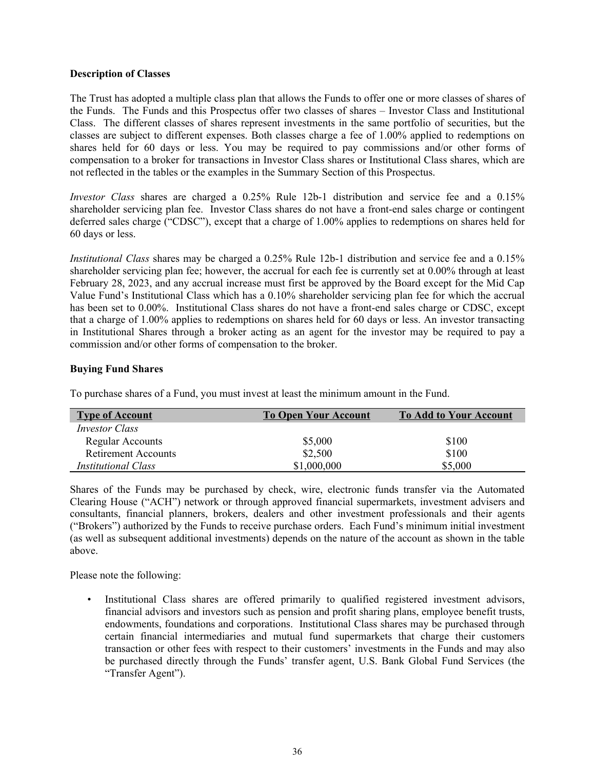**Description of Classes**

The Trust has adopted a multiple class plan that allows the Funds to offer one or more classes of shares of the Funds. The Funds and this Prospectus offer two classes of shares – Investor Class and Institutional Class. The different classes of shares represent investments in the same portfolio of securities, but the classes are subject to different expenses. Both classes charge a fee of 1.00% applied to redemptions on shares held for 60 days or less. You may be required to pay commissions and/or other forms of compensation to a broker for transactions in Investor Class shares or Institutional Class shares, which are not reflected in the tables or the examples in the Summary Section of this Prospectus.

*Investor Class* shares are charged a 0.25% Rule 12b-1 distribution and service fee and a 0.15% shareholder servicing plan fee. Investor Class shares do not have a front-end sales charge or contingent deferred sales charge ("CDSC"), except that a charge of 1.00% applies to redemptions on shares held for 60 days or less.

*Institutional Class* shares may be charged a 0.25% Rule 12b-1 distribution and service fee and a 0.15% shareholder servicing plan fee; however, the accrual for each fee is currently set at 0.00% through at least February 28, 2023, and any accrual increase must first be approved by the Board except for the Mid Cap Value Fund's Institutional Class which has a 0.10% shareholder servicing plan fee for which the accrual has been set to 0.00%. Institutional Class shares do not have a front-end sales charge or CDSC, except that a charge of 1.00% applies to redemptions on shares held for 60 days or less. An investor transacting in Institutional Shares through a broker acting as an agent for the investor may be required to pay a commission and/or other forms of compensation to the broker.

**Buying Fund Shares**

To purchase shares of a Fund, you must invest at least the minimum amount in the Fund.

| Type of Account | To Open Your Account | To Add to Your Account |
|---|---|---|
| *Investor Class* | | |
| Regular Accounts | $5,000 | $100 |
| Retirement Accounts | $2,500 | $100 |
| *Institutional Class* | $1,000,000 | $5,000 |

Shares of the Funds may be purchased by check, wire, electronic funds transfer via the Automated Clearing House ("ACH") network or through approved financial supermarkets, investment advisers and consultants, financial planners, brokers, dealers and other investment professionals and their agents ("Brokers") authorized by the Funds to receive purchase orders. Each Fund's minimum initial investment (as well as subsequent additional investments) depends on the nature of the account as shown in the table above.

Please note the following:

- Institutional Class shares are offered primarily to qualified registered investment advisors, financial advisors and investors such as pension and profit sharing plans, employee benefit trusts, endowments, foundations and corporations. Institutional Class shares may be purchased through certain financial intermediaries and mutual fund supermarkets that charge their customers transaction or other fees with respect to their customers' investments in the Funds and may also be purchased directly through the Funds' transfer agent, U.S. Bank Global Fund Services (the "Transfer Agent").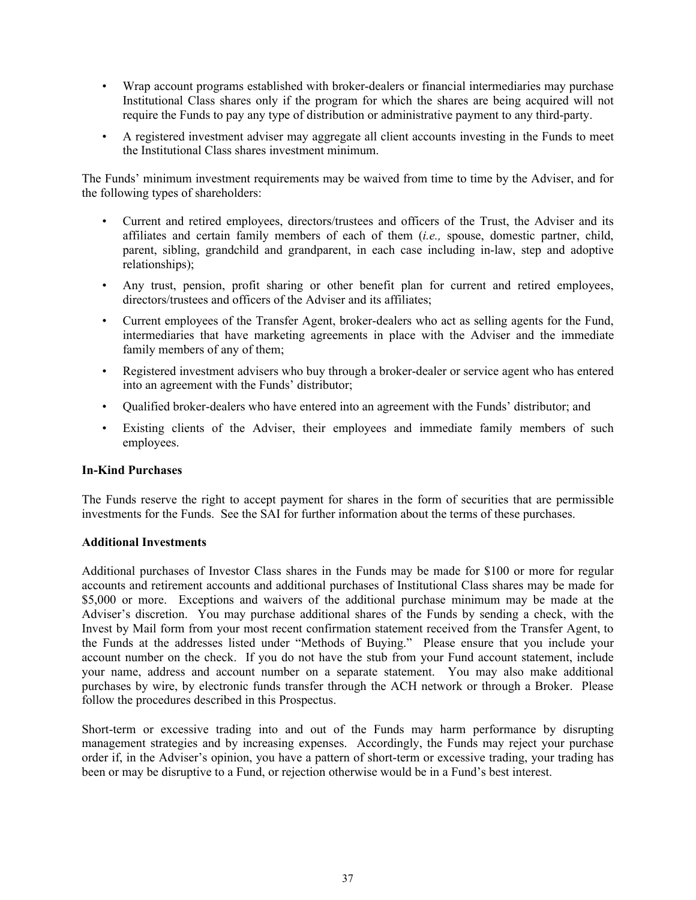- Wrap account programs established with broker-dealers or financial intermediaries may purchase Institutional Class shares only if the program for which the shares are being acquired will not require the Funds to pay any type of distribution or administrative payment to any third-party.
- A registered investment adviser may aggregate all client accounts investing in the Funds to meet the Institutional Class shares investment minimum.

The Funds' minimum investment requirements may be waived from time to time by the Adviser, and for the following types of shareholders:

- Current and retired employees, directors/trustees and officers of the Trust, the Adviser and its affiliates and certain family members of each of them (*i.e.,* spouse, domestic partner, child, parent, sibling, grandchild and grandparent, in each case including in-law, step and adoptive relationships);
- Any trust, pension, profit sharing or other benefit plan for current and retired employees, directors/trustees and officers of the Adviser and its affiliates;
- Current employees of the Transfer Agent, broker-dealers who act as selling agents for the Fund, intermediaries that have marketing agreements in place with the Adviser and the immediate family members of any of them;
- Registered investment advisers who buy through a broker-dealer or service agent who has entered into an agreement with the Funds' distributor;
- Qualified broker-dealers who have entered into an agreement with the Funds' distributor; and
- Existing clients of the Adviser, their employees and immediate family members of such employees.

**In-Kind Purchases**

The Funds reserve the right to accept payment for shares in the form of securities that are permissible investments for the Funds. See the SAI for further information about the terms of these purchases.

**Additional Investments**

Additional purchases of Investor Class shares in the Funds may be made for $100 or more for regular accounts and retirement accounts and additional purchases of Institutional Class shares may be made for $5,000 or more. Exceptions and waivers of the additional purchase minimum may be made at the Adviser's discretion. You may purchase additional shares of the Funds by sending a check, with the Invest by Mail form from your most recent confirmation statement received from the Transfer Agent, to the Funds at the addresses listed under "Methods of Buying." Please ensure that you include your account number on the check. If you do not have the stub from your Fund account statement, include your name, address and account number on a separate statement. You may also make additional purchases by wire, by electronic funds transfer through the ACH network or through a Broker. Please follow the procedures described in this Prospectus.

Short-term or excessive trading into and out of the Funds may harm performance by disrupting management strategies and by increasing expenses. Accordingly, the Funds may reject your purchase order if, in the Adviser's opinion, you have a pattern of short-term or excessive trading, your trading has been or may be disruptive to a Fund, or rejection otherwise would be in a Fund's best interest.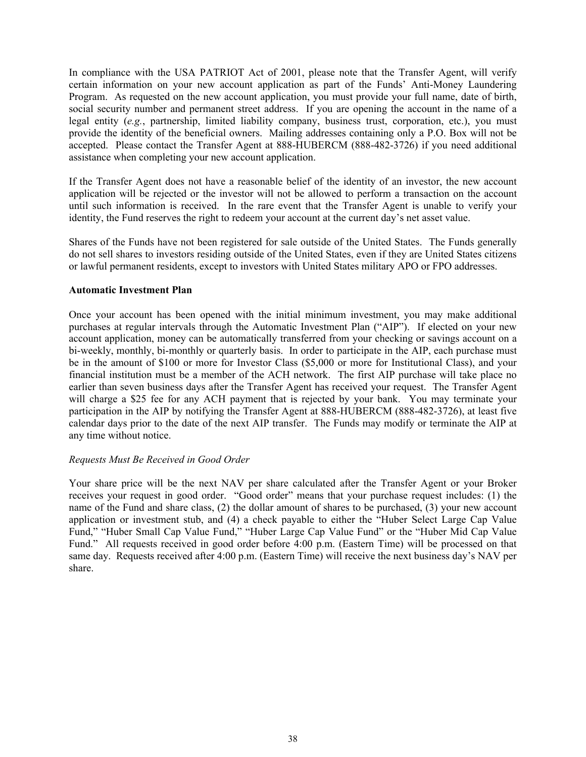In compliance with the USA PATRIOT Act of 2001, please note that the Transfer Agent, will verify certain information on your new account application as part of the Funds' Anti-Money Laundering Program. As requested on the new account application, you must provide your full name, date of birth, social security number and permanent street address. If you are opening the account in the name of a legal entity (*e.g.*, partnership, limited liability company, business trust, corporation, etc.), you must provide the identity of the beneficial owners. Mailing addresses containing only a P.O. Box will not be accepted. Please contact the Transfer Agent at 888-HUBERCM (888-482-3726) if you need additional assistance when completing your new account application.

If the Transfer Agent does not have a reasonable belief of the identity of an investor, the new account application will be rejected or the investor will not be allowed to perform a transaction on the account until such information is received. In the rare event that the Transfer Agent is unable to verify your identity, the Fund reserves the right to redeem your account at the current day's net asset value.

Shares of the Funds have not been registered for sale outside of the United States. The Funds generally do not sell shares to investors residing outside of the United States, even if they are United States citizens or lawful permanent residents, except to investors with United States military APO or FPO addresses.

**Automatic Investment Plan**

Once your account has been opened with the initial minimum investment, you may make additional purchases at regular intervals through the Automatic Investment Plan ("AIP"). If elected on your new account application, money can be automatically transferred from your checking or savings account on a bi-weekly, monthly, bi-monthly or quarterly basis. In order to participate in the AIP, each purchase must be in the amount of $100 or more for Investor Class ($5,000 or more for Institutional Class), and your financial institution must be a member of the ACH network. The first AIP purchase will take place no earlier than seven business days after the Transfer Agent has received your request. The Transfer Agent will charge a $25 fee for any ACH payment that is rejected by your bank. You may terminate your participation in the AIP by notifying the Transfer Agent at 888-HUBERCM (888-482-3726), at least five calendar days prior to the date of the next AIP transfer. The Funds may modify or terminate the AIP at any time without notice.

*Requests Must Be Received in Good Order*

Your share price will be the next NAV per share calculated after the Transfer Agent or your Broker receives your request in good order. "Good order" means that your purchase request includes: (1) the name of the Fund and share class, (2) the dollar amount of shares to be purchased, (3) your new account application or investment stub, and (4) a check payable to either the "Huber Select Large Cap Value Fund," "Huber Small Cap Value Fund," "Huber Large Cap Value Fund" or the "Huber Mid Cap Value Fund." All requests received in good order before 4:00 p.m. (Eastern Time) will be processed on that same day. Requests received after 4:00 p.m. (Eastern Time) will receive the next business day's NAV per share.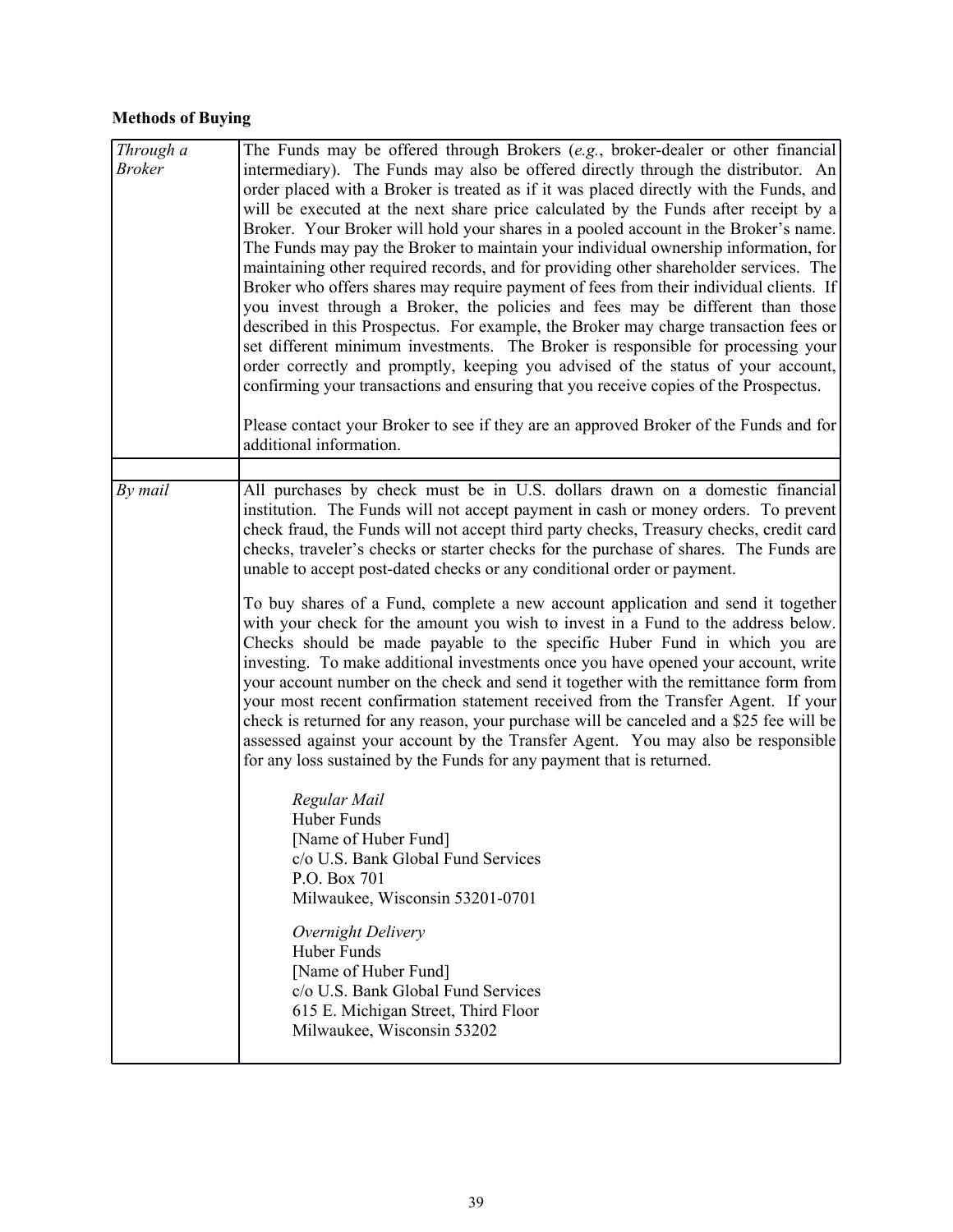**Methods of Buying**

| | |
|---|---|
| *Through a Broker* | The Funds may be offered through Brokers (*e.g.*, broker-dealer or other financial intermediary). The Funds may also be offered directly through the distributor. An order placed with a Broker is treated as if it was placed directly with the Funds, and will be executed at the next share price calculated by the Funds after receipt by a Broker. Your Broker will hold your shares in a pooled account in the Broker's name. The Funds may pay the Broker to maintain your individual ownership information, for maintaining other required records, and for providing other shareholder services. The Broker who offers shares may require payment of fees from their individual clients. If you invest through a Broker, the policies and fees may be different than those described in this Prospectus. For example, the Broker may charge transaction fees or set different minimum investments. The Broker is responsible for processing your order correctly and promptly, keeping you advised of the status of your account, confirming your transactions and ensuring that you receive copies of the Prospectus.<br><br>Please contact your Broker to see if they are an approved Broker of the Funds and for additional information. |
| | |
| *By mail* | All purchases by check must be in U.S. dollars drawn on a domestic financial institution. The Funds will not accept payment in cash or money orders. To prevent check fraud, the Funds will not accept third party checks, Treasury checks, credit card checks, traveler's checks or starter checks for the purchase of shares. The Funds are unable to accept post-dated checks or any conditional order or payment.<br><br>To buy shares of a Fund, complete a new account application and send it together with your check for the amount you wish to invest in a Fund to the address below. Checks should be made payable to the specific Huber Fund in which you are investing. To make additional investments once you have opened your account, write your account number on the check and send it together with the remittance form from your most recent confirmation statement received from the Transfer Agent. If your check is returned for any reason, your purchase will be canceled and a $25 fee will be assessed against your account by the Transfer Agent. You may also be responsible for any loss sustained by the Funds for any payment that is returned.<br><br>*Regular Mail*<br>Huber Funds<br>[Name of Huber Fund]<br>c/o U.S. Bank Global Fund Services<br>P.O. Box 701<br>Milwaukee, Wisconsin 53201-0701<br><br>*Overnight Delivery*<br>Huber Funds<br>[Name of Huber Fund]<br>c/o U.S. Bank Global Fund Services<br>615 E. Michigan Street, Third Floor<br>Milwaukee, Wisconsin 53202 |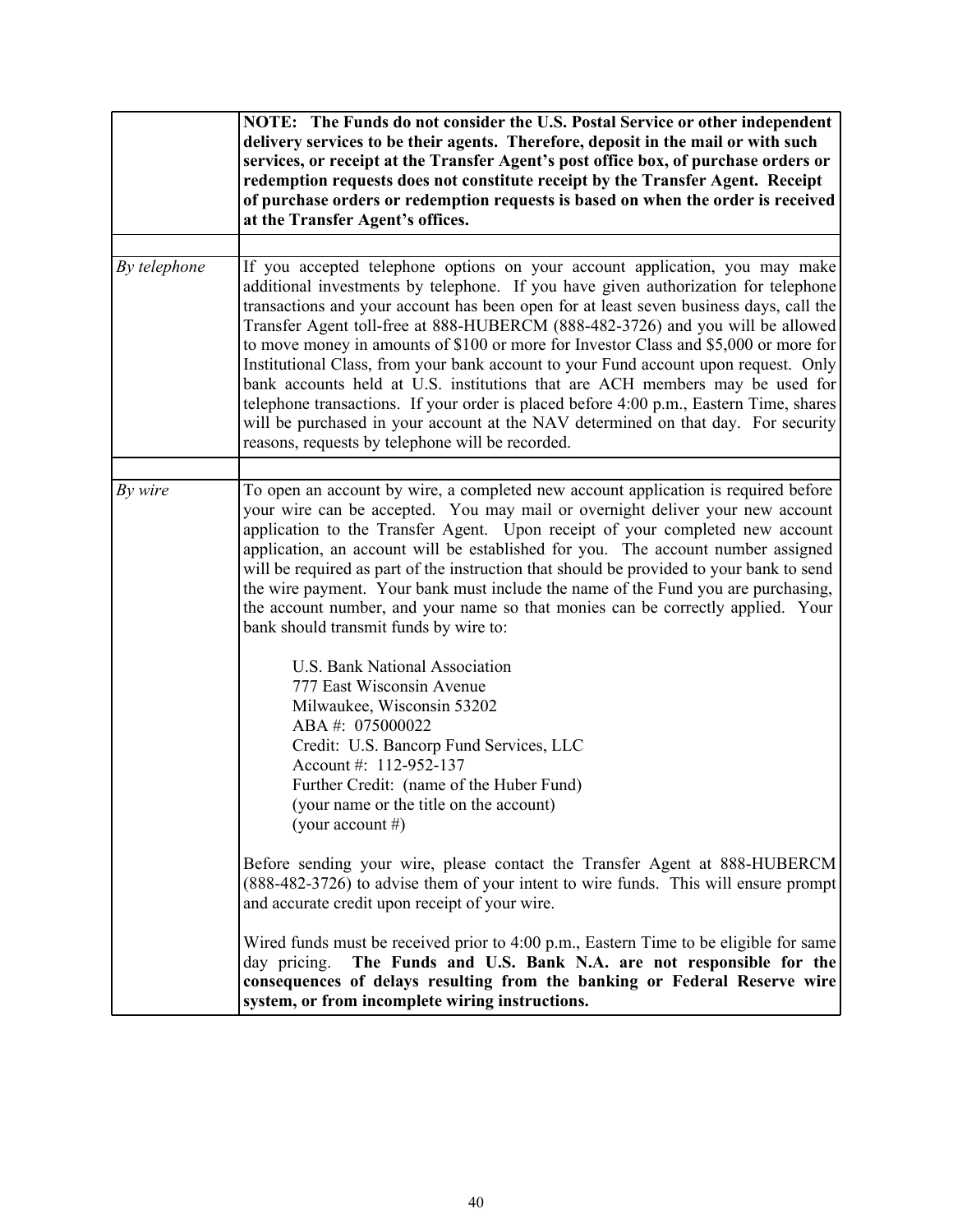| | |
|---|---|
| | **NOTE: The Funds do not consider the U.S. Postal Service or other independent delivery services to be their agents. Therefore, deposit in the mail or with such services, or receipt at the Transfer Agent's post office box, of purchase orders or redemption requests does not constitute receipt by the Transfer Agent. Receipt of purchase orders or redemption requests is based on when the order is received at the Transfer Agent's offices.** |
| | |
| *By telephone* | If you accepted telephone options on your account application, you may make additional investments by telephone. If you have given authorization for telephone transactions and your account has been open for at least seven business days, call the Transfer Agent toll-free at 888-HUBERCM (888-482-3726) and you will be allowed to move money in amounts of $100 or more for Investor Class and $5,000 or more for Institutional Class, from your bank account to your Fund account upon request. Only bank accounts held at U.S. institutions that are ACH members may be used for telephone transactions. If your order is placed before 4:00 p.m., Eastern Time, shares will be purchased in your account at the NAV determined on that day. For security reasons, requests by telephone will be recorded. |
| | |
| *By wire* | To open an account by wire, a completed new account application is required before your wire can be accepted. You may mail or overnight deliver your new account application to the Transfer Agent. Upon receipt of your completed new account application, an account will be established for you. The account number assigned will be required as part of the instruction that should be provided to your bank to send the wire payment. Your bank must include the name of the Fund you are purchasing, the account number, and your name so that monies can be correctly applied. Your bank should transmit funds by wire to:<br><br>U.S. Bank National Association<br>777 East Wisconsin Avenue<br>Milwaukee, Wisconsin 53202<br>ABA #: 075000022<br>Credit: U.S. Bancorp Fund Services, LLC<br>Account #: 112-952-137<br>Further Credit: (name of the Huber Fund)<br>(your name or the title on the account)<br>(your account #)<br><br>Before sending your wire, please contact the Transfer Agent at 888-HUBERCM (888-482-3726) to advise them of your intent to wire funds. This will ensure prompt and accurate credit upon receipt of your wire.<br><br>Wired funds must be received prior to 4:00 p.m., Eastern Time to be eligible for same day pricing. **The Funds and U.S. Bank N.A. are not responsible for the consequences of delays resulting from the banking or Federal Reserve wire system, or from incomplete wiring instructions.** |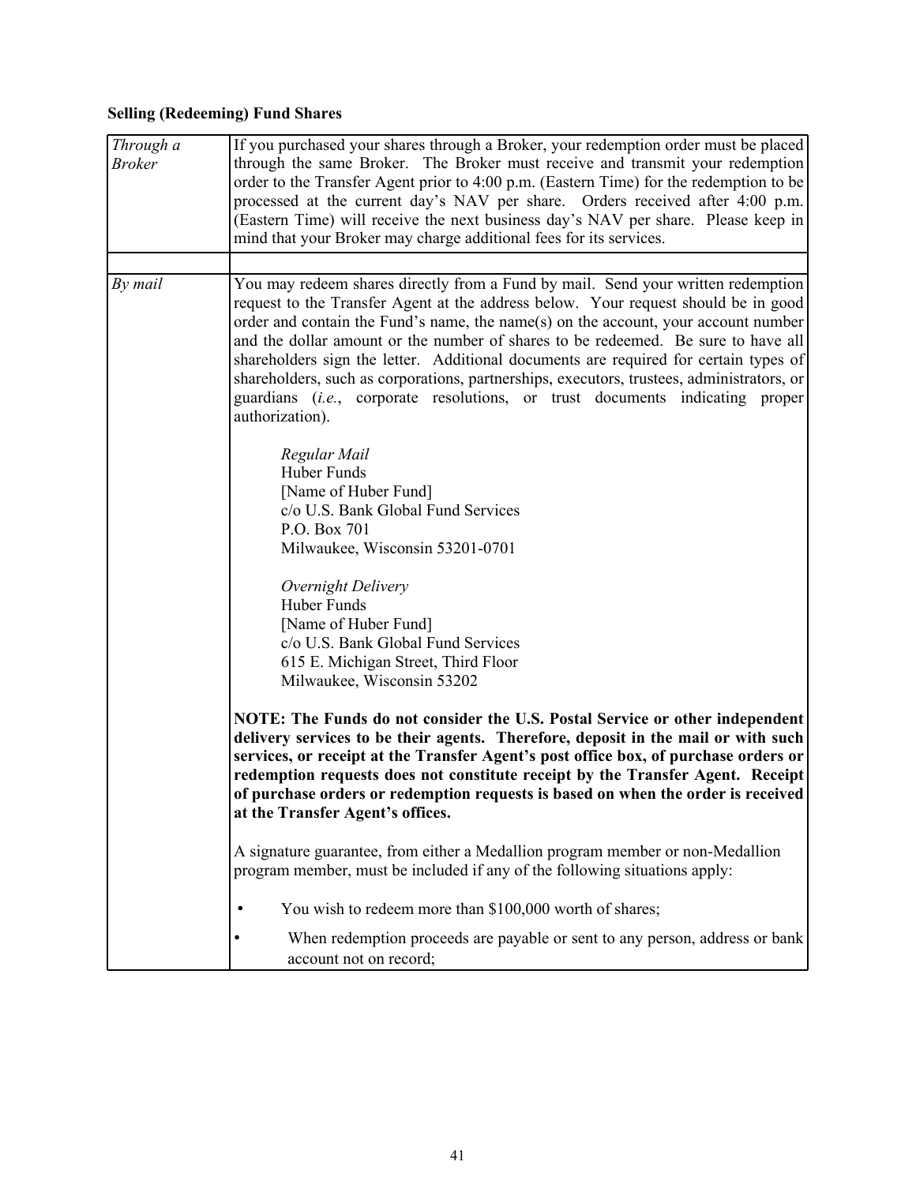**Selling (Redeeming) Fund Shares**

| *Through a Broker* | If you purchased your shares through a Broker, your redemption order must be placed through the same Broker. The Broker must receive and transmit your redemption order to the Transfer Agent prior to 4:00 p.m. (Eastern Time) for the redemption to be processed at the current day's NAV per share. Orders received after 4:00 p.m. (Eastern Time) will receive the next business day's NAV per share. Please keep in mind that your Broker may charge additional fees for its services. |
|---|---|
| | |
| *By mail* | You may redeem shares directly from a Fund by mail. Send your written redemption request to the Transfer Agent at the address below. Your request should be in good order and contain the Fund's name, the name(s) on the account, your account number and the dollar amount or the number of shares to be redeemed. Be sure to have all shareholders sign the letter. Additional documents are required for certain types of shareholders, such as corporations, partnerships, executors, trustees, administrators, or guardians (*i.e.*, corporate resolutions, or trust documents indicating proper authorization).<br><br>*Regular Mail*<br>Huber Funds<br>[Name of Huber Fund]<br>c/o U.S. Bank Global Fund Services<br>P.O. Box 701<br>Milwaukee, Wisconsin 53201-0701<br><br>*Overnight Delivery*<br>Huber Funds<br>[Name of Huber Fund]<br>c/o U.S. Bank Global Fund Services<br>615 E. Michigan Street, Third Floor<br>Milwaukee, Wisconsin 53202<br><br>**NOTE: The Funds do not consider the U.S. Postal Service or other independent delivery services to be their agents. Therefore, deposit in the mail or with such services, or receipt at the Transfer Agent's post office box, of purchase orders or redemption requests does not constitute receipt by the Transfer Agent. Receipt of purchase orders or redemption requests is based on when the order is received at the Transfer Agent's offices.**<br><br>A signature guarantee, from either a Medallion program member or non-Medallion program member, must be included if any of the following situations apply:<br><br>• You wish to redeem more than $100,000 worth of shares;<br>• When redemption proceeds are payable or sent to any person, address or bank account not on record; |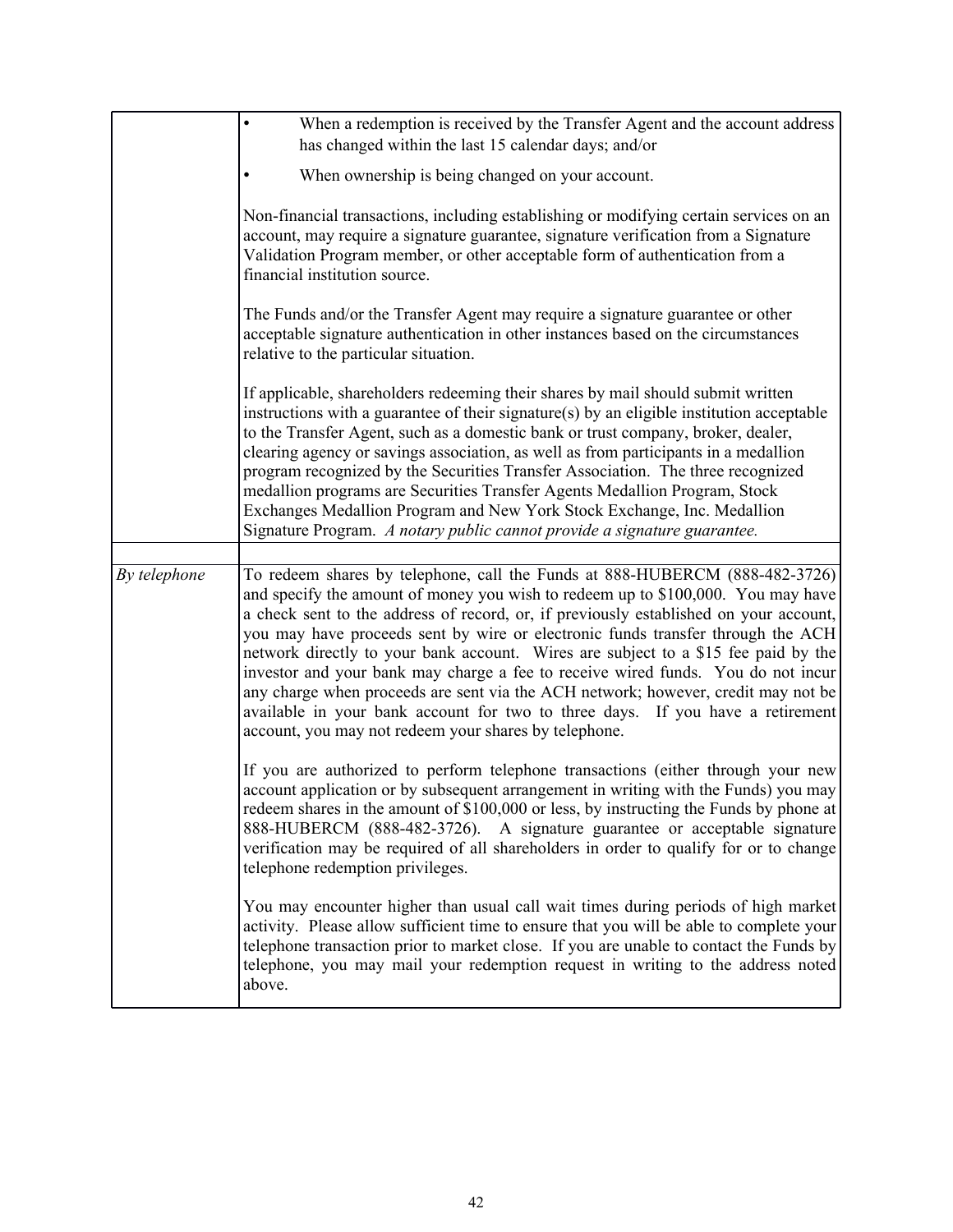| | |
|---|---|
| | • When a redemption is received by the Transfer Agent and the account address has changed within the last 15 calendar days; and/or<br><br>• When ownership is being changed on your account.<br><br>Non-financial transactions, including establishing or modifying certain services on an account, may require a signature guarantee, signature verification from a Signature Validation Program member, or other acceptable form of authentication from a financial institution source.<br><br>The Funds and/or the Transfer Agent may require a signature guarantee or other acceptable signature authentication in other instances based on the circumstances relative to the particular situation.<br><br>If applicable, shareholders redeeming their shares by mail should submit written instructions with a guarantee of their signature(s) by an eligible institution acceptable to the Transfer Agent, such as a domestic bank or trust company, broker, dealer, clearing agency or savings association, as well as from participants in a medallion program recognized by the Securities Transfer Association. The three recognized medallion programs are Securities Transfer Agents Medallion Program, Stock Exchanges Medallion Program and New York Stock Exchange, Inc. Medallion Signature Program. *A notary public cannot provide a signature guarantee.* |
| | |
| *By telephone* | To redeem shares by telephone, call the Funds at 888-HUBERCM (888-482-3726) and specify the amount of money you wish to redeem up to $100,000. You may have a check sent to the address of record, or, if previously established on your account, you may have proceeds sent by wire or electronic funds transfer through the ACH network directly to your bank account. Wires are subject to a $15 fee paid by the investor and your bank may charge a fee to receive wired funds. You do not incur any charge when proceeds are sent via the ACH network; however, credit may not be available in your bank account for two to three days. If you have a retirement account, you may not redeem your shares by telephone.<br><br>If you are authorized to perform telephone transactions (either through your new account application or by subsequent arrangement in writing with the Funds) you may redeem shares in the amount of $100,000 or less, by instructing the Funds by phone at 888-HUBERCM (888-482-3726). A signature guarantee or acceptable signature verification may be required of all shareholders in order to qualify for or to change telephone redemption privileges.<br><br>You may encounter higher than usual call wait times during periods of high market activity. Please allow sufficient time to ensure that you will be able to complete your telephone transaction prior to market close. If you are unable to contact the Funds by telephone, you may mail your redemption request in writing to the address noted above. |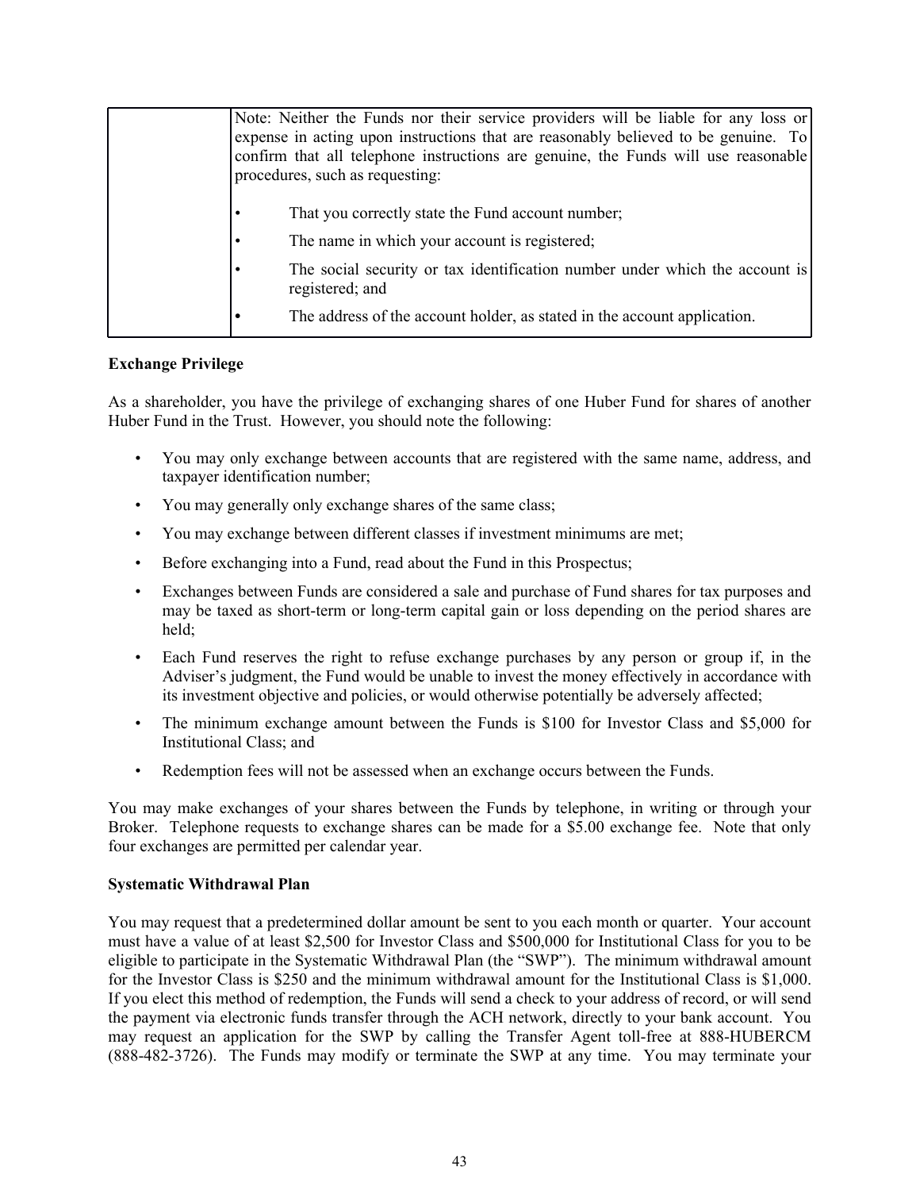| | Note: Neither the Funds nor their service providers will be liable for any loss or expense in acting upon instructions that are reasonably believed to be genuine. To confirm that all telephone instructions are genuine, the Funds will use reasonable procedures, such as requesting:<br><br>• That you correctly state the Fund account number;<br>• The name in which your account is registered;<br>• The social security or tax identification number under which the account is registered; and<br>• The address of the account holder, as stated in the account application. |
|---|---|

**Exchange Privilege**

As a shareholder, you have the privilege of exchanging shares of one Huber Fund for shares of another Huber Fund in the Trust. However, you should note the following:

- You may only exchange between accounts that are registered with the same name, address, and taxpayer identification number;
- You may generally only exchange shares of the same class;
- You may exchange between different classes if investment minimums are met;
- Before exchanging into a Fund, read about the Fund in this Prospectus;
- Exchanges between Funds are considered a sale and purchase of Fund shares for tax purposes and may be taxed as short-term or long-term capital gain or loss depending on the period shares are held;
- Each Fund reserves the right to refuse exchange purchases by any person or group if, in the Adviser's judgment, the Fund would be unable to invest the money effectively in accordance with its investment objective and policies, or would otherwise potentially be adversely affected;
- The minimum exchange amount between the Funds is $100 for Investor Class and $5,000 for Institutional Class; and
- Redemption fees will not be assessed when an exchange occurs between the Funds.

You may make exchanges of your shares between the Funds by telephone, in writing or through your Broker. Telephone requests to exchange shares can be made for a $5.00 exchange fee. Note that only four exchanges are permitted per calendar year.

**Systematic Withdrawal Plan**

You may request that a predetermined dollar amount be sent to you each month or quarter. Your account must have a value of at least $2,500 for Investor Class and $500,000 for Institutional Class for you to be eligible to participate in the Systematic Withdrawal Plan (the "SWP"). The minimum withdrawal amount for the Investor Class is $250 and the minimum withdrawal amount for the Institutional Class is $1,000. If you elect this method of redemption, the Funds will send a check to your address of record, or will send the payment via electronic funds transfer through the ACH network, directly to your bank account. You may request an application for the SWP by calling the Transfer Agent toll-free at 888-HUBERCM (888-482-3726). The Funds may modify or terminate the SWP at any time. You may terminate your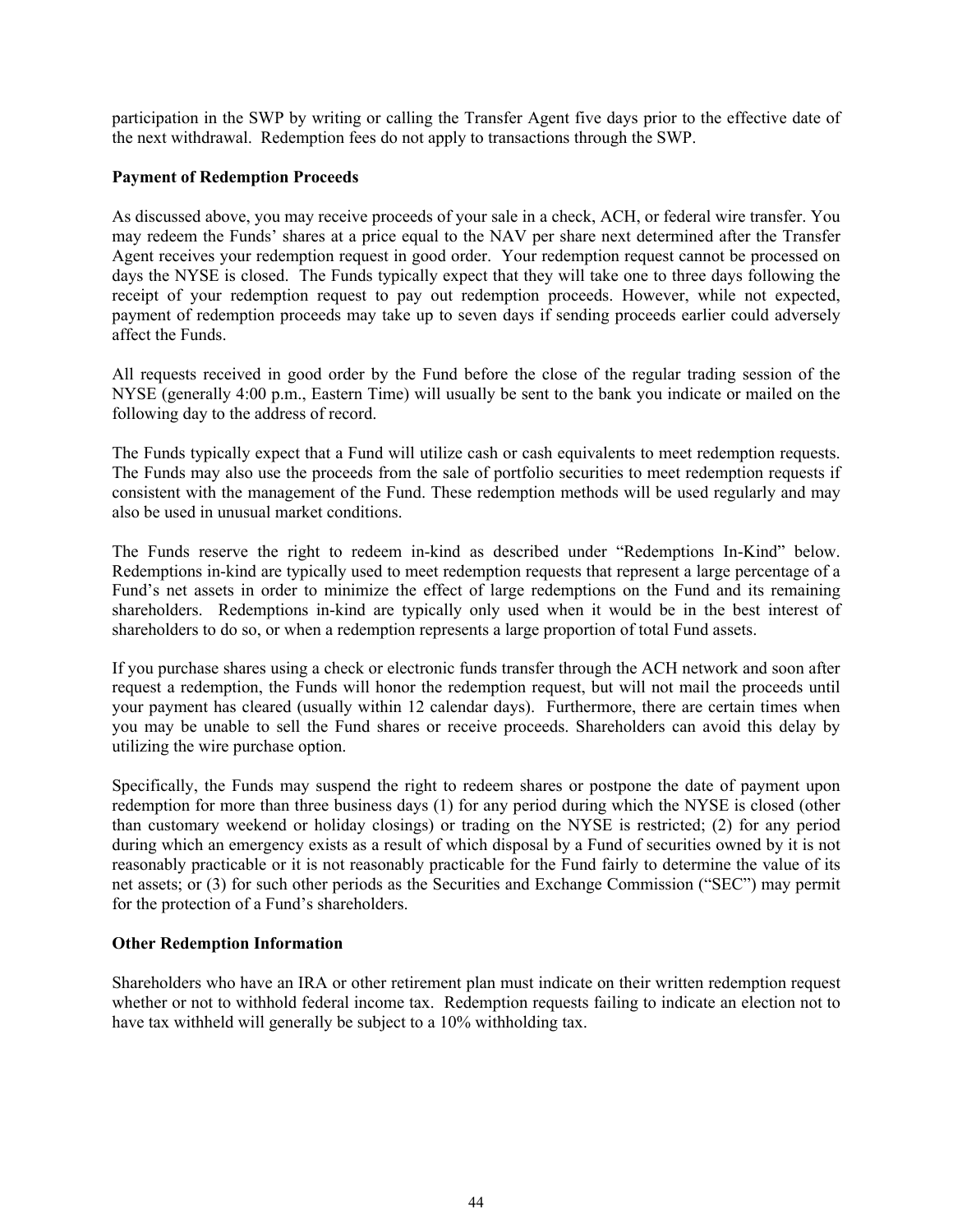participation in the SWP by writing or calling the Transfer Agent five days prior to the effective date of the next withdrawal. Redemption fees do not apply to transactions through the SWP.

**Payment of Redemption Proceeds**

As discussed above, you may receive proceeds of your sale in a check, ACH, or federal wire transfer. You may redeem the Funds' shares at a price equal to the NAV per share next determined after the Transfer Agent receives your redemption request in good order. Your redemption request cannot be processed on days the NYSE is closed. The Funds typically expect that they will take one to three days following the receipt of your redemption request to pay out redemption proceeds. However, while not expected, payment of redemption proceeds may take up to seven days if sending proceeds earlier could adversely affect the Funds.

All requests received in good order by the Fund before the close of the regular trading session of the NYSE (generally 4:00 p.m., Eastern Time) will usually be sent to the bank you indicate or mailed on the following day to the address of record.

The Funds typically expect that a Fund will utilize cash or cash equivalents to meet redemption requests. The Funds may also use the proceeds from the sale of portfolio securities to meet redemption requests if consistent with the management of the Fund. These redemption methods will be used regularly and may also be used in unusual market conditions.

The Funds reserve the right to redeem in-kind as described under "Redemptions In-Kind" below. Redemptions in-kind are typically used to meet redemption requests that represent a large percentage of a Fund's net assets in order to minimize the effect of large redemptions on the Fund and its remaining shareholders. Redemptions in-kind are typically only used when it would be in the best interest of shareholders to do so, or when a redemption represents a large proportion of total Fund assets.

If you purchase shares using a check or electronic funds transfer through the ACH network and soon after request a redemption, the Funds will honor the redemption request, but will not mail the proceeds until your payment has cleared (usually within 12 calendar days). Furthermore, there are certain times when you may be unable to sell the Fund shares or receive proceeds. Shareholders can avoid this delay by utilizing the wire purchase option.

Specifically, the Funds may suspend the right to redeem shares or postpone the date of payment upon redemption for more than three business days (1) for any period during which the NYSE is closed (other than customary weekend or holiday closings) or trading on the NYSE is restricted; (2) for any period during which an emergency exists as a result of which disposal by a Fund of securities owned by it is not reasonably practicable or it is not reasonably practicable for the Fund fairly to determine the value of its net assets; or (3) for such other periods as the Securities and Exchange Commission ("SEC") may permit for the protection of a Fund's shareholders.

**Other Redemption Information**

Shareholders who have an IRA or other retirement plan must indicate on their written redemption request whether or not to withhold federal income tax. Redemption requests failing to indicate an election not to have tax withheld will generally be subject to a 10% withholding tax.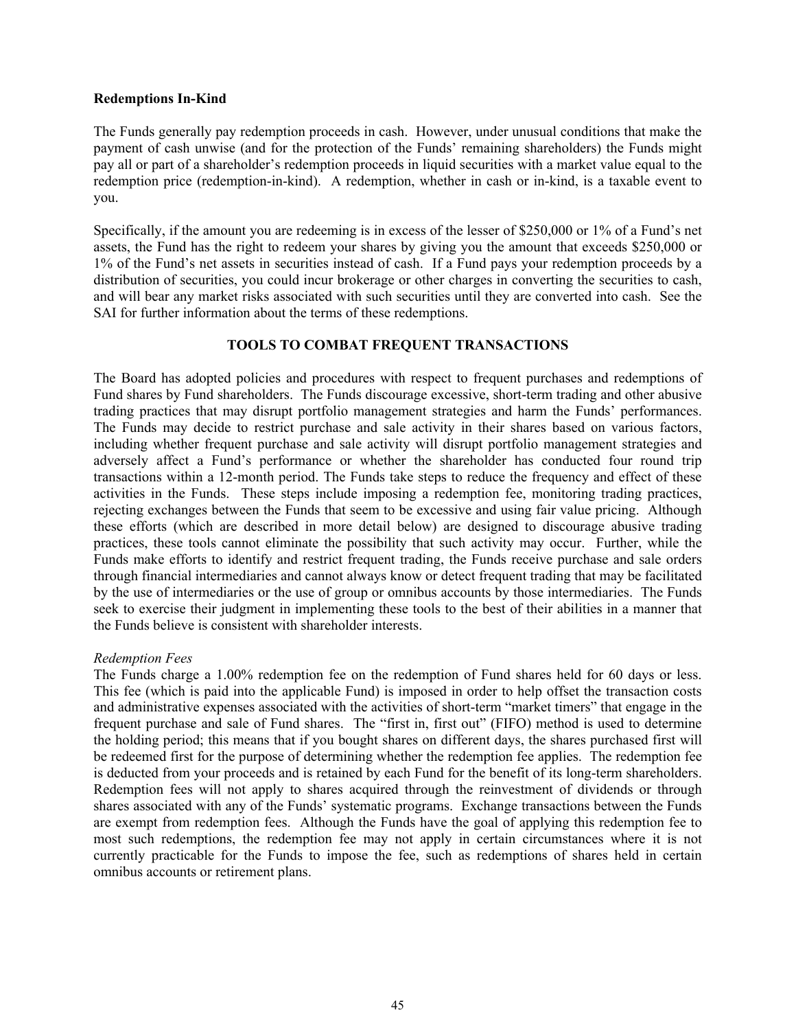**Redemptions In-Kind**

The Funds generally pay redemption proceeds in cash. However, under unusual conditions that make the payment of cash unwise (and for the protection of the Funds' remaining shareholders) the Funds might pay all or part of a shareholder's redemption proceeds in liquid securities with a market value equal to the redemption price (redemption-in-kind). A redemption, whether in cash or in-kind, is a taxable event to you.

Specifically, if the amount you are redeeming is in excess of the lesser of $250,000 or 1% of a Fund's net assets, the Fund has the right to redeem your shares by giving you the amount that exceeds $250,000 or 1% of the Fund's net assets in securities instead of cash. If a Fund pays your redemption proceeds by a distribution of securities, you could incur brokerage or other charges in converting the securities to cash, and will bear any market risks associated with such securities until they are converted into cash. See the SAI for further information about the terms of these redemptions.

## TOOLS TO COMBAT FREQUENT TRANSACTIONS

The Board has adopted policies and procedures with respect to frequent purchases and redemptions of Fund shares by Fund shareholders. The Funds discourage excessive, short-term trading and other abusive trading practices that may disrupt portfolio management strategies and harm the Funds' performances. The Funds may decide to restrict purchase and sale activity in their shares based on various factors, including whether frequent purchase and sale activity will disrupt portfolio management strategies and adversely affect a Fund's performance or whether the shareholder has conducted four round trip transactions within a 12-month period. The Funds take steps to reduce the frequency and effect of these activities in the Funds. These steps include imposing a redemption fee, monitoring trading practices, rejecting exchanges between the Funds that seem to be excessive and using fair value pricing. Although these efforts (which are described in more detail below) are designed to discourage abusive trading practices, these tools cannot eliminate the possibility that such activity may occur. Further, while the Funds make efforts to identify and restrict frequent trading, the Funds receive purchase and sale orders through financial intermediaries and cannot always know or detect frequent trading that may be facilitated by the use of intermediaries or the use of group or omnibus accounts by those intermediaries. The Funds seek to exercise their judgment in implementing these tools to the best of their abilities in a manner that the Funds believe is consistent with shareholder interests.

*Redemption Fees*

The Funds charge a 1.00% redemption fee on the redemption of Fund shares held for 60 days or less. This fee (which is paid into the applicable Fund) is imposed in order to help offset the transaction costs and administrative expenses associated with the activities of short-term "market timers" that engage in the frequent purchase and sale of Fund shares. The "first in, first out" (FIFO) method is used to determine the holding period; this means that if you bought shares on different days, the shares purchased first will be redeemed first for the purpose of determining whether the redemption fee applies. The redemption fee is deducted from your proceeds and is retained by each Fund for the benefit of its long-term shareholders. Redemption fees will not apply to shares acquired through the reinvestment of dividends or through shares associated with any of the Funds' systematic programs. Exchange transactions between the Funds are exempt from redemption fees. Although the Funds have the goal of applying this redemption fee to most such redemptions, the redemption fee may not apply in certain circumstances where it is not currently practicable for the Funds to impose the fee, such as redemptions of shares held in certain omnibus accounts or retirement plans.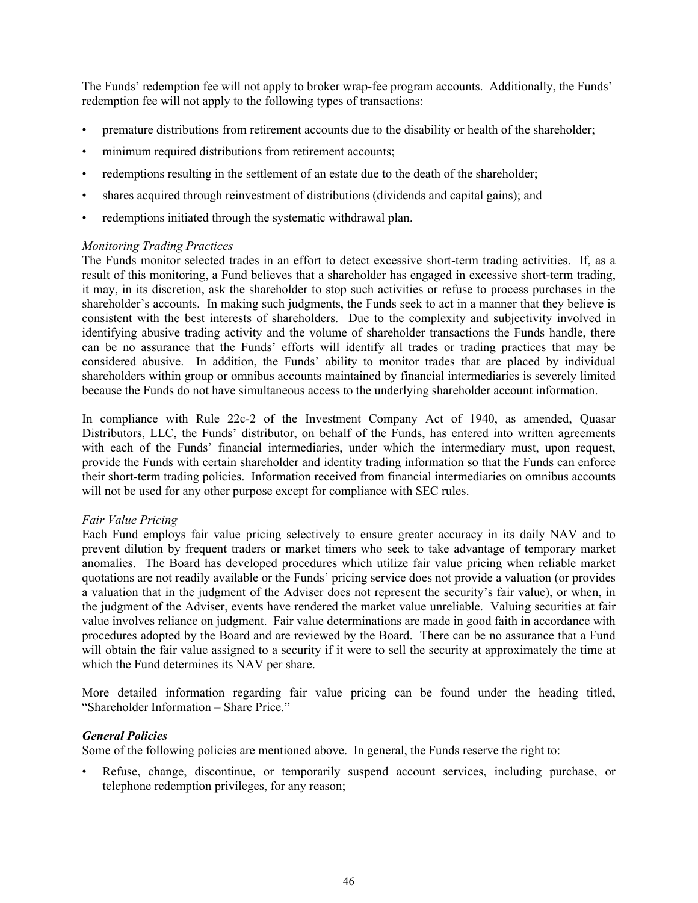The Funds' redemption fee will not apply to broker wrap-fee program accounts. Additionally, the Funds' redemption fee will not apply to the following types of transactions:

- premature distributions from retirement accounts due to the disability or health of the shareholder;
- minimum required distributions from retirement accounts;
- redemptions resulting in the settlement of an estate due to the death of the shareholder;
- shares acquired through reinvestment of distributions (dividends and capital gains); and
- redemptions initiated through the systematic withdrawal plan.

*Monitoring Trading Practices*
The Funds monitor selected trades in an effort to detect excessive short-term trading activities. If, as a result of this monitoring, a Fund believes that a shareholder has engaged in excessive short-term trading, it may, in its discretion, ask the shareholder to stop such activities or refuse to process purchases in the shareholder's accounts. In making such judgments, the Funds seek to act in a manner that they believe is consistent with the best interests of shareholders. Due to the complexity and subjectivity involved in identifying abusive trading activity and the volume of shareholder transactions the Funds handle, there can be no assurance that the Funds' efforts will identify all trades or trading practices that may be considered abusive. In addition, the Funds' ability to monitor trades that are placed by individual shareholders within group or omnibus accounts maintained by financial intermediaries is severely limited because the Funds do not have simultaneous access to the underlying shareholder account information.

In compliance with Rule 22c-2 of the Investment Company Act of 1940, as amended, Quasar Distributors, LLC, the Funds' distributor, on behalf of the Funds, has entered into written agreements with each of the Funds' financial intermediaries, under which the intermediary must, upon request, provide the Funds with certain shareholder and identity trading information so that the Funds can enforce their short-term trading policies. Information received from financial intermediaries on omnibus accounts will not be used for any other purpose except for compliance with SEC rules.

*Fair Value Pricing*
Each Fund employs fair value pricing selectively to ensure greater accuracy in its daily NAV and to prevent dilution by frequent traders or market timers who seek to take advantage of temporary market anomalies. The Board has developed procedures which utilize fair value pricing when reliable market quotations are not readily available or the Funds' pricing service does not provide a valuation (or provides a valuation that in the judgment of the Adviser does not represent the security's fair value), or when, in the judgment of the Adviser, events have rendered the market value unreliable. Valuing securities at fair value involves reliance on judgment. Fair value determinations are made in good faith in accordance with procedures adopted by the Board and are reviewed by the Board. There can be no assurance that a Fund will obtain the fair value assigned to a security if it were to sell the security at approximately the time at which the Fund determines its NAV per share.

More detailed information regarding fair value pricing can be found under the heading titled, "Shareholder Information – Share Price."

***General Policies***
Some of the following policies are mentioned above. In general, the Funds reserve the right to:

- Refuse, change, discontinue, or temporarily suspend account services, including purchase, or telephone redemption privileges, for any reason;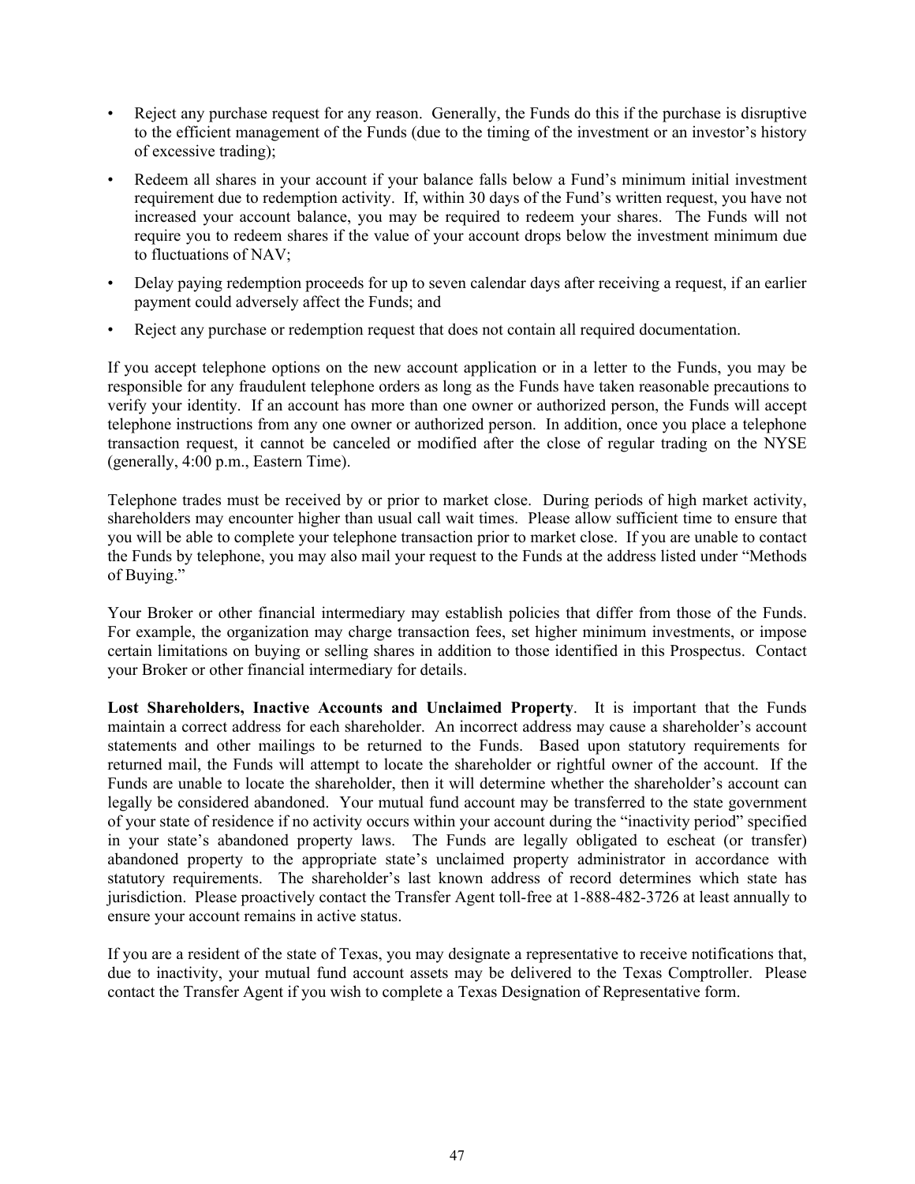- Reject any purchase request for any reason. Generally, the Funds do this if the purchase is disruptive to the efficient management of the Funds (due to the timing of the investment or an investor's history of excessive trading);
- Redeem all shares in your account if your balance falls below a Fund's minimum initial investment requirement due to redemption activity. If, within 30 days of the Fund's written request, you have not increased your account balance, you may be required to redeem your shares. The Funds will not require you to redeem shares if the value of your account drops below the investment minimum due to fluctuations of NAV;
- Delay paying redemption proceeds for up to seven calendar days after receiving a request, if an earlier payment could adversely affect the Funds; and
- Reject any purchase or redemption request that does not contain all required documentation.

If you accept telephone options on the new account application or in a letter to the Funds, you may be responsible for any fraudulent telephone orders as long as the Funds have taken reasonable precautions to verify your identity. If an account has more than one owner or authorized person, the Funds will accept telephone instructions from any one owner or authorized person. In addition, once you place a telephone transaction request, it cannot be canceled or modified after the close of regular trading on the NYSE (generally, 4:00 p.m., Eastern Time).

Telephone trades must be received by or prior to market close. During periods of high market activity, shareholders may encounter higher than usual call wait times. Please allow sufficient time to ensure that you will be able to complete your telephone transaction prior to market close. If you are unable to contact the Funds by telephone, you may also mail your request to the Funds at the address listed under "Methods of Buying."

Your Broker or other financial intermediary may establish policies that differ from those of the Funds. For example, the organization may charge transaction fees, set higher minimum investments, or impose certain limitations on buying or selling shares in addition to those identified in this Prospectus. Contact your Broker or other financial intermediary for details.

**Lost Shareholders, Inactive Accounts and Unclaimed Property**. It is important that the Funds maintain a correct address for each shareholder. An incorrect address may cause a shareholder's account statements and other mailings to be returned to the Funds. Based upon statutory requirements for returned mail, the Funds will attempt to locate the shareholder or rightful owner of the account. If the Funds are unable to locate the shareholder, then it will determine whether the shareholder's account can legally be considered abandoned. Your mutual fund account may be transferred to the state government of your state of residence if no activity occurs within your account during the "inactivity period" specified in your state's abandoned property laws. The Funds are legally obligated to escheat (or transfer) abandoned property to the appropriate state's unclaimed property administrator in accordance with statutory requirements. The shareholder's last known address of record determines which state has jurisdiction. Please proactively contact the Transfer Agent toll-free at 1-888-482-3726 at least annually to ensure your account remains in active status.

If you are a resident of the state of Texas, you may designate a representative to receive notifications that, due to inactivity, your mutual fund account assets may be delivered to the Texas Comptroller. Please contact the Transfer Agent if you wish to complete a Texas Designation of Representative form.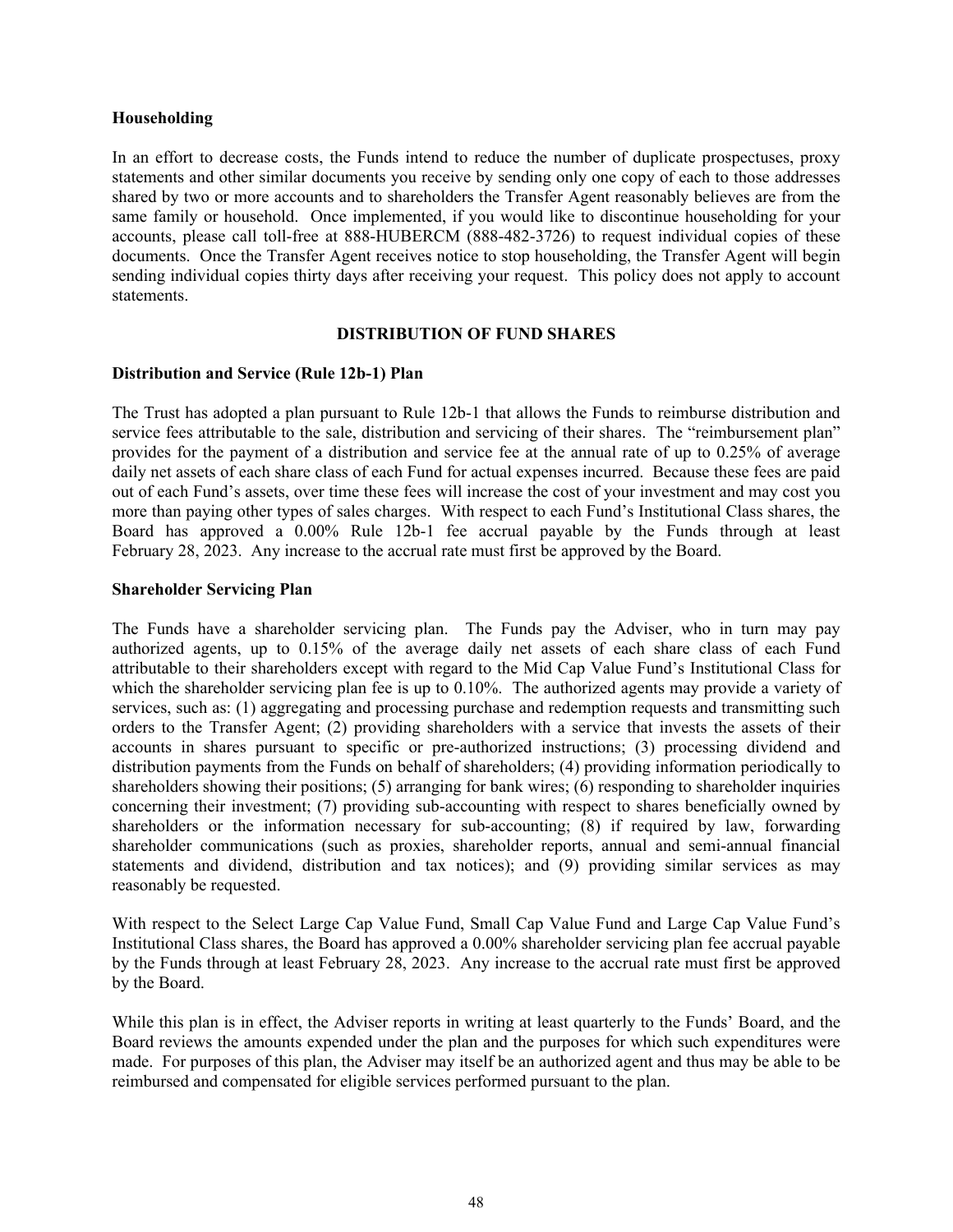**Householding**

In an effort to decrease costs, the Funds intend to reduce the number of duplicate prospectuses, proxy statements and other similar documents you receive by sending only one copy of each to those addresses shared by two or more accounts and to shareholders the Transfer Agent reasonably believes are from the same family or household. Once implemented, if you would like to discontinue householding for your accounts, please call toll-free at 888-HUBERCM (888-482-3726) to request individual copies of these documents. Once the Transfer Agent receives notice to stop householding, the Transfer Agent will begin sending individual copies thirty days after receiving your request. This policy does not apply to account statements.

## DISTRIBUTION OF FUND SHARES

**Distribution and Service (Rule 12b-1) Plan**

The Trust has adopted a plan pursuant to Rule 12b-1 that allows the Funds to reimburse distribution and service fees attributable to the sale, distribution and servicing of their shares. The "reimbursement plan" provides for the payment of a distribution and service fee at the annual rate of up to 0.25% of average daily net assets of each share class of each Fund for actual expenses incurred. Because these fees are paid out of each Fund's assets, over time these fees will increase the cost of your investment and may cost you more than paying other types of sales charges. With respect to each Fund's Institutional Class shares, the Board has approved a 0.00% Rule 12b-1 fee accrual payable by the Funds through at least February 28, 2023. Any increase to the accrual rate must first be approved by the Board.

**Shareholder Servicing Plan**

The Funds have a shareholder servicing plan. The Funds pay the Adviser, who in turn may pay authorized agents, up to 0.15% of the average daily net assets of each share class of each Fund attributable to their shareholders except with regard to the Mid Cap Value Fund's Institutional Class for which the shareholder servicing plan fee is up to 0.10%. The authorized agents may provide a variety of services, such as: (1) aggregating and processing purchase and redemption requests and transmitting such orders to the Transfer Agent; (2) providing shareholders with a service that invests the assets of their accounts in shares pursuant to specific or pre-authorized instructions; (3) processing dividend and distribution payments from the Funds on behalf of shareholders; (4) providing information periodically to shareholders showing their positions; (5) arranging for bank wires; (6) responding to shareholder inquiries concerning their investment; (7) providing sub-accounting with respect to shares beneficially owned by shareholders or the information necessary for sub-accounting; (8) if required by law, forwarding shareholder communications (such as proxies, shareholder reports, annual and semi-annual financial statements and dividend, distribution and tax notices); and (9) providing similar services as may reasonably be requested.

With respect to the Select Large Cap Value Fund, Small Cap Value Fund and Large Cap Value Fund's Institutional Class shares, the Board has approved a 0.00% shareholder servicing plan fee accrual payable by the Funds through at least February 28, 2023. Any increase to the accrual rate must first be approved by the Board.

While this plan is in effect, the Adviser reports in writing at least quarterly to the Funds' Board, and the Board reviews the amounts expended under the plan and the purposes for which such expenditures were made. For purposes of this plan, the Adviser may itself be an authorized agent and thus may be able to be reimbursed and compensated for eligible services performed pursuant to the plan.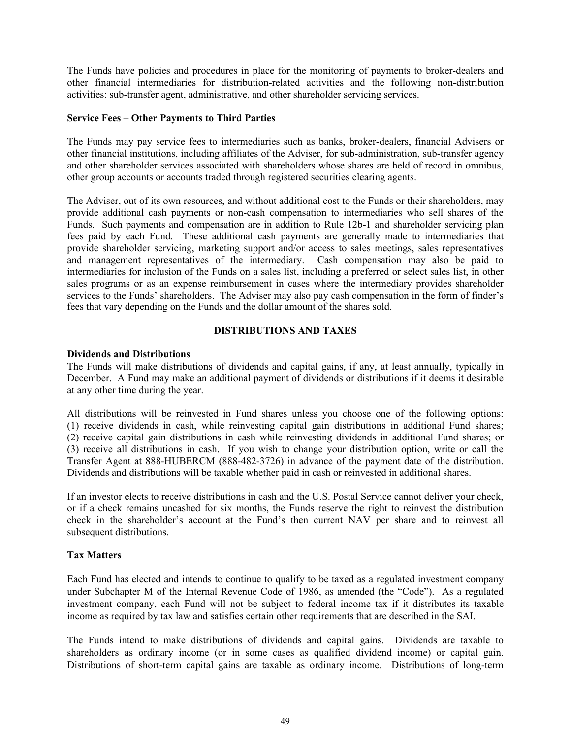The Funds have policies and procedures in place for the monitoring of payments to broker-dealers and other financial intermediaries for distribution-related activities and the following non-distribution activities: sub-transfer agent, administrative, and other shareholder servicing services.

**Service Fees – Other Payments to Third Parties**

The Funds may pay service fees to intermediaries such as banks, broker-dealers, financial Advisers or other financial institutions, including affiliates of the Adviser, for sub-administration, sub-transfer agency and other shareholder services associated with shareholders whose shares are held of record in omnibus, other group accounts or accounts traded through registered securities clearing agents.

The Adviser, out of its own resources, and without additional cost to the Funds or their shareholders, may provide additional cash payments or non-cash compensation to intermediaries who sell shares of the Funds. Such payments and compensation are in addition to Rule 12b-1 and shareholder servicing plan fees paid by each Fund. These additional cash payments are generally made to intermediaries that provide shareholder servicing, marketing support and/or access to sales meetings, sales representatives and management representatives of the intermediary. Cash compensation may also be paid to intermediaries for inclusion of the Funds on a sales list, including a preferred or select sales list, in other sales programs or as an expense reimbursement in cases where the intermediary provides shareholder services to the Funds' shareholders. The Adviser may also pay cash compensation in the form of finder's fees that vary depending on the Funds and the dollar amount of the shares sold.

## DISTRIBUTIONS AND TAXES

**Dividends and Distributions**

The Funds will make distributions of dividends and capital gains, if any, at least annually, typically in December. A Fund may make an additional payment of dividends or distributions if it deems it desirable at any other time during the year.

All distributions will be reinvested in Fund shares unless you choose one of the following options: (1) receive dividends in cash, while reinvesting capital gain distributions in additional Fund shares; (2) receive capital gain distributions in cash while reinvesting dividends in additional Fund shares; or (3) receive all distributions in cash. If you wish to change your distribution option, write or call the Transfer Agent at 888-HUBERCM (888-482-3726) in advance of the payment date of the distribution. Dividends and distributions will be taxable whether paid in cash or reinvested in additional shares.

If an investor elects to receive distributions in cash and the U.S. Postal Service cannot deliver your check, or if a check remains uncashed for six months, the Funds reserve the right to reinvest the distribution check in the shareholder's account at the Fund's then current NAV per share and to reinvest all subsequent distributions.

**Tax Matters**

Each Fund has elected and intends to continue to qualify to be taxed as a regulated investment company under Subchapter M of the Internal Revenue Code of 1986, as amended (the "Code"). As a regulated investment company, each Fund will not be subject to federal income tax if it distributes its taxable income as required by tax law and satisfies certain other requirements that are described in the SAI.

The Funds intend to make distributions of dividends and capital gains. Dividends are taxable to shareholders as ordinary income (or in some cases as qualified dividend income) or capital gain. Distributions of short-term capital gains are taxable as ordinary income. Distributions of long-term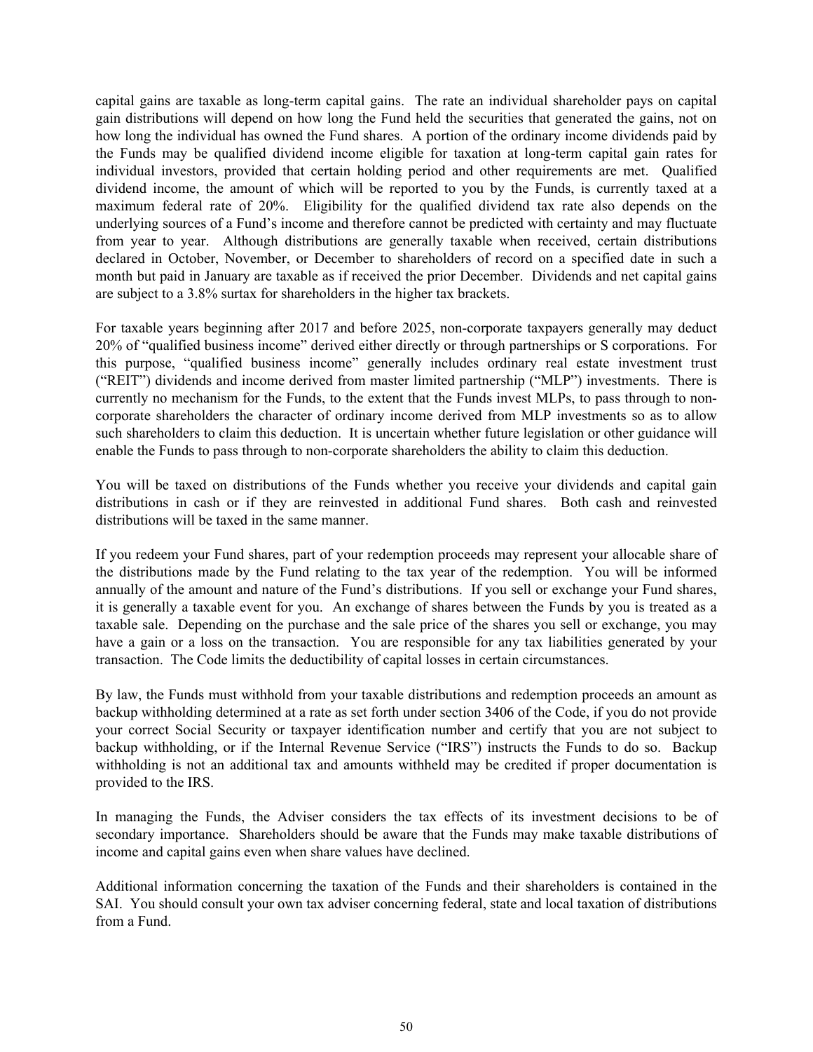capital gains are taxable as long-term capital gains. The rate an individual shareholder pays on capital gain distributions will depend on how long the Fund held the securities that generated the gains, not on how long the individual has owned the Fund shares. A portion of the ordinary income dividends paid by the Funds may be qualified dividend income eligible for taxation at long-term capital gain rates for individual investors, provided that certain holding period and other requirements are met. Qualified dividend income, the amount of which will be reported to you by the Funds, is currently taxed at a maximum federal rate of 20%. Eligibility for the qualified dividend tax rate also depends on the underlying sources of a Fund's income and therefore cannot be predicted with certainty and may fluctuate from year to year. Although distributions are generally taxable when received, certain distributions declared in October, November, or December to shareholders of record on a specified date in such a month but paid in January are taxable as if received the prior December. Dividends and net capital gains are subject to a 3.8% surtax for shareholders in the higher tax brackets.

For taxable years beginning after 2017 and before 2025, non-corporate taxpayers generally may deduct 20% of "qualified business income" derived either directly or through partnerships or S corporations. For this purpose, "qualified business income" generally includes ordinary real estate investment trust ("REIT") dividends and income derived from master limited partnership ("MLP") investments. There is currently no mechanism for the Funds, to the extent that the Funds invest MLPs, to pass through to non-corporate shareholders the character of ordinary income derived from MLP investments so as to allow such shareholders to claim this deduction. It is uncertain whether future legislation or other guidance will enable the Funds to pass through to non-corporate shareholders the ability to claim this deduction.

You will be taxed on distributions of the Funds whether you receive your dividends and capital gain distributions in cash or if they are reinvested in additional Fund shares. Both cash and reinvested distributions will be taxed in the same manner.

If you redeem your Fund shares, part of your redemption proceeds may represent your allocable share of the distributions made by the Fund relating to the tax year of the redemption. You will be informed annually of the amount and nature of the Fund's distributions. If you sell or exchange your Fund shares, it is generally a taxable event for you. An exchange of shares between the Funds by you is treated as a taxable sale. Depending on the purchase and the sale price of the shares you sell or exchange, you may have a gain or a loss on the transaction. You are responsible for any tax liabilities generated by your transaction. The Code limits the deductibility of capital losses in certain circumstances.

By law, the Funds must withhold from your taxable distributions and redemption proceeds an amount as backup withholding determined at a rate as set forth under section 3406 of the Code, if you do not provide your correct Social Security or taxpayer identification number and certify that you are not subject to backup withholding, or if the Internal Revenue Service ("IRS") instructs the Funds to do so. Backup withholding is not an additional tax and amounts withheld may be credited if proper documentation is provided to the IRS.

In managing the Funds, the Adviser considers the tax effects of its investment decisions to be of secondary importance. Shareholders should be aware that the Funds may make taxable distributions of income and capital gains even when share values have declined.

Additional information concerning the taxation of the Funds and their shareholders is contained in the SAI. You should consult your own tax adviser concerning federal, state and local taxation of distributions from a Fund.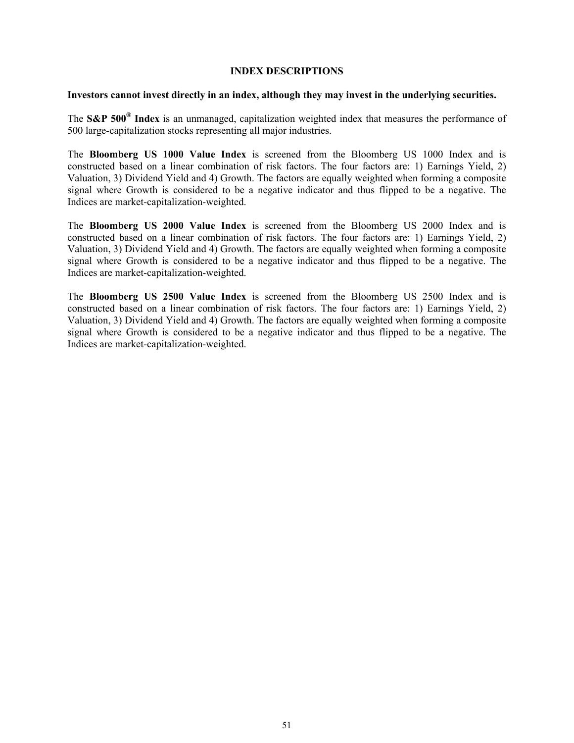# INDEX DESCRIPTIONS

**Investors cannot invest directly in an index, although they may invest in the underlying securities.**

The **S&P 500® Index** is an unmanaged, capitalization weighted index that measures the performance of 500 large-capitalization stocks representing all major industries.

The **Bloomberg US 1000 Value Index** is screened from the Bloomberg US 1000 Index and is constructed based on a linear combination of risk factors. The four factors are: 1) Earnings Yield, 2) Valuation, 3) Dividend Yield and 4) Growth. The factors are equally weighted when forming a composite signal where Growth is considered to be a negative indicator and thus flipped to be a negative. The Indices are market-capitalization-weighted.

The **Bloomberg US 2000 Value Index** is screened from the Bloomberg US 2000 Index and is constructed based on a linear combination of risk factors. The four factors are: 1) Earnings Yield, 2) Valuation, 3) Dividend Yield and 4) Growth. The factors are equally weighted when forming a composite signal where Growth is considered to be a negative indicator and thus flipped to be a negative. The Indices are market-capitalization-weighted.

The **Bloomberg US 2500 Value Index** is screened from the Bloomberg US 2500 Index and is constructed based on a linear combination of risk factors. The four factors are: 1) Earnings Yield, 2) Valuation, 3) Dividend Yield and 4) Growth. The factors are equally weighted when forming a composite signal where Growth is considered to be a negative indicator and thus flipped to be a negative. The Indices are market-capitalization-weighted.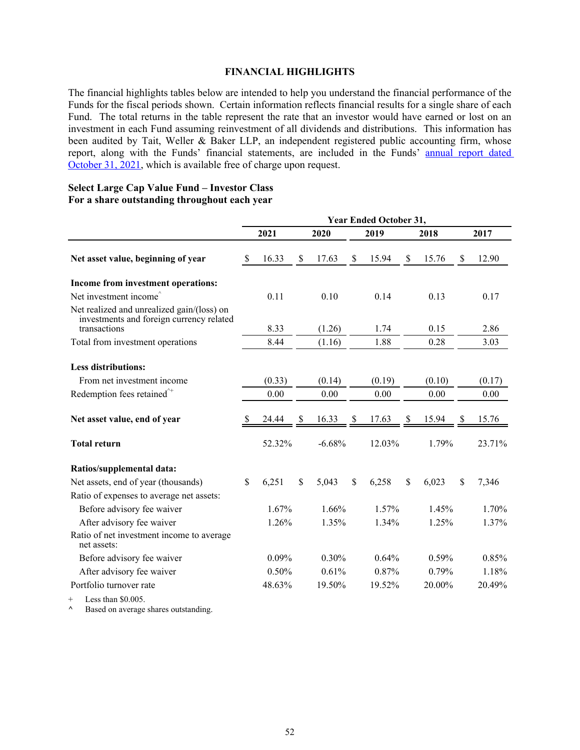# FINANCIAL HIGHLIGHTS

The financial highlights tables below are intended to help you understand the financial performance of the Funds for the fiscal periods shown. Certain information reflects financial results for a single share of each Fund. The total returns in the table represent the rate that an investor would have earned or lost on an investment in each Fund assuming reinvestment of all dividends and distributions. This information has been audited by Tait, Weller & Baker LLP, an independent registered public accounting firm, whose report, along with the Funds' financial statements, are included in the Funds' annual report dated October 31, 2021, which is available free of charge upon request.

**Select Large Cap Value Fund – Investor Class**
**For a share outstanding throughout each year**

| | Year Ended October 31, | | | | |
|---|---|---|---|---|---|
| | 2021 | 2020 | 2019 | 2018 | 2017 |
| **Net asset value, beginning of year** | $ 16.33 | $ 17.63 | $ 15.94 | $ 15.76 | $ 12.90 |
| **Income from investment operations:** | | | | | |
| Net investment income^ | 0.11 | 0.10 | 0.14 | 0.13 | 0.17 |
| Net realized and unrealized gain/(loss) on investments and foreign currency related transactions | 8.33 | (1.26) | 1.74 | 0.15 | 2.86 |
| Total from investment operations | 8.44 | (1.16) | 1.88 | 0.28 | 3.03 |
| **Less distributions:** | | | | | |
| From net investment income | (0.33) | (0.14) | (0.19) | (0.10) | (0.17) |
| Redemption fees retained^+ | 0.00 | 0.00 | 0.00 | 0.00 | 0.00 |
| **Net asset value, end of year** | $ 24.44 | $ 16.33 | $ 17.63 | $ 15.94 | $ 15.76 |
| **Total return** | 52.32% | -6.68% | 12.03% | 1.79% | 23.71% |
| **Ratios/supplemental data:** | | | | | |
| Net assets, end of year (thousands) | $ 6,251 | $ 5,043 | $ 6,258 | $ 6,023 | $ 7,346 |
| Ratio of expenses to average net assets: | | | | | |
| Before advisory fee waiver | 1.67% | 1.66% | 1.57% | 1.45% | 1.70% |
| After advisory fee waiver | 1.26% | 1.35% | 1.34% | 1.25% | 1.37% |
| Ratio of net investment income to average net assets: | | | | | |
| Before advisory fee waiver | 0.09% | 0.30% | 0.64% | 0.59% | 0.85% |
| After advisory fee waiver | 0.50% | 0.61% | 0.87% | 0.79% | 1.18% |
| Portfolio turnover rate | 48.63% | 19.50% | 19.52% | 20.00% | 20.49% |

\+ Less than $0.005.
^ Based on average shares outstanding.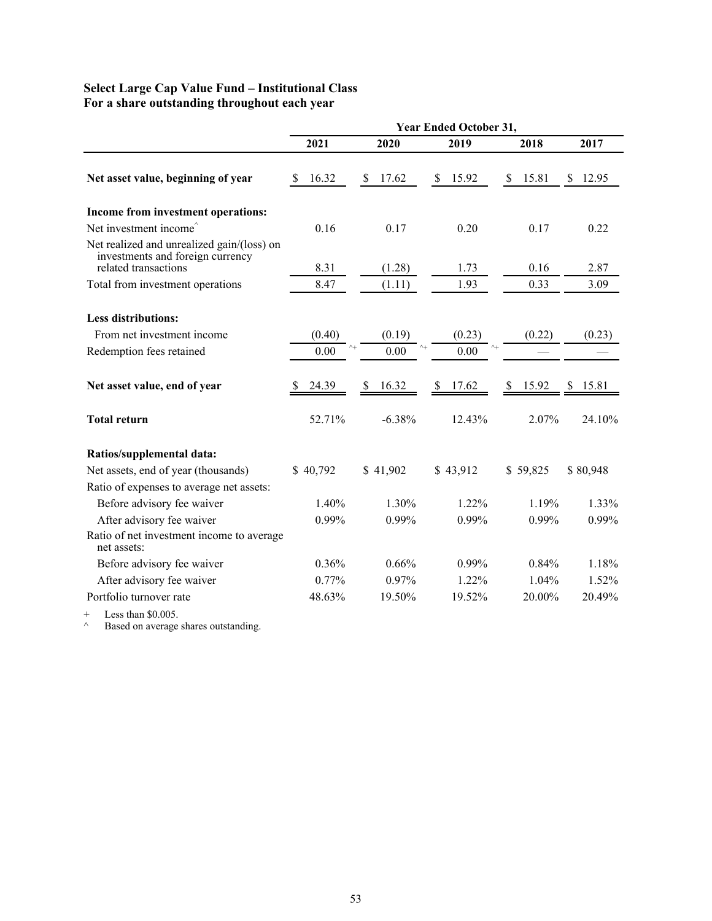**Select Large Cap Value Fund – Institutional Class**
**For a share outstanding throughout each year**

| | Year Ended October 31, | | | | |
|---|---|---|---|---|---|
| | 2021 | 2020 | 2019 | 2018 | 2017 |
| **Net asset value, beginning of year** | $ 16.32 | $ 17.62 | $ 15.92 | $ 15.81 | $ 12.95 |
| **Income from investment operations:** | | | | | |
| Net investment income^ | 0.16 | 0.17 | 0.20 | 0.17 | 0.22 |
| Net realized and unrealized gain/(loss) on investments and foreign currency related transactions | 8.31 | (1.28) | 1.73 | 0.16 | 2.87 |
| Total from investment operations | 8.47 | (1.11) | 1.93 | 0.33 | 3.09 |
| **Less distributions:** | | | | | |
| From net investment income | (0.40) | (0.19) | (0.23) | (0.22) | (0.23) |
| Redemption fees retained | 0.00 ^+ | 0.00 ^+ | 0.00 ^+ | — | — |
| **Net asset value, end of year** | $ 24.39 | $ 16.32 | $ 17.62 | $ 15.92 | $ 15.81 |
| **Total return** | 52.71% | -6.38% | 12.43% | 2.07% | 24.10% |
| **Ratios/supplemental data:** | | | | | |
| Net assets, end of year (thousands) | $ 40,792 | $ 41,902 | $ 43,912 | $ 59,825 | $ 80,948 |
| Ratio of expenses to average net assets: | | | | | |
| Before advisory fee waiver | 1.40% | 1.30% | 1.22% | 1.19% | 1.33% |
| After advisory fee waiver | 0.99% | 0.99% | 0.99% | 0.99% | 0.99% |
| Ratio of net investment income to average net assets: | | | | | |
| Before advisory fee waiver | 0.36% | 0.66% | 0.99% | 0.84% | 1.18% |
| After advisory fee waiver | 0.77% | 0.97% | 1.22% | 1.04% | 1.52% |
| Portfolio turnover rate | 48.63% | 19.50% | 19.52% | 20.00% | 20.49% |

\+ Less than $0.005.
^ Based on average shares outstanding.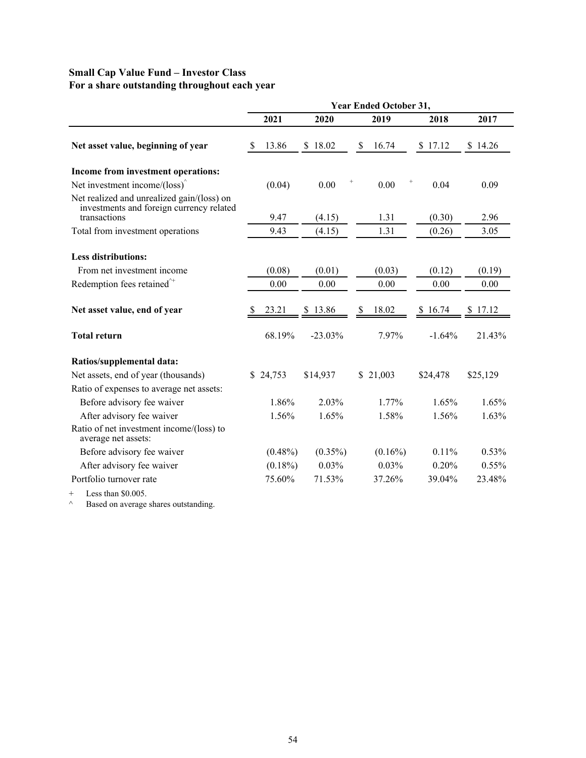**Small Cap Value Fund – Investor Class**
**For a share outstanding throughout each year**

| | Year Ended October 31, | | | | |
|---|---|---|---|---|---|
| | 2021 | 2020 | 2019 | 2018 | 2017 |
| **Net asset value, beginning of year** | $ 13.86 | $ 18.02 | $ 16.74 | $ 17.12 | $ 14.26 |
| **Income from investment operations:** | | | | | |
| Net investment income/(loss)^ | (0.04) | 0.00+ | 0.00+ | 0.04 | 0.09 |
| Net realized and unrealized gain/(loss) on investments and foreign currency related transactions | 9.47 | (4.15) | 1.31 | (0.30) | 2.96 |
| Total from investment operations | 9.43 | (4.15) | 1.31 | (0.26) | 3.05 |
| **Less distributions:** | | | | | |
| From net investment income | (0.08) | (0.01) | (0.03) | (0.12) | (0.19) |
| Redemption fees retained^+ | 0.00 | 0.00 | 0.00 | 0.00 | 0.00 |
| **Net asset value, end of year** | $ 23.21 | $ 13.86 | $ 18.02 | $ 16.74 | $ 17.12 |
| **Total return** | 68.19% | -23.03% | 7.97% | -1.64% | 21.43% |
| **Ratios/supplemental data:** | | | | | |
| Net assets, end of year (thousands) | $ 24,753 | $14,937 | $ 21,003 | $24,478 | $25,129 |
| Ratio of expenses to average net assets: | | | | | |
| Before advisory fee waiver | 1.86% | 2.03% | 1.77% | 1.65% | 1.65% |
| After advisory fee waiver | 1.56% | 1.65% | 1.58% | 1.56% | 1.63% |
| Ratio of net investment income/(loss) to average net assets: | | | | | |
| Before advisory fee waiver | (0.48%) | (0.35%) | (0.16%) | 0.11% | 0.53% |
| After advisory fee waiver | (0.18%) | 0.03% | 0.03% | 0.20% | 0.55% |
| Portfolio turnover rate | 75.60% | 71.53% | 37.26% | 39.04% | 23.48% |

\+ Less than $0.005.

^ Based on average shares outstanding.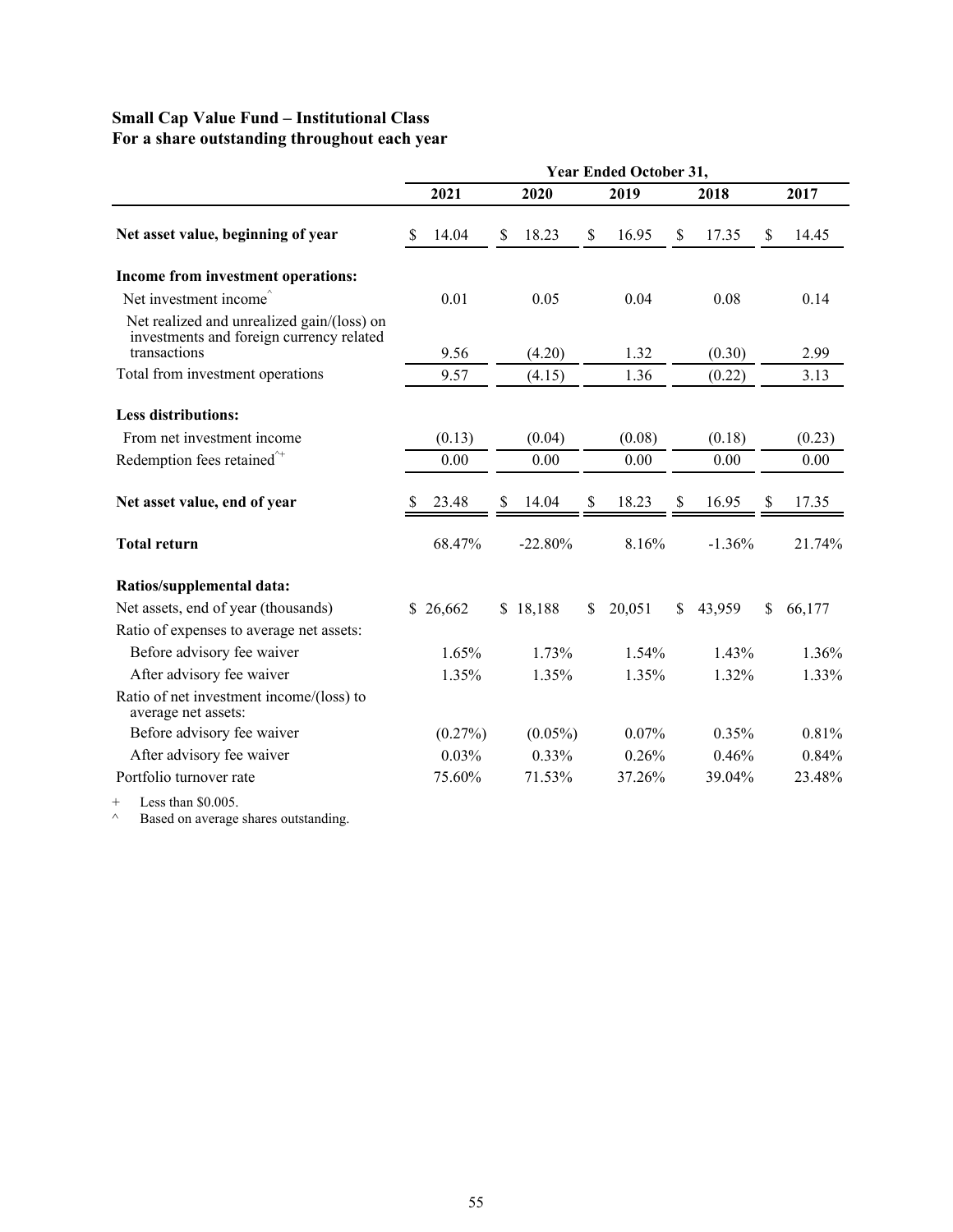**Small Cap Value Fund – Institutional Class**
**For a share outstanding throughout each year**

| | Year Ended October 31, | | | | |
|---|---|---|---|---|---|
| | 2021 | 2020 | 2019 | 2018 | 2017 |
| **Net asset value, beginning of year** | $ 14.04 | $ 18.23 | $ 16.95 | $ 17.35 | $ 14.45 |
| **Income from investment operations:** | | | | | |
| Net investment income^ | 0.01 | 0.05 | 0.04 | 0.08 | 0.14 |
| Net realized and unrealized gain/(loss) on investments and foreign currency related transactions | 9.56 | (4.20) | 1.32 | (0.30) | 2.99 |
| Total from investment operations | 9.57 | (4.15) | 1.36 | (0.22) | 3.13 |
| **Less distributions:** | | | | | |
| From net investment income | (0.13) | (0.04) | (0.08) | (0.18) | (0.23) |
| Redemption fees retained^+ | 0.00 | 0.00 | 0.00 | 0.00 | 0.00 |
| **Net asset value, end of year** | $ 23.48 | $ 14.04 | $ 18.23 | $ 16.95 | $ 17.35 |
| **Total return** | 68.47% | -22.80% | 8.16% | -1.36% | 21.74% |
| **Ratios/supplemental data:** | | | | | |
| Net assets, end of year (thousands) | $ 26,662 | $ 18,188 | $ 20,051 | $ 43,959 | $ 66,177 |
| Ratio of expenses to average net assets: | | | | | |
| Before advisory fee waiver | 1.65% | 1.73% | 1.54% | 1.43% | 1.36% |
| After advisory fee waiver | 1.35% | 1.35% | 1.35% | 1.32% | 1.33% |
| Ratio of net investment income/(loss) to average net assets: | | | | | |
| Before advisory fee waiver | (0.27%) | (0.05%) | 0.07% | 0.35% | 0.81% |
| After advisory fee waiver | 0.03% | 0.33% | 0.26% | 0.46% | 0.84% |
| Portfolio turnover rate | 75.60% | 71.53% | 37.26% | 39.04% | 23.48% |

\+ Less than $0.005.

^ Based on average shares outstanding.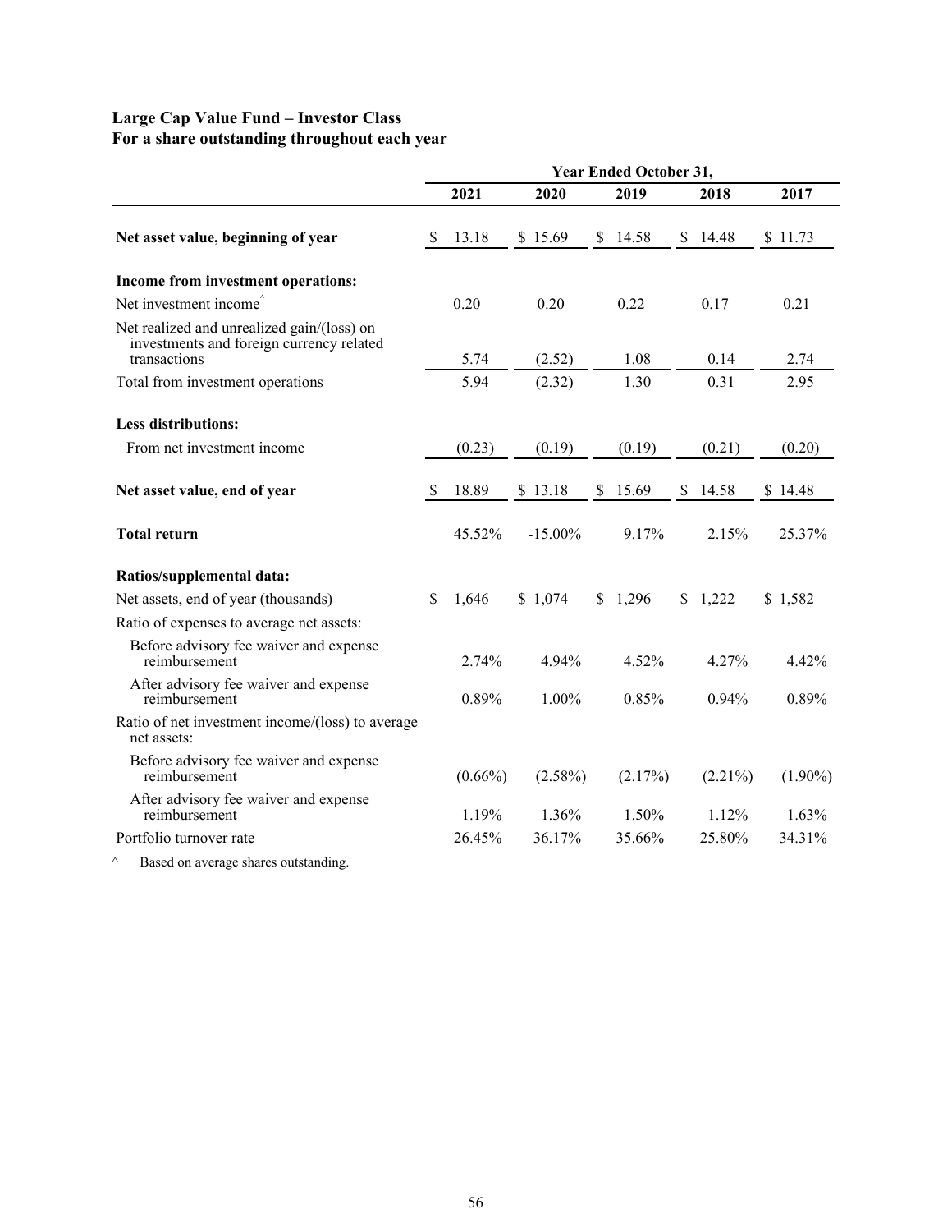**Large Cap Value Fund – Investor Class**
**For a share outstanding throughout each year**

| | Year Ended October 31, | | | | |
|---|---|---|---|---|---|
| | **2021** | **2020** | **2019** | **2018** | **2017** |
| **Net asset value, beginning of year** | $ 13.18 | $ 15.69 | $ 14.58 | $ 14.48 | $ 11.73 |
| **Income from investment operations:** | | | | | |
| Net investment income^ | 0.20 | 0.20 | 0.22 | 0.17 | 0.21 |
| Net realized and unrealized gain/(loss) on investments and foreign currency related transactions | 5.74 | (2.52) | 1.08 | 0.14 | 2.74 |
| Total from investment operations | 5.94 | (2.32) | 1.30 | 0.31 | 2.95 |
| **Less distributions:** | | | | | |
| From net investment income | (0.23) | (0.19) | (0.19) | (0.21) | (0.20) |
| **Net asset value, end of year** | $ 18.89 | $ 13.18 | $ 15.69 | $ 14.58 | $ 14.48 |
| **Total return** | 45.52% | -15.00% | 9.17% | 2.15% | 25.37% |
| **Ratios/supplemental data:** | | | | | |
| Net assets, end of year (thousands) | $ 1,646 | $ 1,074 | $ 1,296 | $ 1,222 | $ 1,582 |
| Ratio of expenses to average net assets: | | | | | |
| Before advisory fee waiver and expense reimbursement | 2.74% | 4.94% | 4.52% | 4.27% | 4.42% |
| After advisory fee waiver and expense reimbursement | 0.89% | 1.00% | 0.85% | 0.94% | 0.89% |
| Ratio of net investment income/(loss) to average net assets: | | | | | |
| Before advisory fee waiver and expense reimbursement | (0.66%) | (2.58%) | (2.17%) | (2.21%) | (1.90%) |
| After advisory fee waiver and expense reimbursement | 1.19% | 1.36% | 1.50% | 1.12% | 1.63% |
| Portfolio turnover rate | 26.45% | 36.17% | 35.66% | 25.80% | 34.31% |

^ Based on average shares outstanding.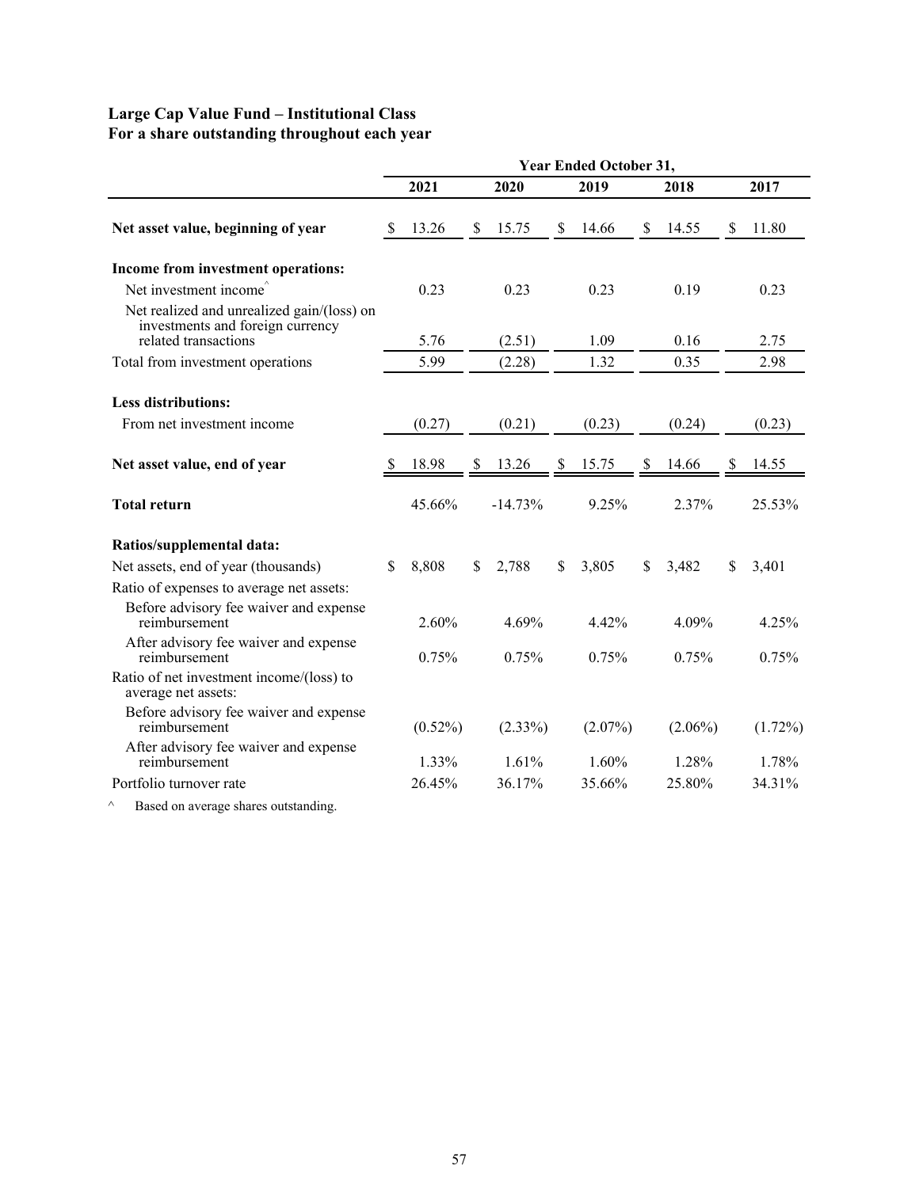**Large Cap Value Fund – Institutional Class**
**For a share outstanding throughout each year**

| | Year Ended October 31, | | | | |
|---|---|---|---|---|---|
| | 2021 | 2020 | 2019 | 2018 | 2017 |
| **Net asset value, beginning of year** | $ 13.26 | $ 15.75 | $ 14.66 | $ 14.55 | $ 11.80 |
| **Income from investment operations:** | | | | | |
| Net investment income^ | 0.23 | 0.23 | 0.23 | 0.19 | 0.23 |
| Net realized and unrealized gain/(loss) on investments and foreign currency related transactions | 5.76 | (2.51) | 1.09 | 0.16 | 2.75 |
| Total from investment operations | 5.99 | (2.28) | 1.32 | 0.35 | 2.98 |
| **Less distributions:** | | | | | |
| From net investment income | (0.27) | (0.21) | (0.23) | (0.24) | (0.23) |
| **Net asset value, end of year** | $ 18.98 | $ 13.26 | $ 15.75 | $ 14.66 | $ 14.55 |
| **Total return** | 45.66% | -14.73% | 9.25% | 2.37% | 25.53% |
| **Ratios/supplemental data:** | | | | | |
| Net assets, end of year (thousands) | $ 8,808 | $ 2,788 | $ 3,805 | $ 3,482 | $ 3,401 |
| Ratio of expenses to average net assets: | | | | | |
| Before advisory fee waiver and expense reimbursement | 2.60% | 4.69% | 4.42% | 4.09% | 4.25% |
| After advisory fee waiver and expense reimbursement | 0.75% | 0.75% | 0.75% | 0.75% | 0.75% |
| Ratio of net investment income/(loss) to average net assets: | | | | | |
| Before advisory fee waiver and expense reimbursement | (0.52%) | (2.33%) | (2.07%) | (2.06%) | (1.72%) |
| After advisory fee waiver and expense reimbursement | 1.33% | 1.61% | 1.60% | 1.28% | 1.78% |
| Portfolio turnover rate | 26.45% | 36.17% | 35.66% | 25.80% | 34.31% |

^ Based on average shares outstanding.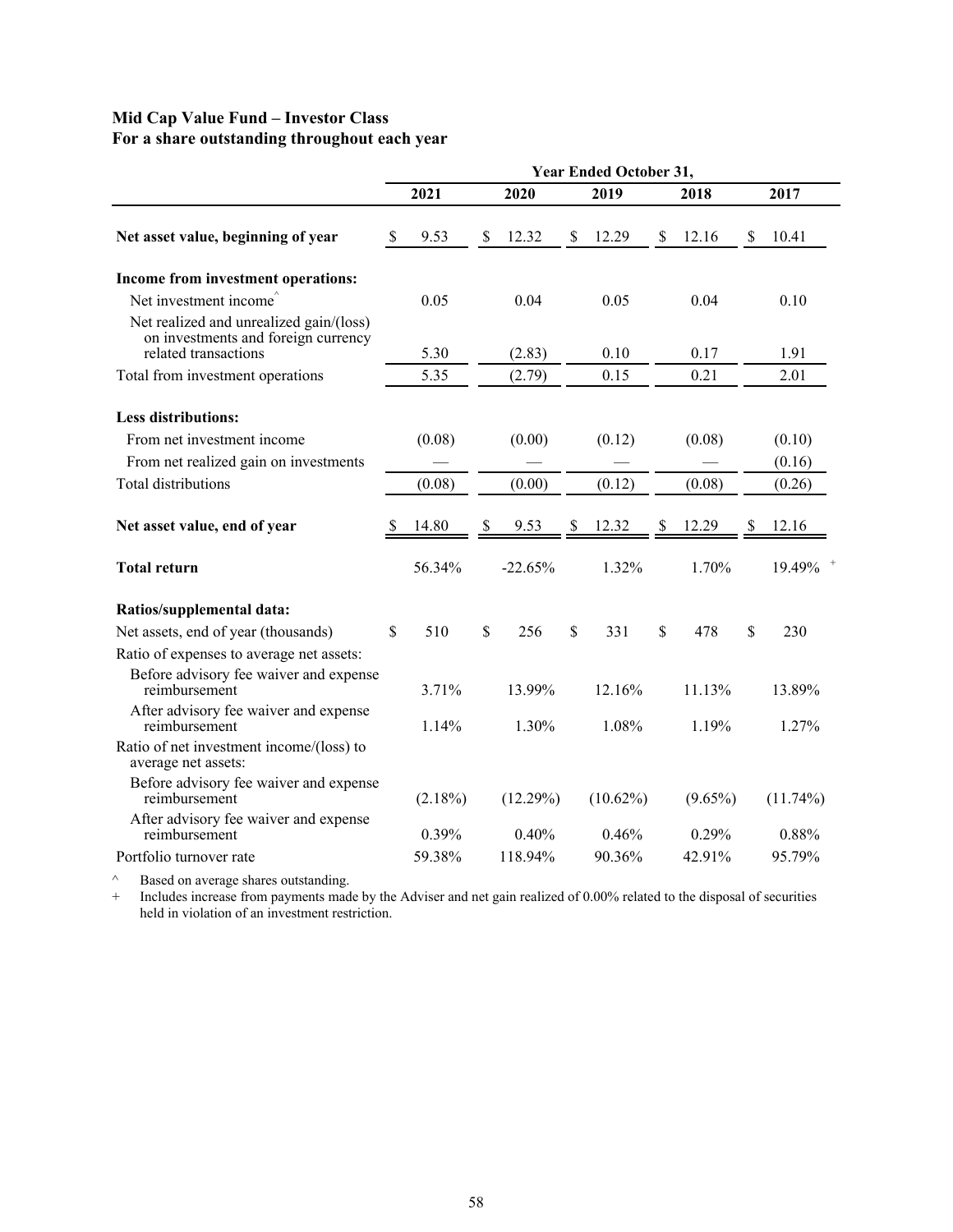**Mid Cap Value Fund – Investor Class**
**For a share outstanding throughout each year**

| | Year Ended October 31, | | | | |
|---|---|---|---|---|---|
| | 2021 | 2020 | 2019 | 2018 | 2017 |
| **Net asset value, beginning of year** | $ 9.53 | $ 12.32 | $ 12.29 | $ 12.16 | $ 10.41 |
| **Income from investment operations:** | | | | | |
| Net investment income^ | 0.05 | 0.04 | 0.05 | 0.04 | 0.10 |
| Net realized and unrealized gain/(loss) on investments and foreign currency related transactions | 5.30 | (2.83) | 0.10 | 0.17 | 1.91 |
| Total from investment operations | 5.35 | (2.79) | 0.15 | 0.21 | 2.01 |
| **Less distributions:** | | | | | |
| From net investment income | (0.08) | (0.00) | (0.12) | (0.08) | (0.10) |
| From net realized gain on investments | — | — | — | — | (0.16) |
| Total distributions | (0.08) | (0.00) | (0.12) | (0.08) | (0.26) |
| **Net asset value, end of year** | $ 14.80 | $ 9.53 | $ 12.32 | $ 12.29 | $ 12.16 |
| **Total return** | 56.34% | -22.65% | 1.32% | 1.70% | 19.49% + |
| **Ratios/supplemental data:** | | | | | |
| Net assets, end of year (thousands) | $ 510 | $ 256 | $ 331 | $ 478 | $ 230 |
| Ratio of expenses to average net assets: | | | | | |
| Before advisory fee waiver and expense reimbursement | 3.71% | 13.99% | 12.16% | 11.13% | 13.89% |
| After advisory fee waiver and expense reimbursement | 1.14% | 1.30% | 1.08% | 1.19% | 1.27% |
| Ratio of net investment income/(loss) to average net assets: | | | | | |
| Before advisory fee waiver and expense reimbursement | (2.18%) | (12.29%) | (10.62%) | (9.65%) | (11.74%) |
| After advisory fee waiver and expense reimbursement | 0.39% | 0.40% | 0.46% | 0.29% | 0.88% |
| Portfolio turnover rate | 59.38% | 118.94% | 90.36% | 42.91% | 95.79% |

^ Based on average shares outstanding.

+ Includes increase from payments made by the Adviser and net gain realized of 0.00% related to the disposal of securities held in violation of an investment restriction.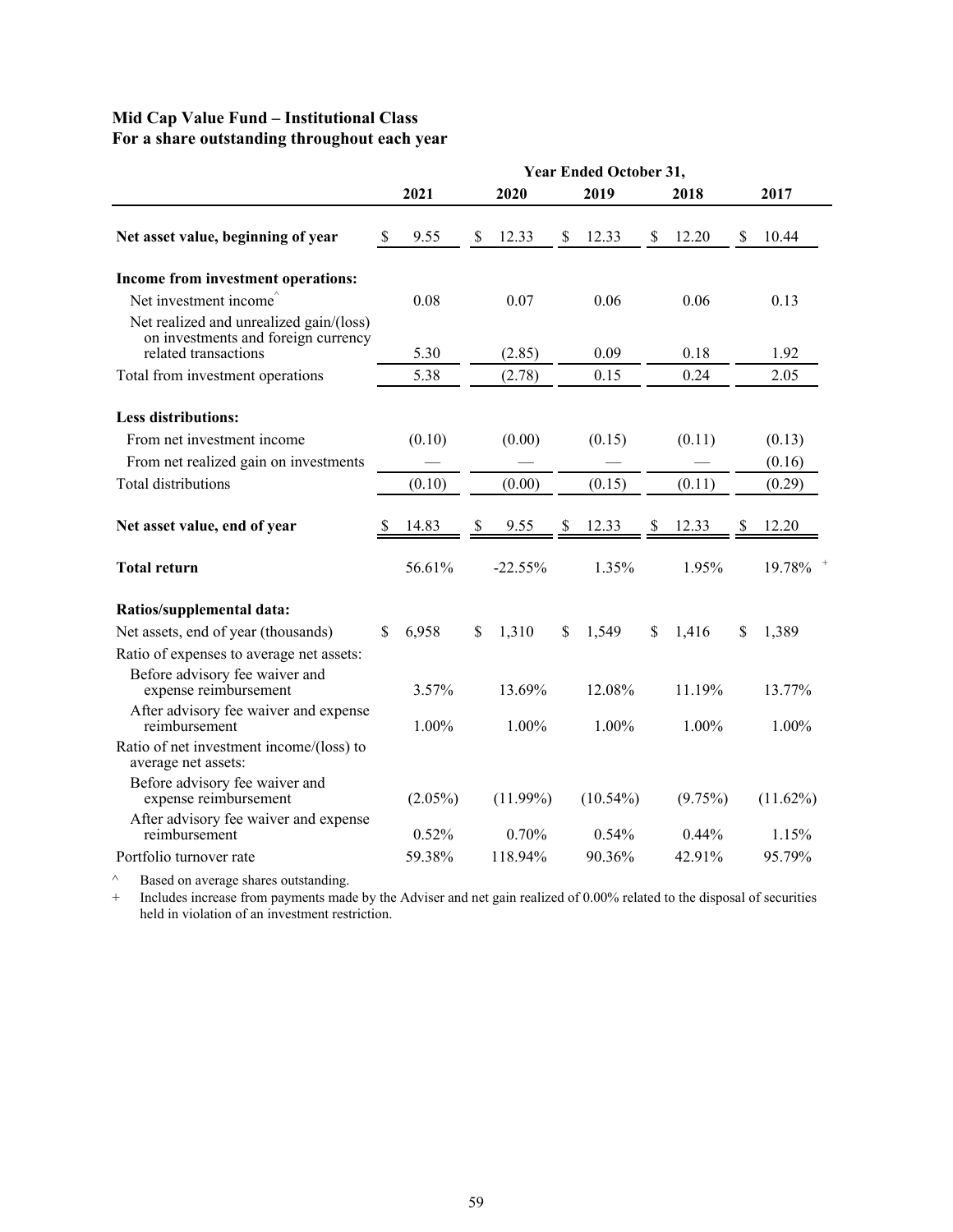**Mid Cap Value Fund – Institutional Class**
**For a share outstanding throughout each year**

| | Year Ended October 31, | | | | |
|---|---|---|---|---|---|
| | 2021 | 2020 | 2019 | 2018 | 2017 |
| **Net asset value, beginning of year** | $ 9.55 | $ 12.33 | $ 12.33 | $ 12.20 | $ 10.44 |
| **Income from investment operations:** | | | | | |
| Net investment income^ | 0.08 | 0.07 | 0.06 | 0.06 | 0.13 |
| Net realized and unrealized gain/(loss) on investments and foreign currency related transactions | 5.30 | (2.85) | 0.09 | 0.18 | 1.92 |
| Total from investment operations | 5.38 | (2.78) | 0.15 | 0.24 | 2.05 |
| **Less distributions:** | | | | | |
| From net investment income | (0.10) | (0.00) | (0.15) | (0.11) | (0.13) |
| From net realized gain on investments | — | — | — | — | (0.16) |
| Total distributions | (0.10) | (0.00) | (0.15) | (0.11) | (0.29) |
| **Net asset value, end of year** | $ 14.83 | $ 9.55 | $ 12.33 | $ 12.33 | $ 12.20 |
| **Total return** | 56.61% | -22.55% | 1.35% | 1.95% | 19.78% + |
| **Ratios/supplemental data:** | | | | | |
| Net assets, end of year (thousands) | $ 6,958 | $ 1,310 | $ 1,549 | $ 1,416 | $ 1,389 |
| Ratio of expenses to average net assets: | | | | | |
| Before advisory fee waiver and expense reimbursement | 3.57% | 13.69% | 12.08% | 11.19% | 13.77% |
| After advisory fee waiver and expense reimbursement | 1.00% | 1.00% | 1.00% | 1.00% | 1.00% |
| Ratio of net investment income/(loss) to average net assets: | | | | | |
| Before advisory fee waiver and expense reimbursement | (2.05%) | (11.99%) | (10.54%) | (9.75%) | (11.62%) |
| After advisory fee waiver and expense reimbursement | 0.52% | 0.70% | 0.54% | 0.44% | 1.15% |
| Portfolio turnover rate | 59.38% | 118.94% | 90.36% | 42.91% | 95.79% |

^ Based on average shares outstanding.

+ Includes increase from payments made by the Adviser and net gain realized of 0.00% related to the disposal of securities held in violation of an investment restriction.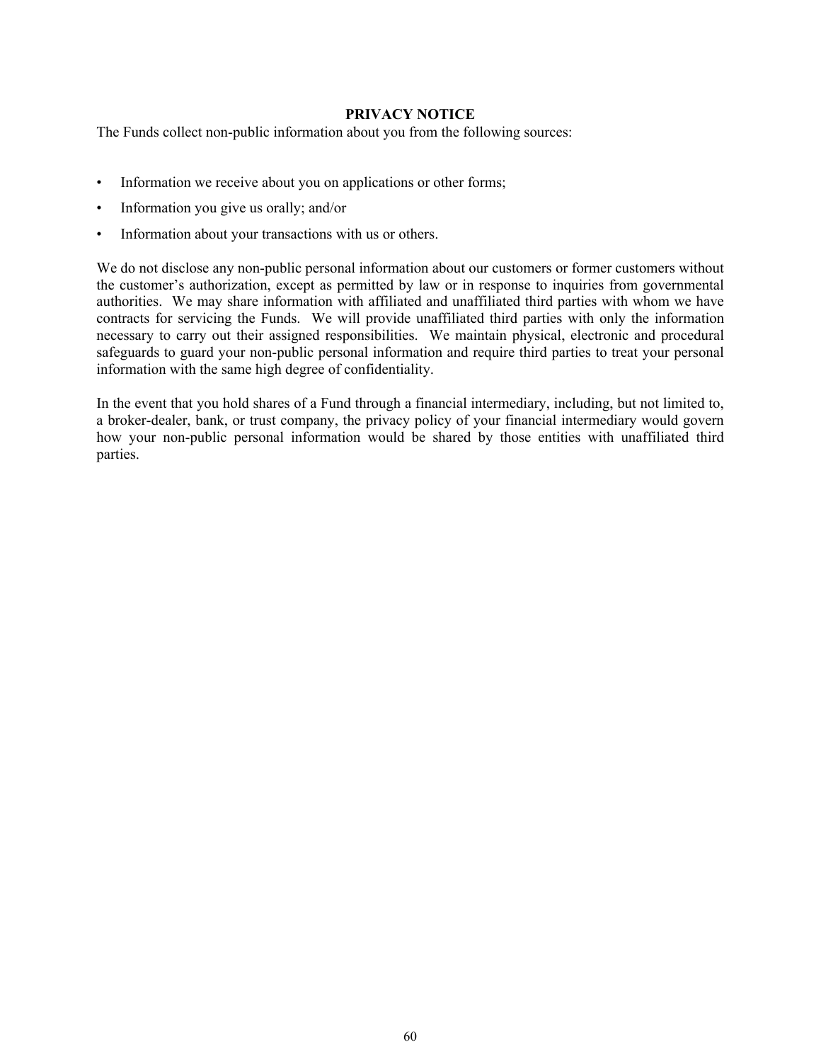## PRIVACY NOTICE

The Funds collect non-public information about you from the following sources:

- Information we receive about you on applications or other forms;
- Information you give us orally; and/or
- Information about your transactions with us or others.

We do not disclose any non-public personal information about our customers or former customers without the customer's authorization, except as permitted by law or in response to inquiries from governmental authorities. We may share information with affiliated and unaffiliated third parties with whom we have contracts for servicing the Funds. We will provide unaffiliated third parties with only the information necessary to carry out their assigned responsibilities. We maintain physical, electronic and procedural safeguards to guard your non-public personal information and require third parties to treat your personal information with the same high degree of confidentiality.

In the event that you hold shares of a Fund through a financial intermediary, including, but not limited to, a broker-dealer, bank, or trust company, the privacy policy of your financial intermediary would govern how your non-public personal information would be shared by those entities with unaffiliated third parties.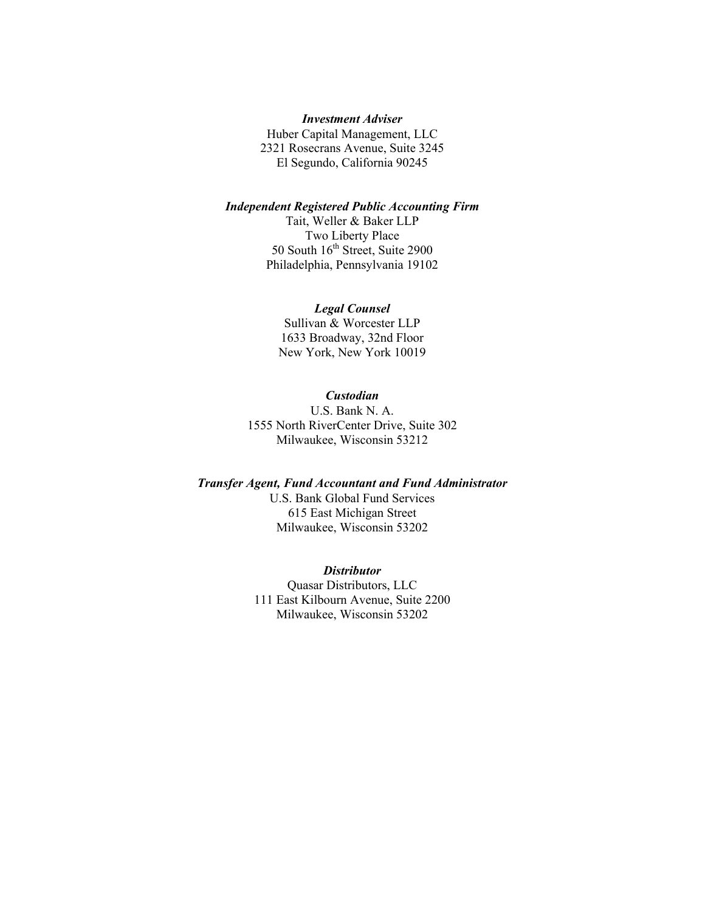***Investment Adviser***
Huber Capital Management, LLC
2321 Rosecrans Avenue, Suite 3245
El Segundo, California 90245

***Independent Registered Public Accounting Firm***
Tait, Weller & Baker LLP
Two Liberty Place
50 South 16th Street, Suite 2900
Philadelphia, Pennsylvania 19102

***Legal Counsel***
Sullivan & Worcester LLP
1633 Broadway, 32nd Floor
New York, New York 10019

***Custodian***
U.S. Bank N. A.
1555 North RiverCenter Drive, Suite 302
Milwaukee, Wisconsin 53212

***Transfer Agent, Fund Accountant and Fund Administrator***
U.S. Bank Global Fund Services
615 East Michigan Street
Milwaukee, Wisconsin 53202

***Distributor***
Quasar Distributors, LLC
111 East Kilbourn Avenue, Suite 2200
Milwaukee, Wisconsin 53202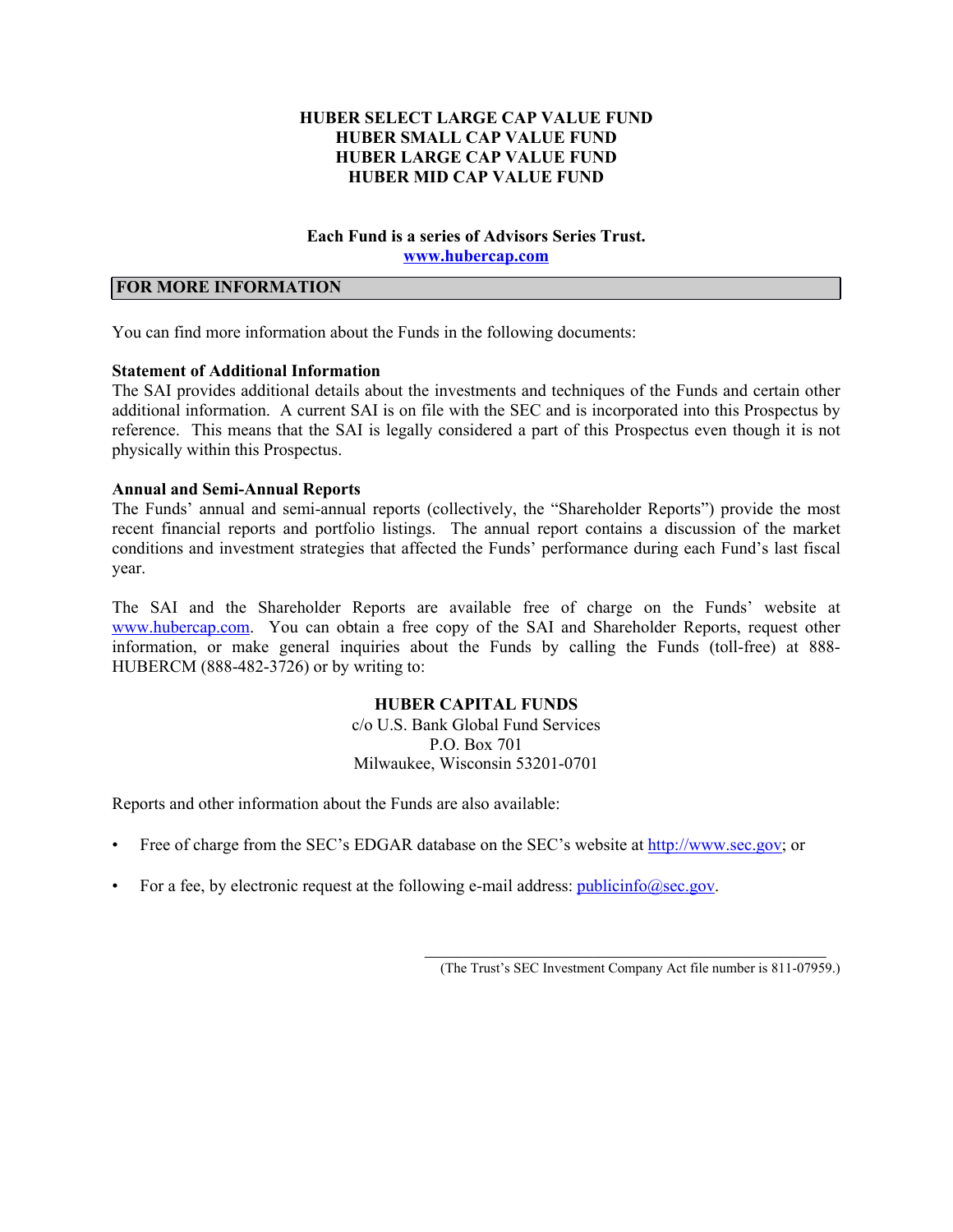**HUBER SELECT LARGE CAP VALUE FUND**
**HUBER SMALL CAP VALUE FUND**
**HUBER LARGE CAP VALUE FUND**
**HUBER MID CAP VALUE FUND**

**Each Fund is a series of Advisors Series Trust.**
**www.hubercap.com**

## FOR MORE INFORMATION

You can find more information about the Funds in the following documents:

**Statement of Additional Information**
The SAI provides additional details about the investments and techniques of the Funds and certain other additional information. A current SAI is on file with the SEC and is incorporated into this Prospectus by reference. This means that the SAI is legally considered a part of this Prospectus even though it is not physically within this Prospectus.

**Annual and Semi-Annual Reports**
The Funds' annual and semi-annual reports (collectively, the "Shareholder Reports") provide the most recent financial reports and portfolio listings. The annual report contains a discussion of the market conditions and investment strategies that affected the Funds' performance during each Fund's last fiscal year.

The SAI and the Shareholder Reports are available free of charge on the Funds' website at www.hubercap.com. You can obtain a free copy of the SAI and Shareholder Reports, request other information, or make general inquiries about the Funds by calling the Funds (toll-free) at 888-HUBERCM (888-482-3726) or by writing to:

**HUBER CAPITAL FUNDS**
c/o U.S. Bank Global Fund Services
P.O. Box 701
Milwaukee, Wisconsin 53201-0701

Reports and other information about the Funds are also available:

- Free of charge from the SEC's EDGAR database on the SEC's website at http://www.sec.gov; or
- For a fee, by electronic request at the following e-mail address: publicinfo@sec.gov.

(The Trust's SEC Investment Company Act file number is 811-07959.)